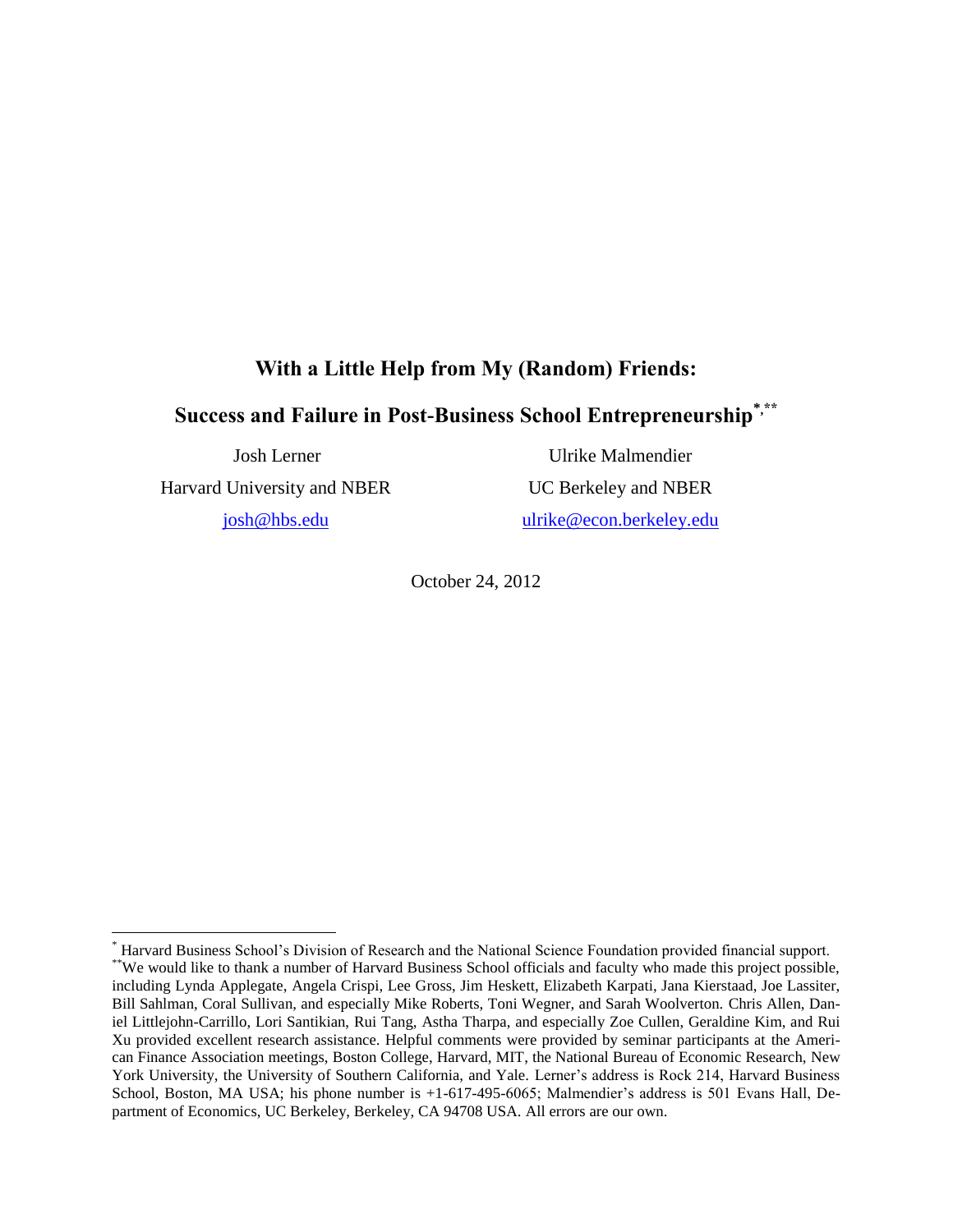# With a Little Help from My (Random) Friends:

# Success and Failure in Post-Business School Entrepreneurship[\*,\*\*]

Josh Lerner
Harvard University and NBER
josh@hbs.edu

Ulrike Malmendier
UC Berkeley and NBER
ulrike@econ.berkeley.edu

October 24, 2012

---

[\*] Harvard Business School's Division of Research and the National Science Foundation provided financial support.

[\*\*] We would like to thank a number of Harvard Business School officials and faculty who made this project possible, including Lynda Applegate, Angela Crispi, Lee Gross, Jim Heskett, Elizabeth Karpati, Jana Kierstaad, Joe Lassiter, Bill Sahlman, Coral Sullivan, and especially Mike Roberts, Toni Wegner, and Sarah Woolverton. Chris Allen, Daniel Littlejohn-Carrillo, Lori Santikian, Rui Tang, Astha Tharpa, and especially Zoe Cullen, Geraldine Kim, and Rui Xu provided excellent research assistance. Helpful comments were provided by seminar participants at the American Finance Association meetings, Boston College, Harvard, MIT, the National Bureau of Economic Research, New York University, the University of Southern California, and Yale. Lerner's address is Rock 214, Harvard Business School, Boston, MA USA; his phone number is +1-617-495-6065; Malmendier's address is 501 Evans Hall, Department of Economics, UC Berkeley, Berkeley, CA 94708 USA. All errors are our own.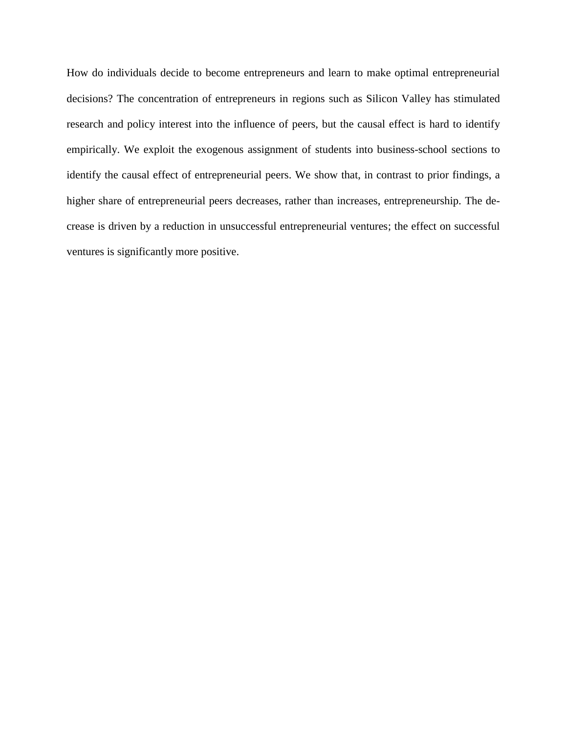How do individuals decide to become entrepreneurs and learn to make optimal entrepreneurial decisions? The concentration of entrepreneurs in regions such as Silicon Valley has stimulated research and policy interest into the influence of peers, but the causal effect is hard to identify empirically. We exploit the exogenous assignment of students into business-school sections to identify the causal effect of entrepreneurial peers. We show that, in contrast to prior findings, a higher share of entrepreneurial peers decreases, rather than increases, entrepreneurship. The decrease is driven by a reduction in unsuccessful entrepreneurial ventures; the effect on successful ventures is significantly more positive.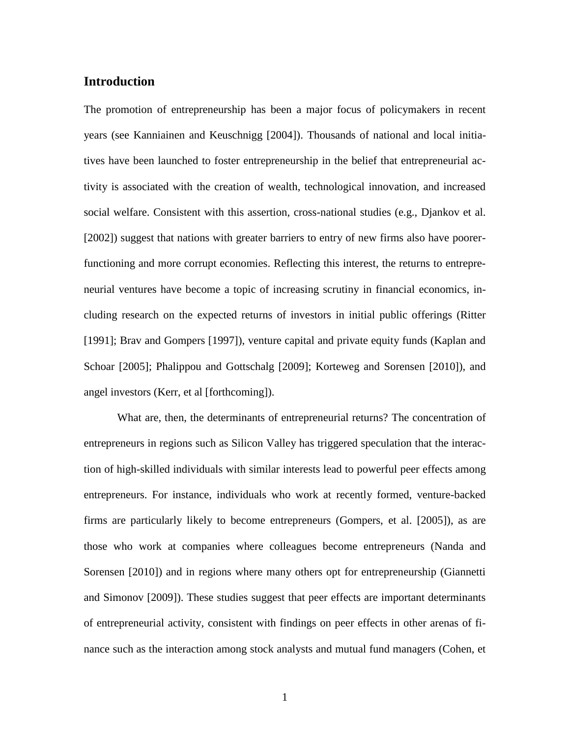## Introduction

The promotion of entrepreneurship has been a major focus of policymakers in recent years (see Kanniainen and Keuschnigg [2004]). Thousands of national and local initiatives have been launched to foster entrepreneurship in the belief that entrepreneurial activity is associated with the creation of wealth, technological innovation, and increased social welfare. Consistent with this assertion, cross-national studies (e.g., Djankov et al. [2002]) suggest that nations with greater barriers to entry of new firms also have poorer-functioning and more corrupt economies. Reflecting this interest, the returns to entrepreneurial ventures have become a topic of increasing scrutiny in financial economics, including research on the expected returns of investors in initial public offerings (Ritter [1991]; Brav and Gompers [1997]), venture capital and private equity funds (Kaplan and Schoar [2005]; Phalippou and Gottschalg [2009]; Korteweg and Sorensen [2010]), and angel investors (Kerr, et al [forthcoming]).

What are, then, the determinants of entrepreneurial returns? The concentration of entrepreneurs in regions such as Silicon Valley has triggered speculation that the interaction of high-skilled individuals with similar interests lead to powerful peer effects among entrepreneurs. For instance, individuals who work at recently formed, venture-backed firms are particularly likely to become entrepreneurs (Gompers, et al. [2005]), as are those who work at companies where colleagues become entrepreneurs (Nanda and Sorensen [2010]) and in regions where many others opt for entrepreneurship (Giannetti and Simonov [2009]). These studies suggest that peer effects are important determinants of entrepreneurial activity, consistent with findings on peer effects in other arenas of finance such as the interaction among stock analysts and mutual fund managers (Cohen, et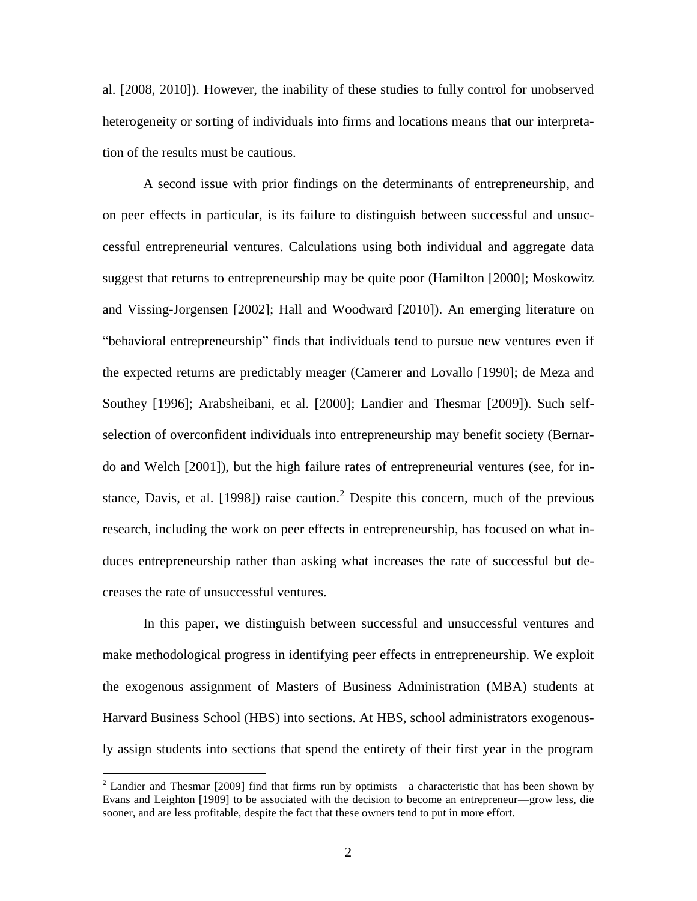al. [2008, 2010]). However, the inability of these studies to fully control for unobserved heterogeneity or sorting of individuals into firms and locations means that our interpretation of the results must be cautious.

A second issue with prior findings on the determinants of entrepreneurship, and on peer effects in particular, is its failure to distinguish between successful and unsuccessful entrepreneurial ventures. Calculations using both individual and aggregate data suggest that returns to entrepreneurship may be quite poor (Hamilton [2000]; Moskowitz and Vissing-Jorgensen [2002]; Hall and Woodward [2010]). An emerging literature on "behavioral entrepreneurship" finds that individuals tend to pursue new ventures even if the expected returns are predictably meager (Camerer and Lovallo [1990]; de Meza and Southey [1996]; Arabsheibani, et al. [2000]; Landier and Thesmar [2009]). Such self-selection of overconfident individuals into entrepreneurship may benefit society (Bernardo and Welch [2001]), but the high failure rates of entrepreneurial ventures (see, for instance, Davis, et al. [1998]) raise caution.[2] Despite this concern, much of the previous research, including the work on peer effects in entrepreneurship, has focused on what induces entrepreneurship rather than asking what increases the rate of successful but decreases the rate of unsuccessful ventures.

In this paper, we distinguish between successful and unsuccessful ventures and make methodological progress in identifying peer effects in entrepreneurship. We exploit the exogenous assignment of Masters of Business Administration (MBA) students at Harvard Business School (HBS) into sections. At HBS, school administrators exogenously assign students into sections that spend the entirety of their first year in the program

[2] Landier and Thesmar [2009] find that firms run by optimists—a characteristic that has been shown by Evans and Leighton [1989] to be associated with the decision to become an entrepreneur—grow less, die sooner, and are less profitable, despite the fact that these owners tend to put in more effort.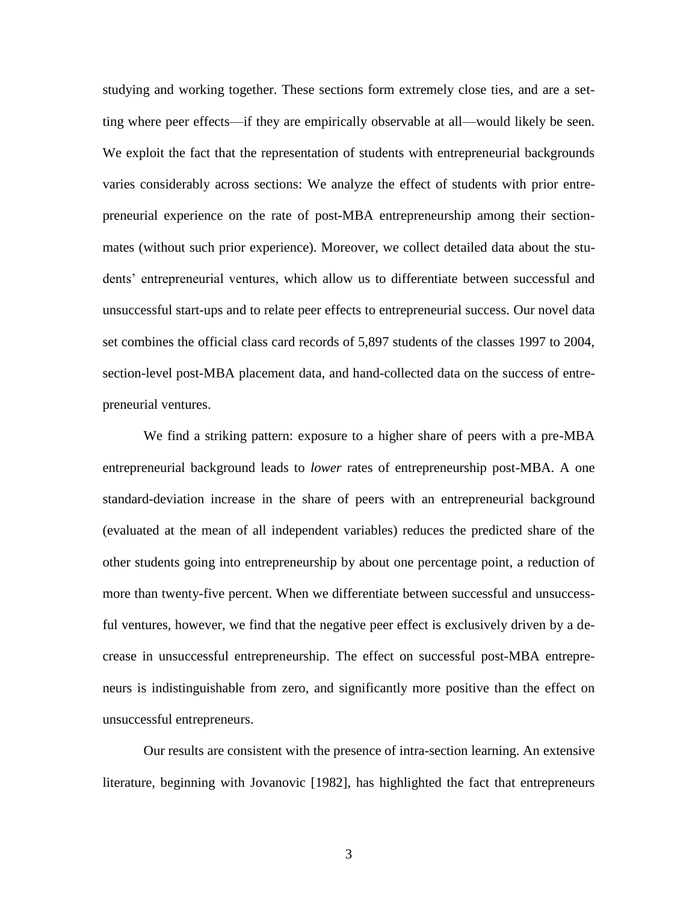studying and working together. These sections form extremely close ties, and are a setting where peer effects—if they are empirically observable at all—would likely be seen. We exploit the fact that the representation of students with entrepreneurial backgrounds varies considerably across sections: We analyze the effect of students with prior entrepreneurial experience on the rate of post-MBA entrepreneurship among their sectionmates (without such prior experience). Moreover, we collect detailed data about the students' entrepreneurial ventures, which allow us to differentiate between successful and unsuccessful start-ups and to relate peer effects to entrepreneurial success. Our novel data set combines the official class card records of 5,897 students of the classes 1997 to 2004, section-level post-MBA placement data, and hand-collected data on the success of entrepreneurial ventures.

We find a striking pattern: exposure to a higher share of peers with a pre-MBA entrepreneurial background leads to *lower* rates of entrepreneurship post-MBA. A one standard-deviation increase in the share of peers with an entrepreneurial background (evaluated at the mean of all independent variables) reduces the predicted share of the other students going into entrepreneurship by about one percentage point, a reduction of more than twenty-five percent. When we differentiate between successful and unsuccessful ventures, however, we find that the negative peer effect is exclusively driven by a decrease in unsuccessful entrepreneurship. The effect on successful post-MBA entrepreneurs is indistinguishable from zero, and significantly more positive than the effect on unsuccessful entrepreneurs.

Our results are consistent with the presence of intra-section learning. An extensive literature, beginning with Jovanovic [1982], has highlighted the fact that entrepreneurs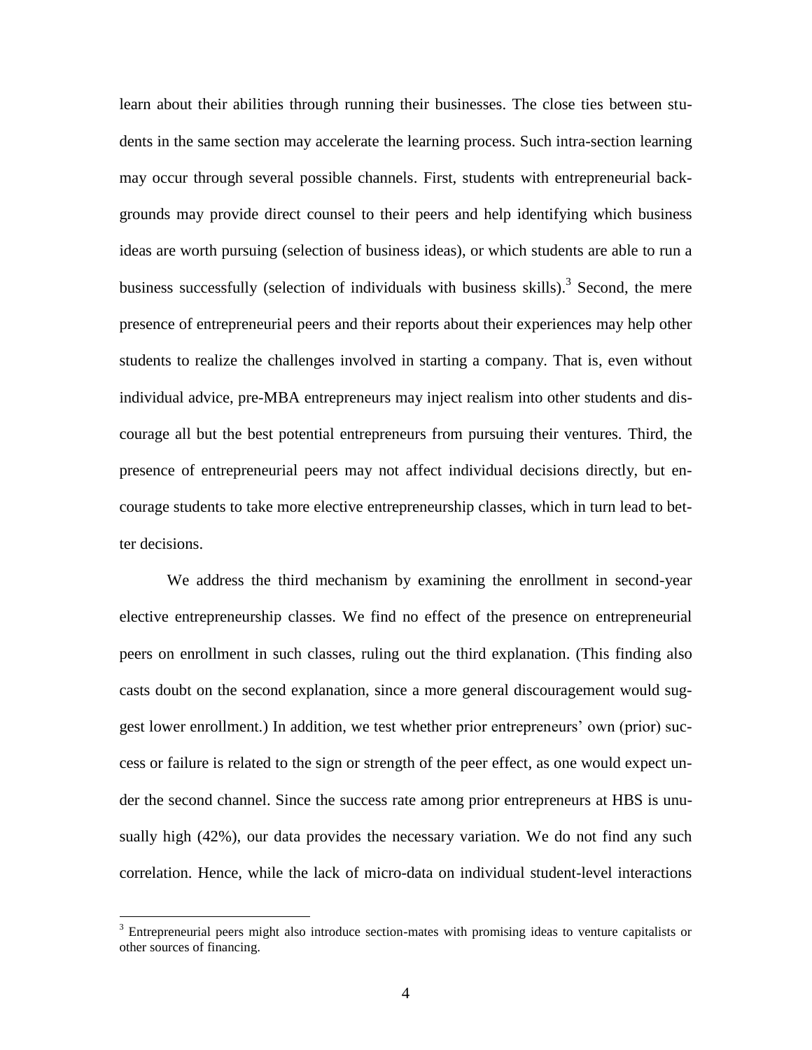learn about their abilities through running their businesses. The close ties between students in the same section may accelerate the learning process. Such intra-section learning may occur through several possible channels. First, students with entrepreneurial backgrounds may provide direct counsel to their peers and help identifying which business ideas are worth pursuing (selection of business ideas), or which students are able to run a business successfully (selection of individuals with business skills).[3] Second, the mere presence of entrepreneurial peers and their reports about their experiences may help other students to realize the challenges involved in starting a company. That is, even without individual advice, pre-MBA entrepreneurs may inject realism into other students and discourage all but the best potential entrepreneurs from pursuing their ventures. Third, the presence of entrepreneurial peers may not affect individual decisions directly, but encourage students to take more elective entrepreneurship classes, which in turn lead to better decisions.

We address the third mechanism by examining the enrollment in second-year elective entrepreneurship classes. We find no effect of the presence on entrepreneurial peers on enrollment in such classes, ruling out the third explanation. (This finding also casts doubt on the second explanation, since a more general discouragement would suggest lower enrollment.) In addition, we test whether prior entrepreneurs' own (prior) success or failure is related to the sign or strength of the peer effect, as one would expect under the second channel. Since the success rate among prior entrepreneurs at HBS is unusually high (42%), our data provides the necessary variation. We do not find any such correlation. Hence, while the lack of micro-data on individual student-level interactions

[3] Entrepreneurial peers might also introduce section-mates with promising ideas to venture capitalists or other sources of financing.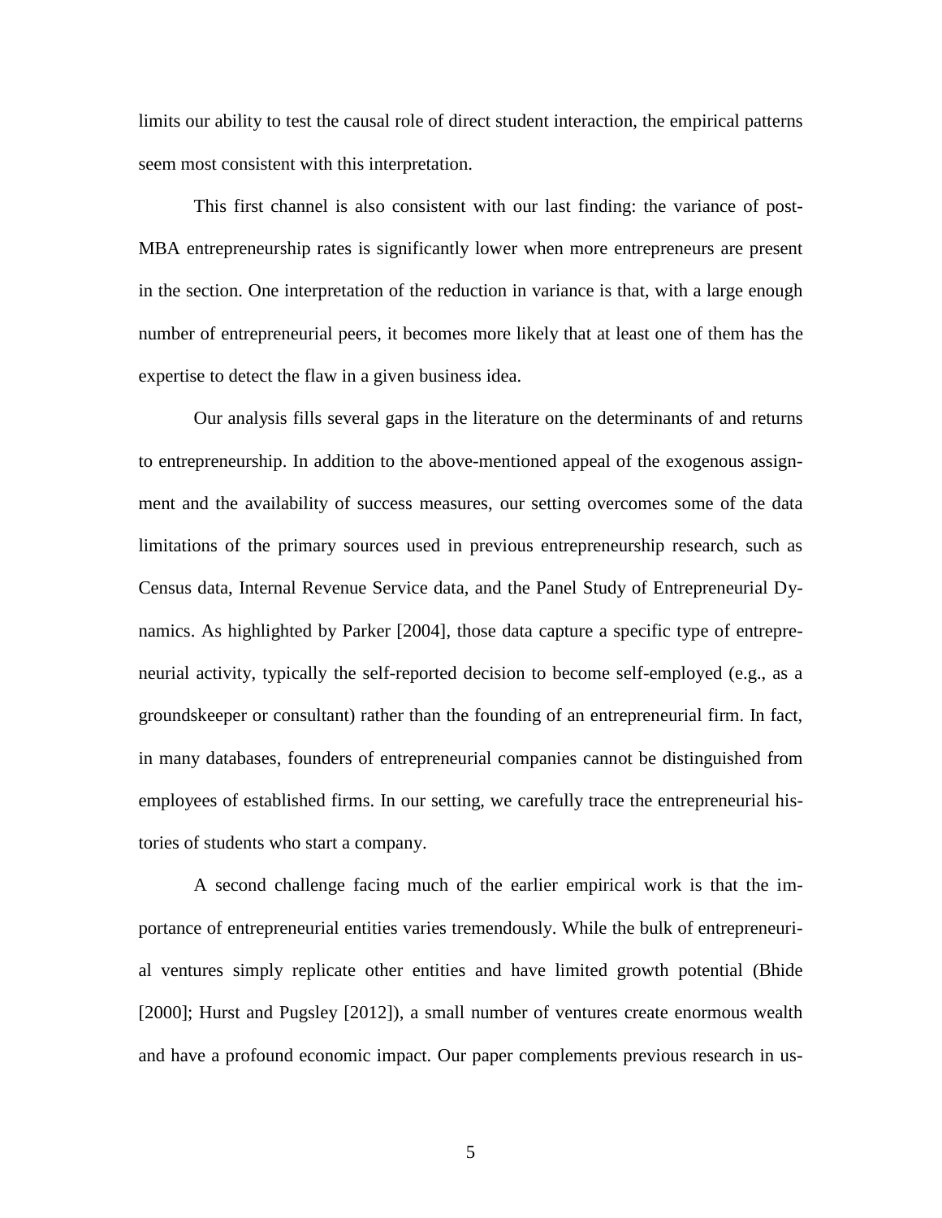limits our ability to test the causal role of direct student interaction, the empirical patterns seem most consistent with this interpretation.

This first channel is also consistent with our last finding: the variance of post-MBA entrepreneurship rates is significantly lower when more entrepreneurs are present in the section. One interpretation of the reduction in variance is that, with a large enough number of entrepreneurial peers, it becomes more likely that at least one of them has the expertise to detect the flaw in a given business idea.

Our analysis fills several gaps in the literature on the determinants of and returns to entrepreneurship. In addition to the above-mentioned appeal of the exogenous assignment and the availability of success measures, our setting overcomes some of the data limitations of the primary sources used in previous entrepreneurship research, such as Census data, Internal Revenue Service data, and the Panel Study of Entrepreneurial Dynamics. As highlighted by Parker [2004], those data capture a specific type of entrepreneurial activity, typically the self-reported decision to become self-employed (e.g., as a groundskeeper or consultant) rather than the founding of an entrepreneurial firm. In fact, in many databases, founders of entrepreneurial companies cannot be distinguished from employees of established firms. In our setting, we carefully trace the entrepreneurial histories of students who start a company.

A second challenge facing much of the earlier empirical work is that the importance of entrepreneurial entities varies tremendously. While the bulk of entrepreneurial ventures simply replicate other entities and have limited growth potential (Bhide [2000]; Hurst and Pugsley [2012]), a small number of ventures create enormous wealth and have a profound economic impact. Our paper complements previous research in us-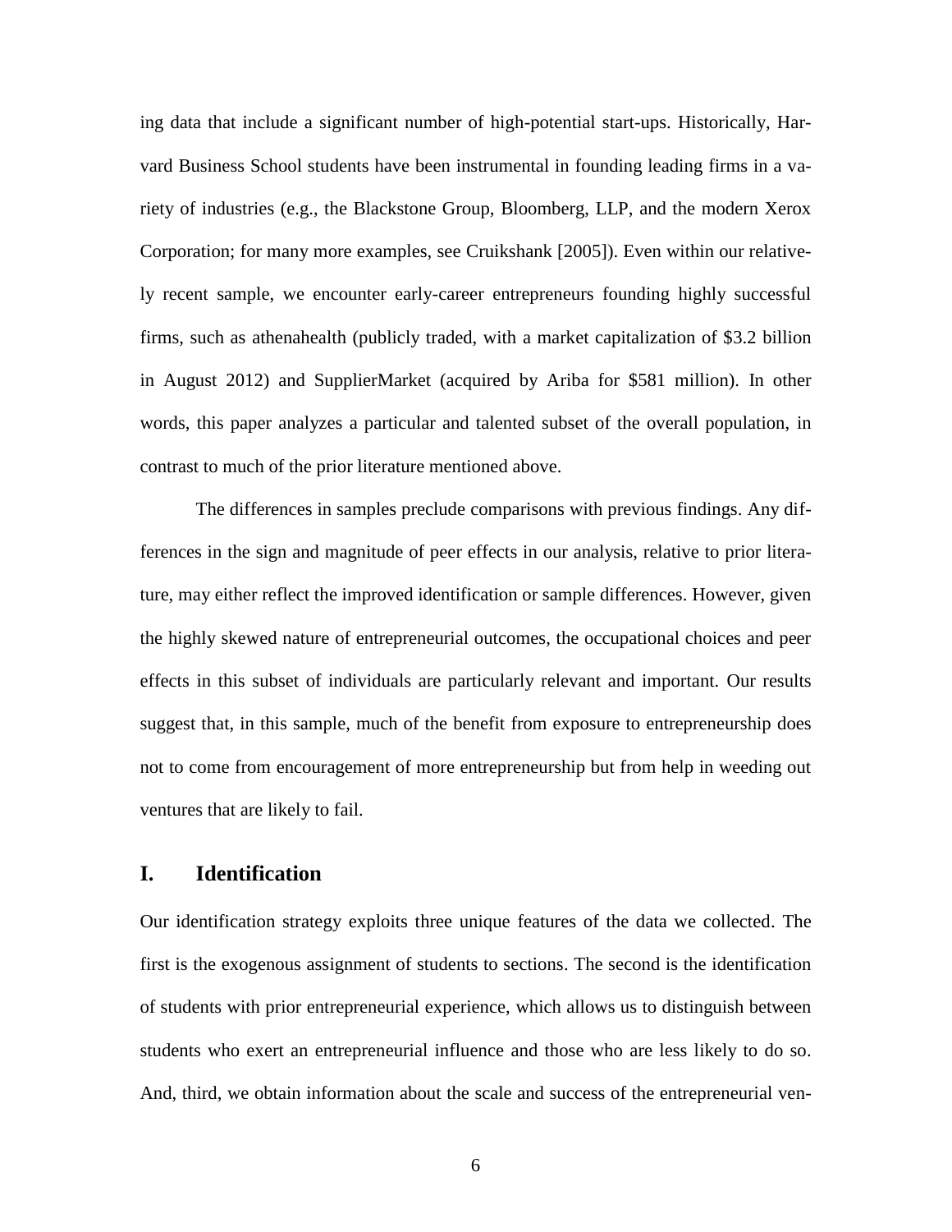ing data that include a significant number of high-potential start-ups. Historically, Harvard Business School students have been instrumental in founding leading firms in a variety of industries (e.g., the Blackstone Group, Bloomberg, LLP, and the modern Xerox Corporation; for many more examples, see Cruikshank [2005]). Even within our relatively recent sample, we encounter early-career entrepreneurs founding highly successful firms, such as athenahealth (publicly traded, with a market capitalization of $3.2 billion in August 2012) and SupplierMarket (acquired by Ariba for $581 million). In other words, this paper analyzes a particular and talented subset of the overall population, in contrast to much of the prior literature mentioned above.

The differences in samples preclude comparisons with previous findings. Any differences in the sign and magnitude of peer effects in our analysis, relative to prior literature, may either reflect the improved identification or sample differences. However, given the highly skewed nature of entrepreneurial outcomes, the occupational choices and peer effects in this subset of individuals are particularly relevant and important. Our results suggest that, in this sample, much of the benefit from exposure to entrepreneurship does not to come from encouragement of more entrepreneurship but from help in weeding out ventures that are likely to fail.

## I. Identification

Our identification strategy exploits three unique features of the data we collected. The first is the exogenous assignment of students to sections. The second is the identification of students with prior entrepreneurial experience, which allows us to distinguish between students who exert an entrepreneurial influence and those who are less likely to do so. And, third, we obtain information about the scale and success of the entrepreneurial ven-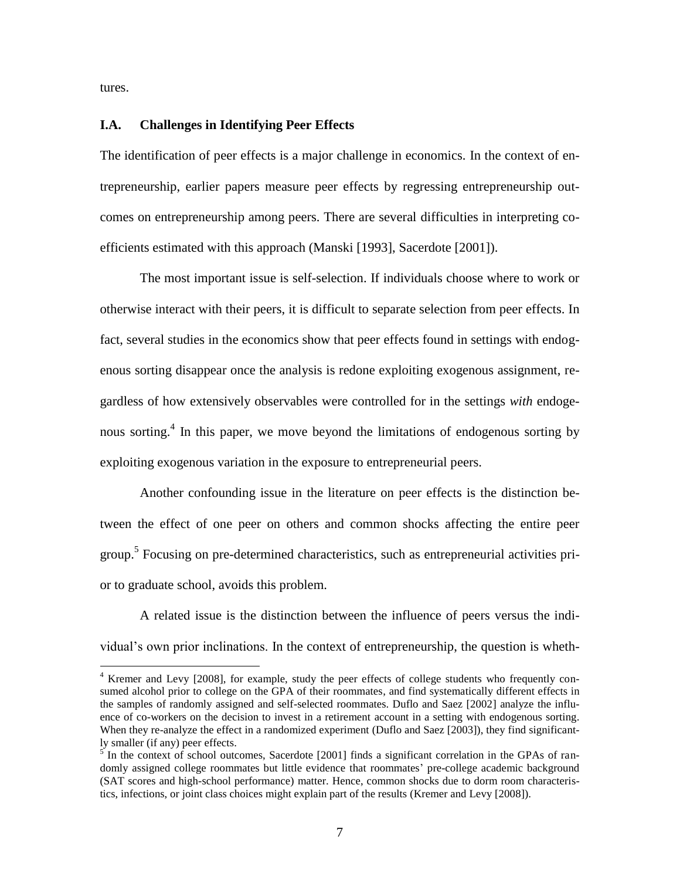tures.

### I.A. Challenges in Identifying Peer Effects

The identification of peer effects is a major challenge in economics. In the context of entrepreneurship, earlier papers measure peer effects by regressing entrepreneurship outcomes on entrepreneurship among peers. There are several difficulties in interpreting coefficients estimated with this approach (Manski [1993], Sacerdote [2001]).

The most important issue is self-selection. If individuals choose where to work or otherwise interact with their peers, it is difficult to separate selection from peer effects. In fact, several studies in the economics show that peer effects found in settings with endogenous sorting disappear once the analysis is redone exploiting exogenous assignment, regardless of how extensively observables were controlled for in the settings *with* endogenous sorting.[4] In this paper, we move beyond the limitations of endogenous sorting by exploiting exogenous variation in the exposure to entrepreneurial peers.

Another confounding issue in the literature on peer effects is the distinction between the effect of one peer on others and common shocks affecting the entire peer group.[5] Focusing on pre-determined characteristics, such as entrepreneurial activities prior to graduate school, avoids this problem.

A related issue is the distinction between the influence of peers versus the individual's own prior inclinations. In the context of entrepreneurship, the question is wheth-

[4] Kremer and Levy [2008], for example, study the peer effects of college students who frequently consumed alcohol prior to college on the GPA of their roommates, and find systematically different effects in the samples of randomly assigned and self-selected roommates. Duflo and Saez [2002] analyze the influence of co-workers on the decision to invest in a retirement account in a setting with endogenous sorting. When they re-analyze the effect in a randomized experiment (Duflo and Saez [2003]), they find significantly smaller (if any) peer effects.

[5] In the context of school outcomes, Sacerdote [2001] finds a significant correlation in the GPAs of randomly assigned college roommates but little evidence that roommates' pre-college academic background (SAT scores and high-school performance) matter. Hence, common shocks due to dorm room characteristics, infections, or joint class choices might explain part of the results (Kremer and Levy [2008]).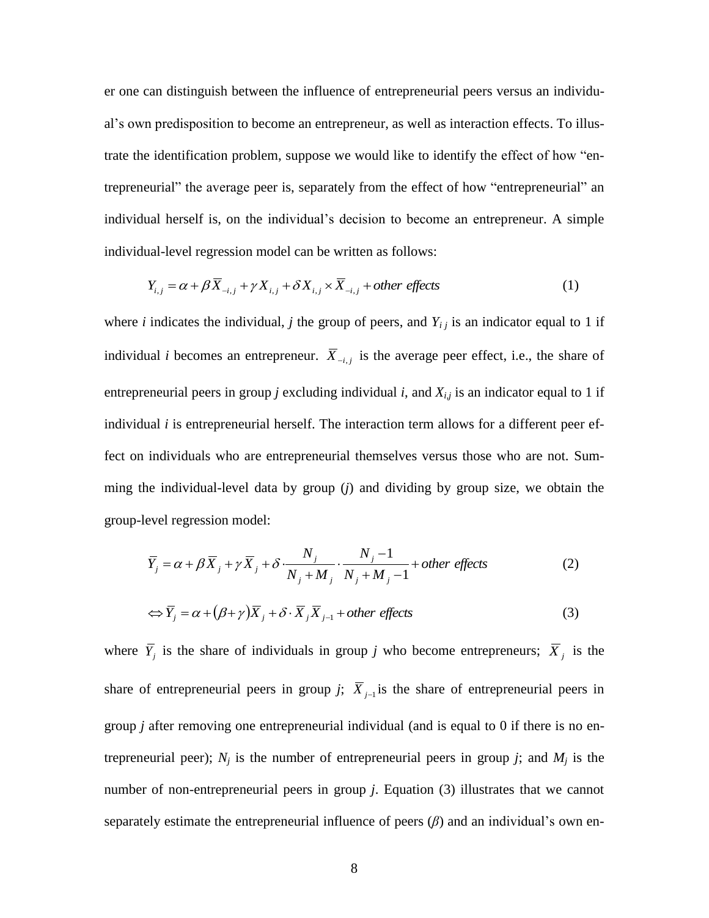er one can distinguish between the influence of entrepreneurial peers versus an individual's own predisposition to become an entrepreneur, as well as interaction effects. To illustrate the identification problem, suppose we would like to identify the effect of how "entrepreneurial" the average peer is, separately from the effect of how "entrepreneurial" an individual herself is, on the individual's decision to become an entrepreneur. A simple individual-level regression model can be written as follows:

$$Y_{i,j} = \alpha + \beta \overline{X}_{-i,j} + \gamma X_{i,j} + \delta X_{i,j} \times \overline{X}_{-i,j} + other\ effects \tag{1}$$

where $i$ indicates the individual, $j$ the group of peers, and $Y_{ij}$ is an indicator equal to 1 if individual $i$ becomes an entrepreneur. $\overline{X}_{-i,j}$ is the average peer effect, i.e., the share of entrepreneurial peers in group $j$ excluding individual $i$, and $X_{i,j}$ is an indicator equal to 1 if individual $i$ is entrepreneurial herself. The interaction term allows for a different peer effect on individuals who are entrepreneurial themselves versus those who are not. Summing the individual-level data by group ($j$) and dividing by group size, we obtain the group-level regression model:

$$\overline{Y}_j = \alpha + \beta \overline{X}_j + \gamma \overline{X}_j + \delta \cdot \frac{N_j}{N_j + M_j} \cdot \frac{N_j - 1}{N_j + M_j - 1} + other\ effects \tag{2}$$

$$\Leftrightarrow \overline{Y}_j = \alpha + (\beta + \gamma)\overline{X}_j + \delta \cdot \overline{X}_j \overline{X}_{j-1} + other\ effects \tag{3}$$

where $\overline{Y}_j$ is the share of individuals in group $j$ who become entrepreneurs; $\overline{X}_j$ is the share of entrepreneurial peers in group $j$; $\overline{X}_{j-1}$ is the share of entrepreneurial peers in group $j$ after removing one entrepreneurial individual (and is equal to 0 if there is no entrepreneurial peer); $N_j$ is the number of entrepreneurial peers in group $j$; and $M_j$ is the number of non-entrepreneurial peers in group $j$. Equation (3) illustrates that we cannot separately estimate the entrepreneurial influence of peers ($\beta$) and an individual's own en-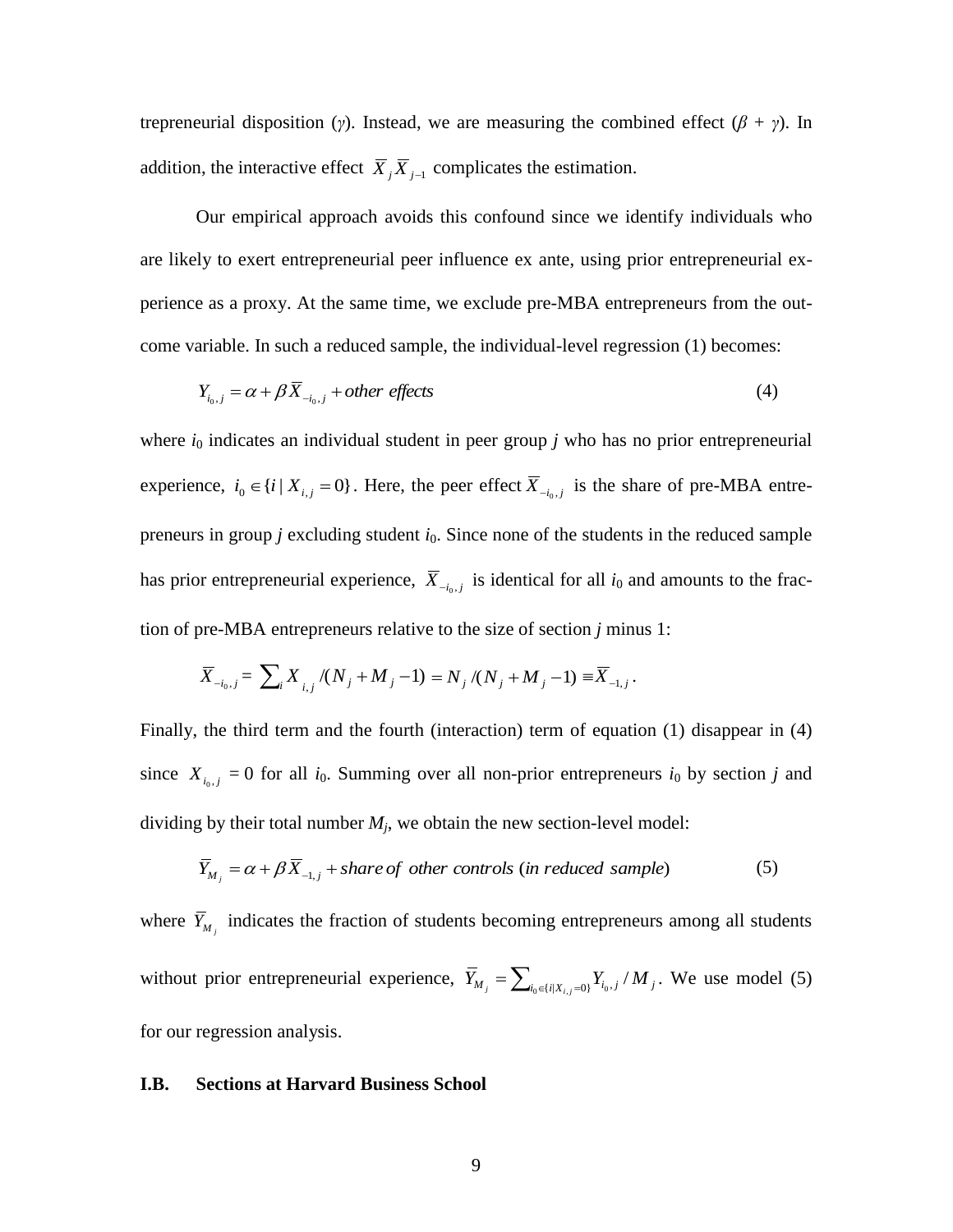trepreneurial disposition ($\gamma$). Instead, we are measuring the combined effect ($\beta + \gamma$). In addition, the interactive effect $\overline{X}_j \overline{X}_{j-1}$ complicates the estimation.

Our empirical approach avoids this confound since we identify individuals who are likely to exert entrepreneurial peer influence ex ante, using prior entrepreneurial experience as a proxy. At the same time, we exclude pre-MBA entrepreneurs from the outcome variable. In such a reduced sample, the individual-level regression (1) becomes:

$$Y_{i_0,j} = \alpha + \beta \overline{X}_{-i_0,j} + \textit{other effects} \tag{4}$$

where $i_0$ indicates an individual student in peer group $j$ who has no prior entrepreneurial experience, $i_0 \in \{i \mid X_{i,j} = 0\}$. Here, the peer effect $\overline{X}_{-i_0,j}$ is the share of pre-MBA entrepreneurs in group $j$ excluding student $i_0$. Since none of the students in the reduced sample has prior entrepreneurial experience, $\overline{X}_{-i_0,j}$ is identical for all $i_0$ and amounts to the fraction of pre-MBA entrepreneurs relative to the size of section $j$ minus 1:

$$\overline{X}_{-i_0,j} = \sum_i X_{i,j} / (N_j + M_j - 1) = N_j / (N_j + M_j - 1) \equiv \overline{X}_{-1,j}\,.$$

Finally, the third term and the fourth (interaction) term of equation (1) disappear in (4) since $X_{i_0,j} = 0$ for all $i_0$. Summing over all non-prior entrepreneurs $i_0$ by section $j$ and dividing by their total number $M_j$, we obtain the new section-level model:

$$\overline{Y}_{M_j} = \alpha + \beta \overline{X}_{-1,j} + \textit{share of other controls (in reduced sample)} \tag{5}$$

where $\overline{Y}_{M_j}$ indicates the fraction of students becoming entrepreneurs among all students without prior entrepreneurial experience, $\overline{Y}_{M_j} = \sum_{i_0 \in \{i \mid X_{i,j}=0\}} Y_{i_0,j} / M_j$. We use model (5) for our regression analysis.

### I.B. Sections at Harvard Business School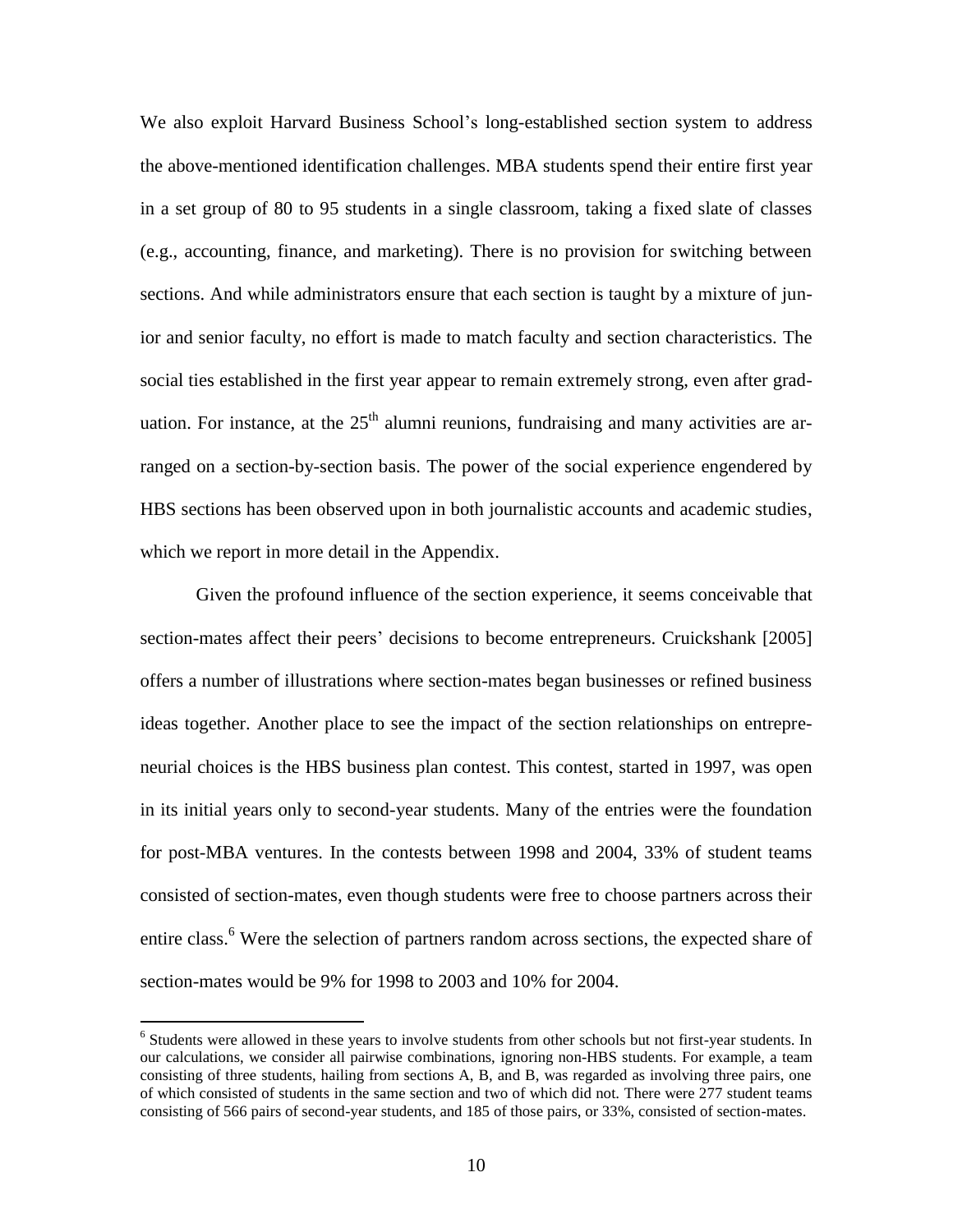We also exploit Harvard Business School's long-established section system to address the above-mentioned identification challenges. MBA students spend their entire first year in a set group of 80 to 95 students in a single classroom, taking a fixed slate of classes (e.g., accounting, finance, and marketing). There is no provision for switching between sections. And while administrators ensure that each section is taught by a mixture of junior and senior faculty, no effort is made to match faculty and section characteristics. The social ties established in the first year appear to remain extremely strong, even after graduation. For instance, at the 25th alumni reunions, fundraising and many activities are arranged on a section-by-section basis. The power of the social experience engendered by HBS sections has been observed upon in both journalistic accounts and academic studies, which we report in more detail in the Appendix.

Given the profound influence of the section experience, it seems conceivable that section-mates affect their peers' decisions to become entrepreneurs. Cruickshank [2005] offers a number of illustrations where section-mates began businesses or refined business ideas together. Another place to see the impact of the section relationships on entrepreneurial choices is the HBS business plan contest. This contest, started in 1997, was open in its initial years only to second-year students. Many of the entries were the foundation for post-MBA ventures. In the contests between 1998 and 2004, 33% of student teams consisted of section-mates, even though students were free to choose partners across their entire class.[6] Were the selection of partners random across sections, the expected share of section-mates would be 9% for 1998 to 2003 and 10% for 2004.

[6] Students were allowed in these years to involve students from other schools but not first-year students. In our calculations, we consider all pairwise combinations, ignoring non-HBS students. For example, a team consisting of three students, hailing from sections A, B, and B, was regarded as involving three pairs, one of which consisted of students in the same section and two of which did not. There were 277 student teams consisting of 566 pairs of second-year students, and 185 of those pairs, or 33%, consisted of section-mates.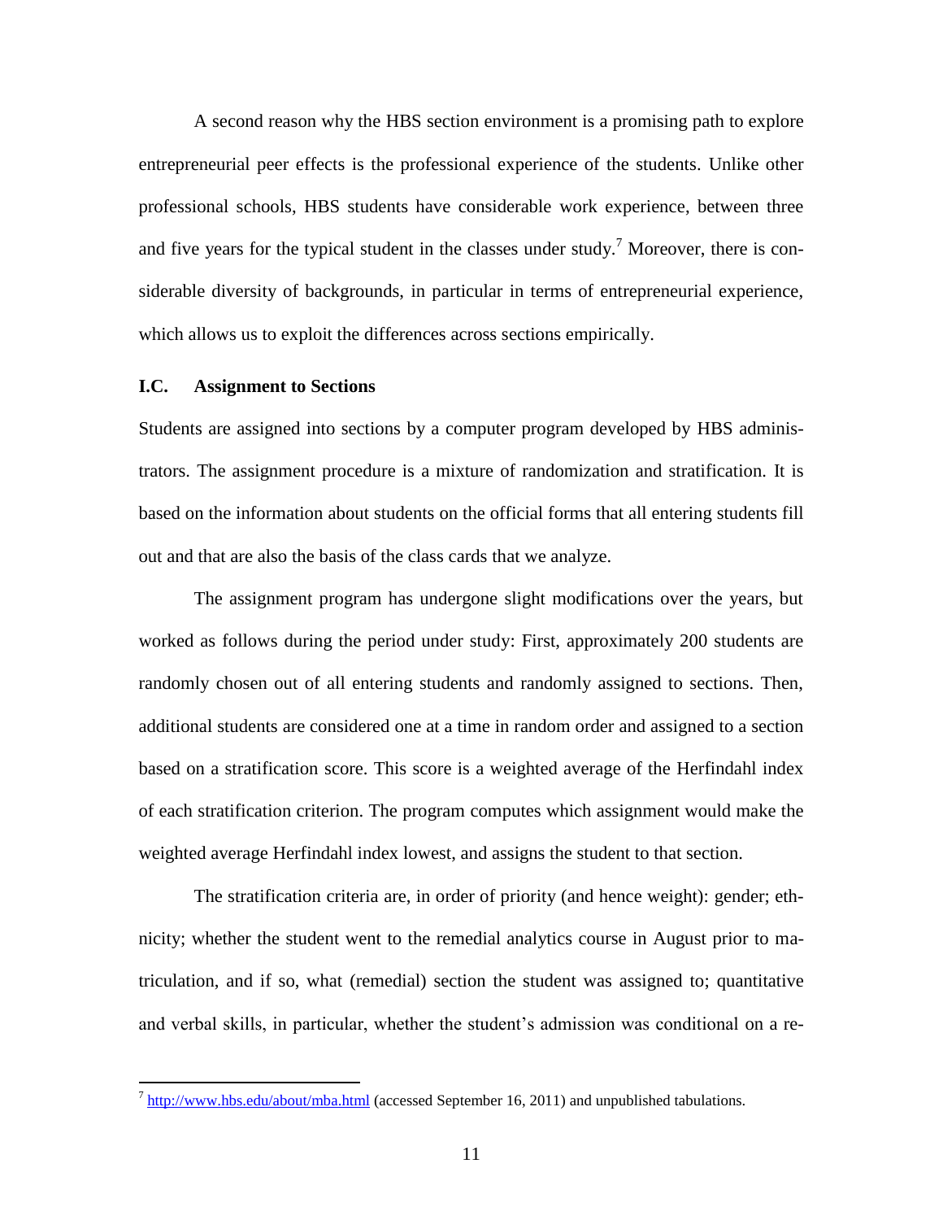A second reason why the HBS section environment is a promising path to explore entrepreneurial peer effects is the professional experience of the students. Unlike other professional schools, HBS students have considerable work experience, between three and five years for the typical student in the classes under study.[7] Moreover, there is considerable diversity of backgrounds, in particular in terms of entrepreneurial experience, which allows us to exploit the differences across sections empirically.

### I.C. Assignment to Sections

Students are assigned into sections by a computer program developed by HBS administrators. The assignment procedure is a mixture of randomization and stratification. It is based on the information about students on the official forms that all entering students fill out and that are also the basis of the class cards that we analyze.

The assignment program has undergone slight modifications over the years, but worked as follows during the period under study: First, approximately 200 students are randomly chosen out of all entering students and randomly assigned to sections. Then, additional students are considered one at a time in random order and assigned to a section based on a stratification score. This score is a weighted average of the Herfindahl index of each stratification criterion. The program computes which assignment would make the weighted average Herfindahl index lowest, and assigns the student to that section.

The stratification criteria are, in order of priority (and hence weight): gender; ethnicity; whether the student went to the remedial analytics course in August prior to matriculation, and if so, what (remedial) section the student was assigned to; quantitative and verbal skills, in particular, whether the student's admission was conditional on a re-

[7] http://www.hbs.edu/about/mba.html (accessed September 16, 2011) and unpublished tabulations.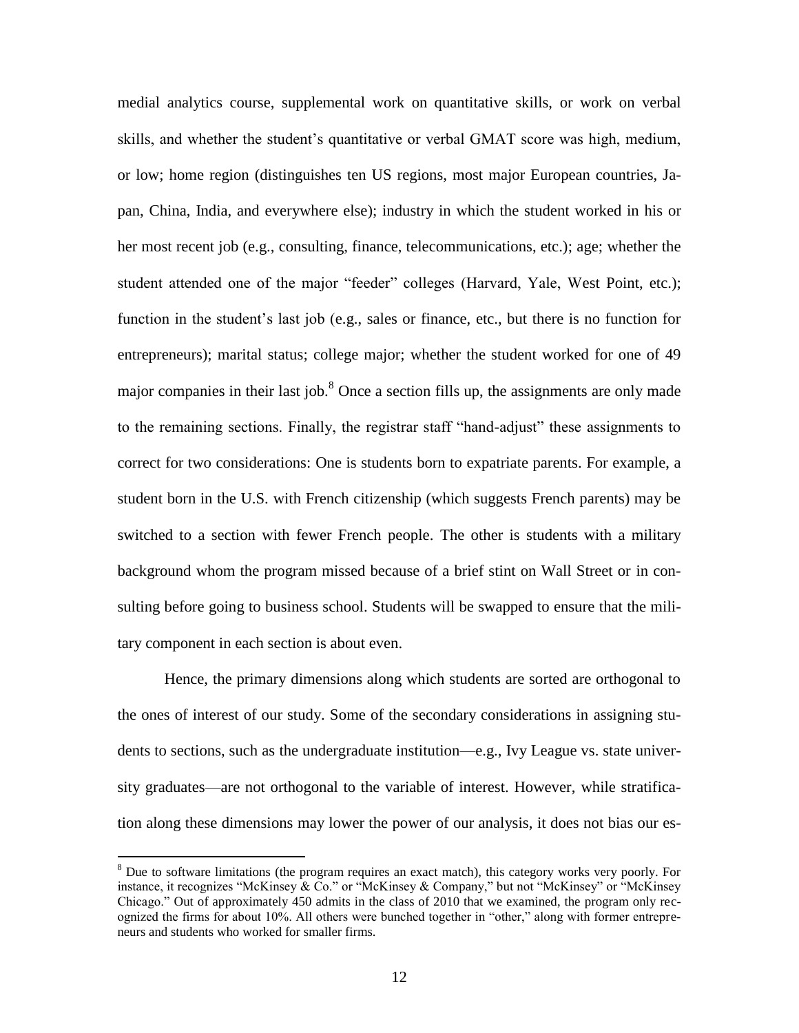medial analytics course, supplemental work on quantitative skills, or work on verbal skills, and whether the student's quantitative or verbal GMAT score was high, medium, or low; home region (distinguishes ten US regions, most major European countries, Japan, China, India, and everywhere else); industry in which the student worked in his or her most recent job (e.g., consulting, finance, telecommunications, etc.); age; whether the student attended one of the major "feeder" colleges (Harvard, Yale, West Point, etc.); function in the student's last job (e.g., sales or finance, etc., but there is no function for entrepreneurs); marital status; college major; whether the student worked for one of 49 major companies in their last job.[8] Once a section fills up, the assignments are only made to the remaining sections. Finally, the registrar staff "hand-adjust" these assignments to correct for two considerations: One is students born to expatriate parents. For example, a student born in the U.S. with French citizenship (which suggests French parents) may be switched to a section with fewer French people. The other is students with a military background whom the program missed because of a brief stint on Wall Street or in consulting before going to business school. Students will be swapped to ensure that the military component in each section is about even.

Hence, the primary dimensions along which students are sorted are orthogonal to the ones of interest of our study. Some of the secondary considerations in assigning students to sections, such as the undergraduate institution—e.g., Ivy League vs. state university graduates—are not orthogonal to the variable of interest. However, while stratification along these dimensions may lower the power of our analysis, it does not bias our es-

[8] Due to software limitations (the program requires an exact match), this category works very poorly. For instance, it recognizes "McKinsey & Co." or "McKinsey & Company," but not "McKinsey" or "McKinsey Chicago." Out of approximately 450 admits in the class of 2010 that we examined, the program only recognized the firms for about 10%. All others were bunched together in "other," along with former entrepreneurs and students who worked for smaller firms.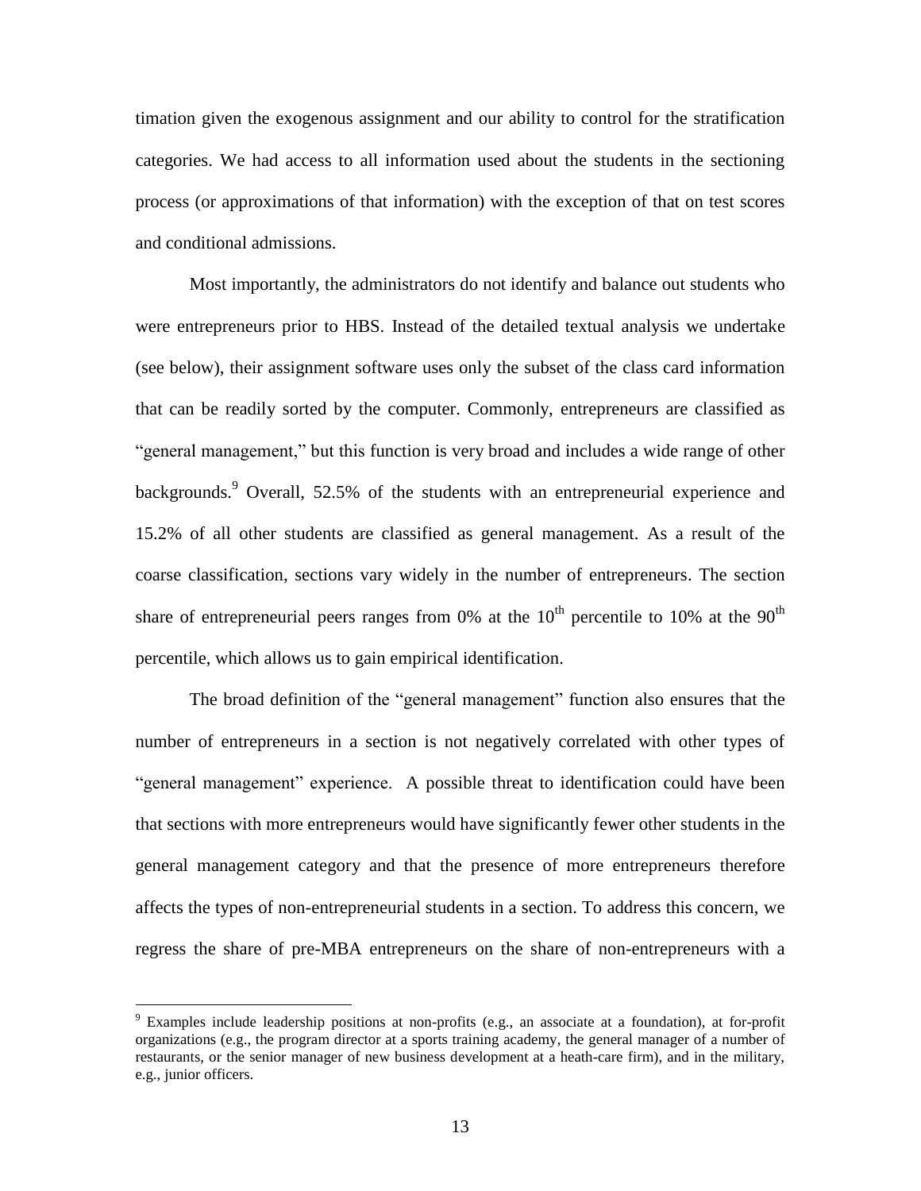timation given the exogenous assignment and our ability to control for the stratification categories. We had access to all information used about the students in the sectioning process (or approximations of that information) with the exception of that on test scores and conditional admissions.

Most importantly, the administrators do not identify and balance out students who were entrepreneurs prior to HBS. Instead of the detailed textual analysis we undertake (see below), their assignment software uses only the subset of the class card information that can be readily sorted by the computer. Commonly, entrepreneurs are classified as "general management," but this function is very broad and includes a wide range of other backgrounds.[9] Overall, 52.5% of the students with an entrepreneurial experience and 15.2% of all other students are classified as general management. As a result of the coarse classification, sections vary widely in the number of entrepreneurs. The section share of entrepreneurial peers ranges from 0% at the 10th percentile to 10% at the 90th percentile, which allows us to gain empirical identification.

The broad definition of the "general management" function also ensures that the number of entrepreneurs in a section is not negatively correlated with other types of "general management" experience. A possible threat to identification could have been that sections with more entrepreneurs would have significantly fewer other students in the general management category and that the presence of more entrepreneurs therefore affects the types of non-entrepreneurial students in a section. To address this concern, we regress the share of pre-MBA entrepreneurs on the share of non-entrepreneurs with a

---

[9] Examples include leadership positions at non-profits (e.g., an associate at a foundation), at for-profit organizations (e.g., the program director at a sports training academy, the general manager of a number of restaurants, or the senior manager of new business development at a heath-care firm), and in the military, e.g., junior officers.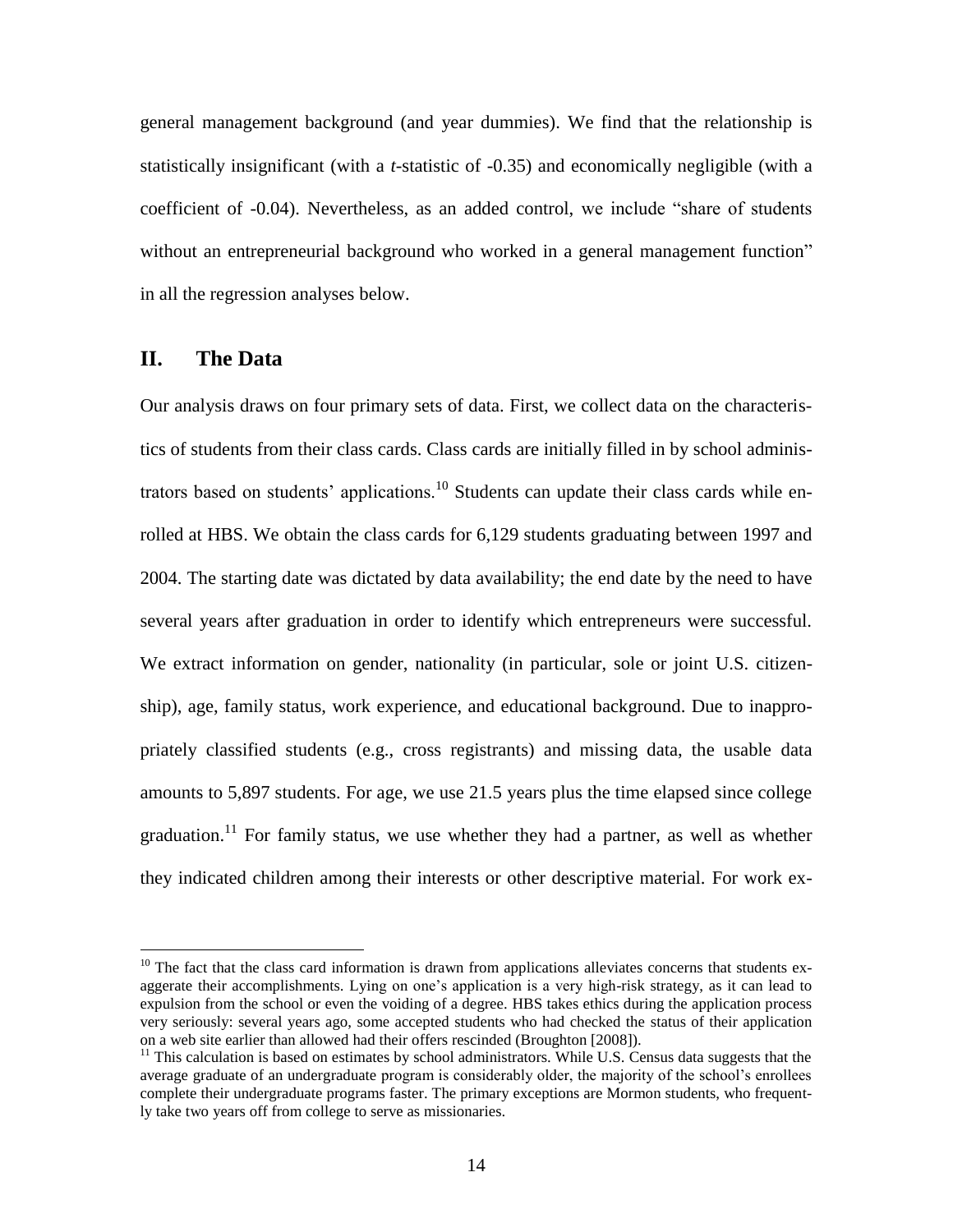general management background (and year dummies). We find that the relationship is statistically insignificant (with a *t*-statistic of -0.35) and economically negligible (with a coefficient of -0.04). Nevertheless, as an added control, we include "share of students without an entrepreneurial background who worked in a general management function" in all the regression analyses below.

## II. The Data

Our analysis draws on four primary sets of data. First, we collect data on the characteristics of students from their class cards. Class cards are initially filled in by school administrators based on students' applications.[10] Students can update their class cards while enrolled at HBS. We obtain the class cards for 6,129 students graduating between 1997 and 2004. The starting date was dictated by data availability; the end date by the need to have several years after graduation in order to identify which entrepreneurs were successful. We extract information on gender, nationality (in particular, sole or joint U.S. citizenship), age, family status, work experience, and educational background. Due to inappropriately classified students (e.g., cross registrants) and missing data, the usable data amounts to 5,897 students. For age, we use 21.5 years plus the time elapsed since college graduation.[11] For family status, we use whether they had a partner, as well as whether they indicated children among their interests or other descriptive material. For work ex-

---

[10] The fact that the class card information is drawn from applications alleviates concerns that students exaggerate their accomplishments. Lying on one's application is a very high-risk strategy, as it can lead to expulsion from the school or even the voiding of a degree. HBS takes ethics during the application process very seriously: several years ago, some accepted students who had checked the status of their application on a web site earlier than allowed had their offers rescinded (Broughton [2008]).

[11] This calculation is based on estimates by school administrators. While U.S. Census data suggests that the average graduate of an undergraduate program is considerably older, the majority of the school's enrollees complete their undergraduate programs faster. The primary exceptions are Mormon students, who frequently take two years off from college to serve as missionaries.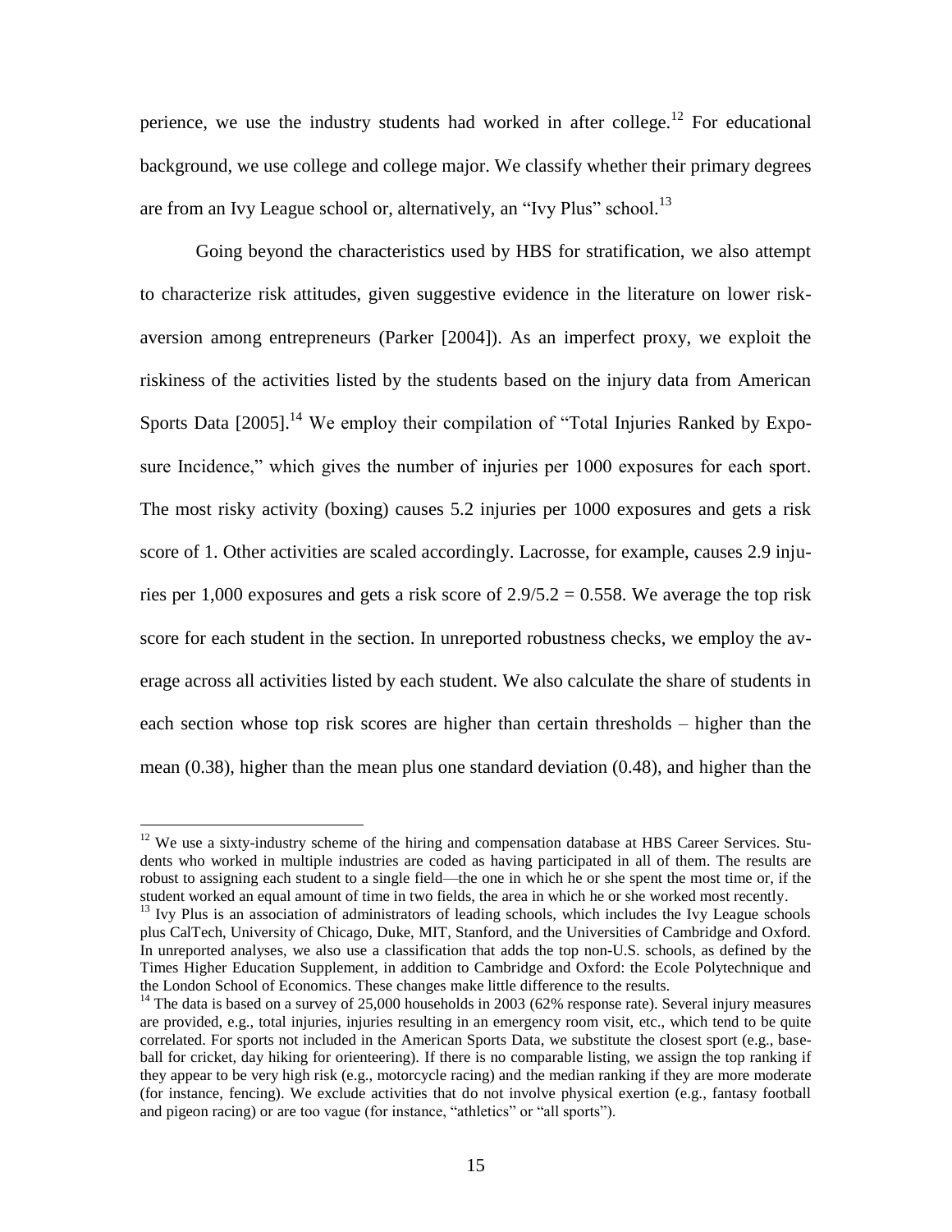perience, we use the industry students had worked in after college.[12] For educational background, we use college and college major. We classify whether their primary degrees are from an Ivy League school or, alternatively, an "Ivy Plus" school.[13]

Going beyond the characteristics used by HBS for stratification, we also attempt to characterize risk attitudes, given suggestive evidence in the literature on lower risk-aversion among entrepreneurs (Parker [2004]). As an imperfect proxy, we exploit the riskiness of the activities listed by the students based on the injury data from American Sports Data [2005].[14] We employ their compilation of "Total Injuries Ranked by Exposure Incidence," which gives the number of injuries per 1000 exposures for each sport. The most risky activity (boxing) causes 5.2 injuries per 1000 exposures and gets a risk score of 1. Other activities are scaled accordingly. Lacrosse, for example, causes 2.9 injuries per 1,000 exposures and gets a risk score of $2.9/5.2 = 0.558$. We average the top risk score for each student in the section. In unreported robustness checks, we employ the average across all activities listed by each student. We also calculate the share of students in each section whose top risk scores are higher than certain thresholds – higher than the mean (0.38), higher than the mean plus one standard deviation (0.48), and higher than the

---

[12] We use a sixty-industry scheme of the hiring and compensation database at HBS Career Services. Students who worked in multiple industries are coded as having participated in all of them. The results are robust to assigning each student to a single field—the one in which he or she spent the most time or, if the student worked an equal amount of time in two fields, the area in which he or she worked most recently.

[13] Ivy Plus is an association of administrators of leading schools, which includes the Ivy League schools plus CalTech, University of Chicago, Duke, MIT, Stanford, and the Universities of Cambridge and Oxford. In unreported analyses, we also use a classification that adds the top non-U.S. schools, as defined by the Times Higher Education Supplement, in addition to Cambridge and Oxford: the Ecole Polytechnique and the London School of Economics. These changes make little difference to the results.

[14] The data is based on a survey of 25,000 households in 2003 (62% response rate). Several injury measures are provided, e.g., total injuries, injuries resulting in an emergency room visit, etc., which tend to be quite correlated. For sports not included in the American Sports Data, we substitute the closest sport (e.g., baseball for cricket, day hiking for orienteering). If there is no comparable listing, we assign the top ranking if they appear to be very high risk (e.g., motorcycle racing) and the median ranking if they are more moderate (for instance, fencing). We exclude activities that do not involve physical exertion (e.g., fantasy football and pigeon racing) or are too vague (for instance, "athletics" or "all sports").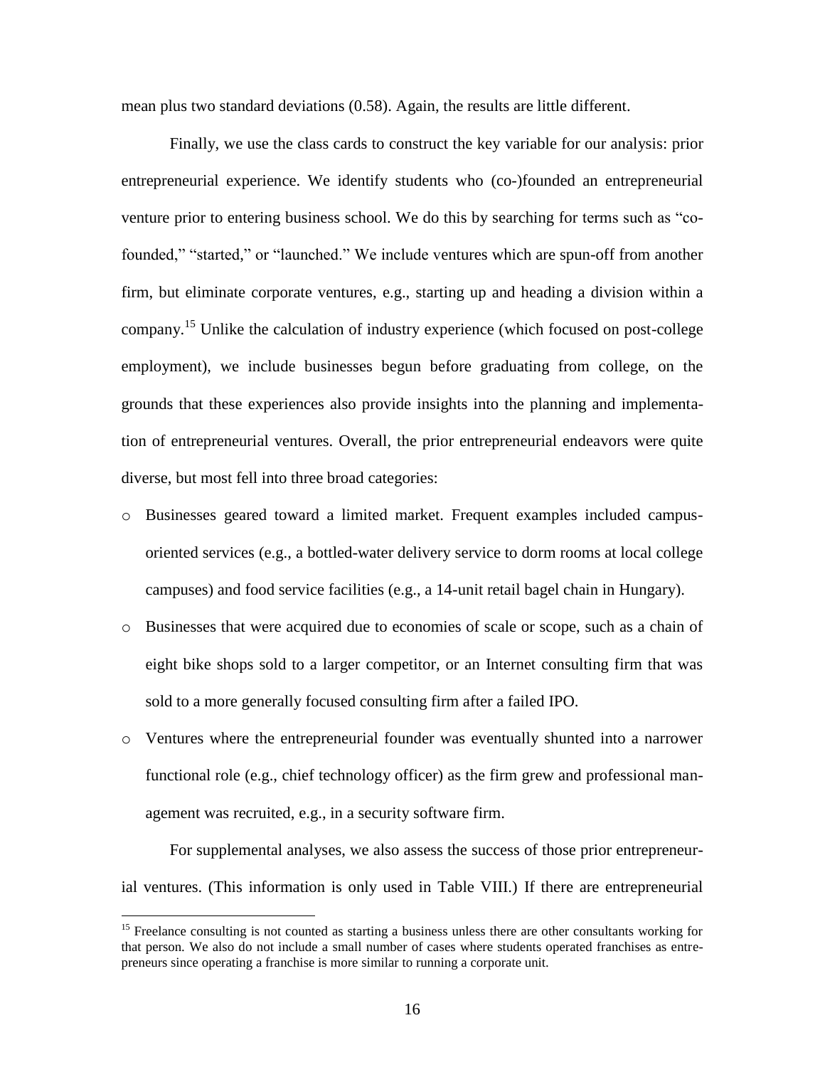mean plus two standard deviations (0.58). Again, the results are little different.

Finally, we use the class cards to construct the key variable for our analysis: prior entrepreneurial experience. We identify students who (co-)founded an entrepreneurial venture prior to entering business school. We do this by searching for terms such as "co-founded," "started," or "launched." We include ventures which are spun-off from another firm, but eliminate corporate ventures, e.g., starting up and heading a division within a company.[15] Unlike the calculation of industry experience (which focused on post-college employment), we include businesses begun before graduating from college, on the grounds that these experiences also provide insights into the planning and implementation of entrepreneurial ventures. Overall, the prior entrepreneurial endeavors were quite diverse, but most fell into three broad categories:

- Businesses geared toward a limited market. Frequent examples included campus-oriented services (e.g., a bottled-water delivery service to dorm rooms at local college campuses) and food service facilities (e.g., a 14-unit retail bagel chain in Hungary).
- Businesses that were acquired due to economies of scale or scope, such as a chain of eight bike shops sold to a larger competitor, or an Internet consulting firm that was sold to a more generally focused consulting firm after a failed IPO.
- Ventures where the entrepreneurial founder was eventually shunted into a narrower functional role (e.g., chief technology officer) as the firm grew and professional management was recruited, e.g., in a security software firm.

For supplemental analyses, we also assess the success of those prior entrepreneurial ventures. (This information is only used in Table VIII.) If there are entrepreneurial

[15] Freelance consulting is not counted as starting a business unless there are other consultants working for that person. We also do not include a small number of cases where students operated franchises as entrepreneurs since operating a franchise is more similar to running a corporate unit.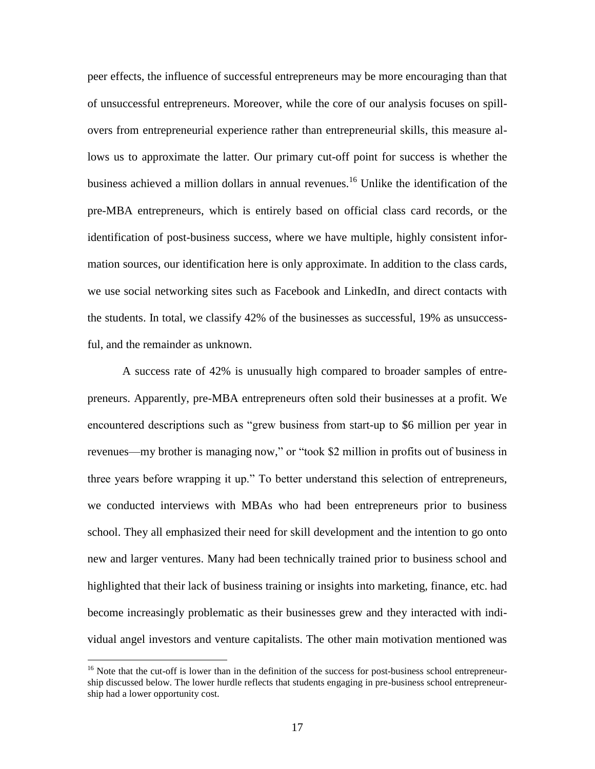peer effects, the influence of successful entrepreneurs may be more encouraging than that of unsuccessful entrepreneurs. Moreover, while the core of our analysis focuses on spillovers from entrepreneurial experience rather than entrepreneurial skills, this measure allows us to approximate the latter. Our primary cut-off point for success is whether the business achieved a million dollars in annual revenues.[16] Unlike the identification of the pre-MBA entrepreneurs, which is entirely based on official class card records, or the identification of post-business success, where we have multiple, highly consistent information sources, our identification here is only approximate. In addition to the class cards, we use social networking sites such as Facebook and LinkedIn, and direct contacts with the students. In total, we classify 42% of the businesses as successful, 19% as unsuccessful, and the remainder as unknown.

A success rate of 42% is unusually high compared to broader samples of entrepreneurs. Apparently, pre-MBA entrepreneurs often sold their businesses at a profit. We encountered descriptions such as "grew business from start-up to $6 million per year in revenues—my brother is managing now," or "took $2 million in profits out of business in three years before wrapping it up." To better understand this selection of entrepreneurs, we conducted interviews with MBAs who had been entrepreneurs prior to business school. They all emphasized their need for skill development and the intention to go onto new and larger ventures. Many had been technically trained prior to business school and highlighted that their lack of business training or insights into marketing, finance, etc. had become increasingly problematic as their businesses grew and they interacted with individual angel investors and venture capitalists. The other main motivation mentioned was

[16] Note that the cut-off is lower than in the definition of the success for post-business school entrepreneurship discussed below. The lower hurdle reflects that students engaging in pre-business school entrepreneurship had a lower opportunity cost.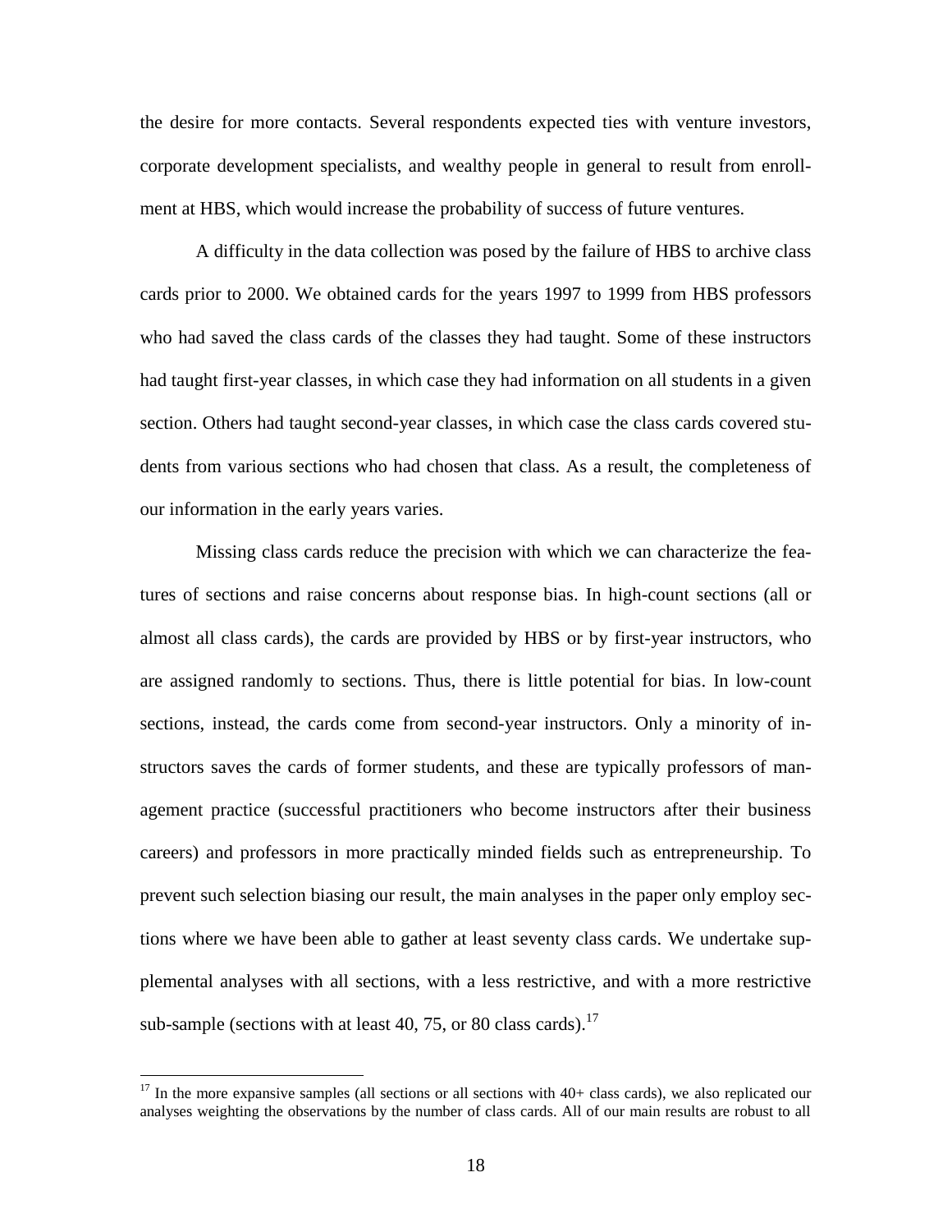the desire for more contacts. Several respondents expected ties with venture investors, corporate development specialists, and wealthy people in general to result from enrollment at HBS, which would increase the probability of success of future ventures.

A difficulty in the data collection was posed by the failure of HBS to archive class cards prior to 2000. We obtained cards for the years 1997 to 1999 from HBS professors who had saved the class cards of the classes they had taught. Some of these instructors had taught first-year classes, in which case they had information on all students in a given section. Others had taught second-year classes, in which case the class cards covered students from various sections who had chosen that class. As a result, the completeness of our information in the early years varies.

Missing class cards reduce the precision with which we can characterize the features of sections and raise concerns about response bias. In high-count sections (all or almost all class cards), the cards are provided by HBS or by first-year instructors, who are assigned randomly to sections. Thus, there is little potential for bias. In low-count sections, instead, the cards come from second-year instructors. Only a minority of instructors saves the cards of former students, and these are typically professors of management practice (successful practitioners who become instructors after their business careers) and professors in more practically minded fields such as entrepreneurship. To prevent such selection biasing our result, the main analyses in the paper only employ sections where we have been able to gather at least seventy class cards. We undertake supplemental analyses with all sections, with a less restrictive, and with a more restrictive sub-sample (sections with at least 40, 75, or 80 class cards).[17]

[17] In the more expansive samples (all sections or all sections with 40+ class cards), we also replicated our analyses weighting the observations by the number of class cards. All of our main results are robust to all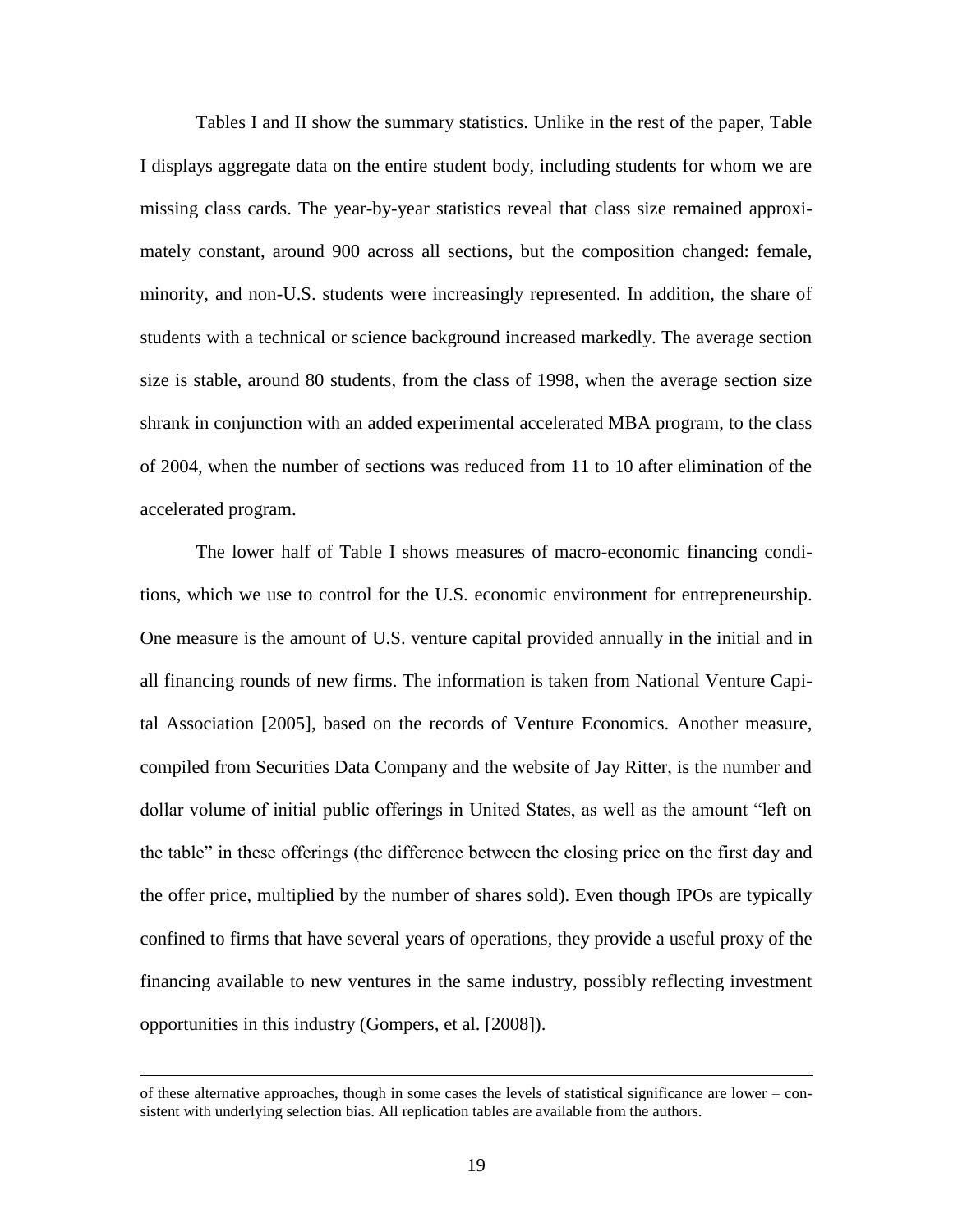Tables I and II show the summary statistics. Unlike in the rest of the paper, Table I displays aggregate data on the entire student body, including students for whom we are missing class cards. The year-by-year statistics reveal that class size remained approximately constant, around 900 across all sections, but the composition changed: female, minority, and non-U.S. students were increasingly represented. In addition, the share of students with a technical or science background increased markedly. The average section size is stable, around 80 students, from the class of 1998, when the average section size shrank in conjunction with an added experimental accelerated MBA program, to the class of 2004, when the number of sections was reduced from 11 to 10 after elimination of the accelerated program.

The lower half of Table I shows measures of macro-economic financing conditions, which we use to control for the U.S. economic environment for entrepreneurship. One measure is the amount of U.S. venture capital provided annually in the initial and in all financing rounds of new firms. The information is taken from National Venture Capital Association [2005], based on the records of Venture Economics. Another measure, compiled from Securities Data Company and the website of Jay Ritter, is the number and dollar volume of initial public offerings in United States, as well as the amount "left on the table" in these offerings (the difference between the closing price on the first day and the offer price, multiplied by the number of shares sold). Even though IPOs are typically confined to firms that have several years of operations, they provide a useful proxy of the financing available to new ventures in the same industry, possibly reflecting investment opportunities in this industry (Gompers, et al. [2008]).

---

of these alternative approaches, though in some cases the levels of statistical significance are lower – consistent with underlying selection bias. All replication tables are available from the authors.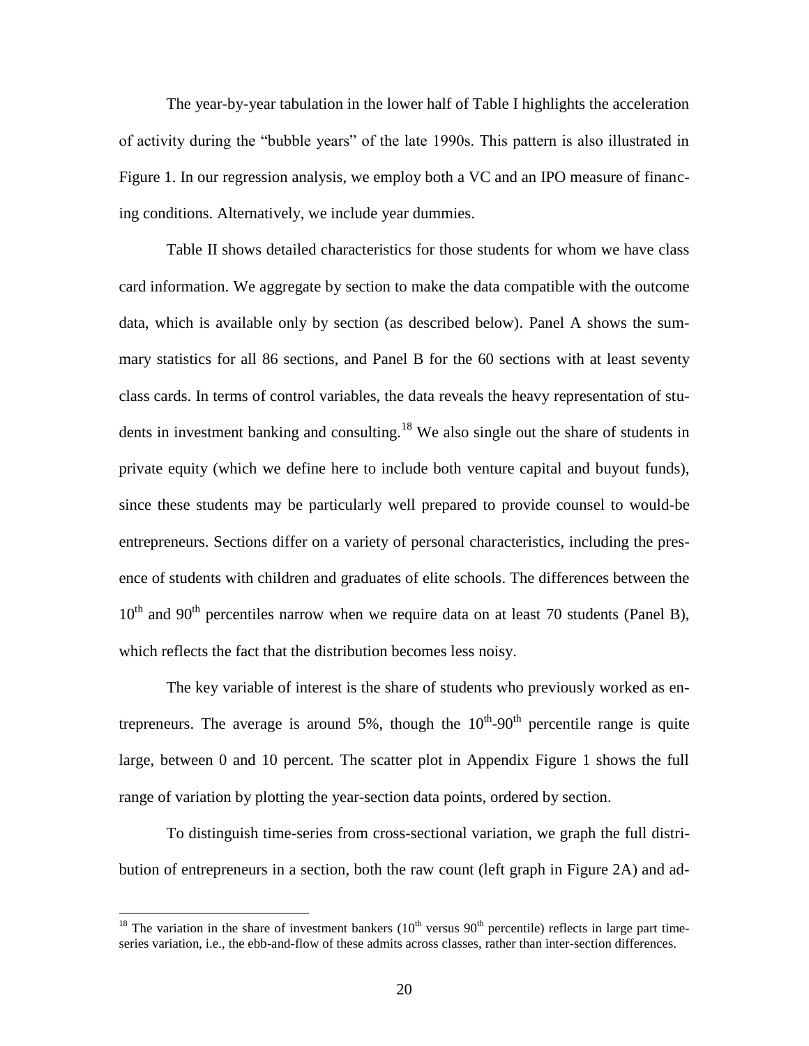The year-by-year tabulation in the lower half of Table I highlights the acceleration of activity during the "bubble years" of the late 1990s. This pattern is also illustrated in Figure 1. In our regression analysis, we employ both a VC and an IPO measure of financing conditions. Alternatively, we include year dummies.

Table II shows detailed characteristics for those students for whom we have class card information. We aggregate by section to make the data compatible with the outcome data, which is available only by section (as described below). Panel A shows the summary statistics for all 86 sections, and Panel B for the 60 sections with at least seventy class cards. In terms of control variables, the data reveals the heavy representation of students in investment banking and consulting.[18] We also single out the share of students in private equity (which we define here to include both venture capital and buyout funds), since these students may be particularly well prepared to provide counsel to would-be entrepreneurs. Sections differ on a variety of personal characteristics, including the presence of students with children and graduates of elite schools. The differences between the $10^{th}$ and $90^{th}$ percentiles narrow when we require data on at least 70 students (Panel B), which reflects the fact that the distribution becomes less noisy.

The key variable of interest is the share of students who previously worked as entrepreneurs. The average is around 5%, though the $10^{th}$-$90^{th}$ percentile range is quite large, between 0 and 10 percent. The scatter plot in Appendix Figure 1 shows the full range of variation by plotting the year-section data points, ordered by section.

To distinguish time-series from cross-sectional variation, we graph the full distribution of entrepreneurs in a section, both the raw count (left graph in Figure 2A) and ad-

[18] The variation in the share of investment bankers ($10^{th}$ versus $90^{th}$ percentile) reflects in large part time-series variation, i.e., the ebb-and-flow of these admits across classes, rather than inter-section differences.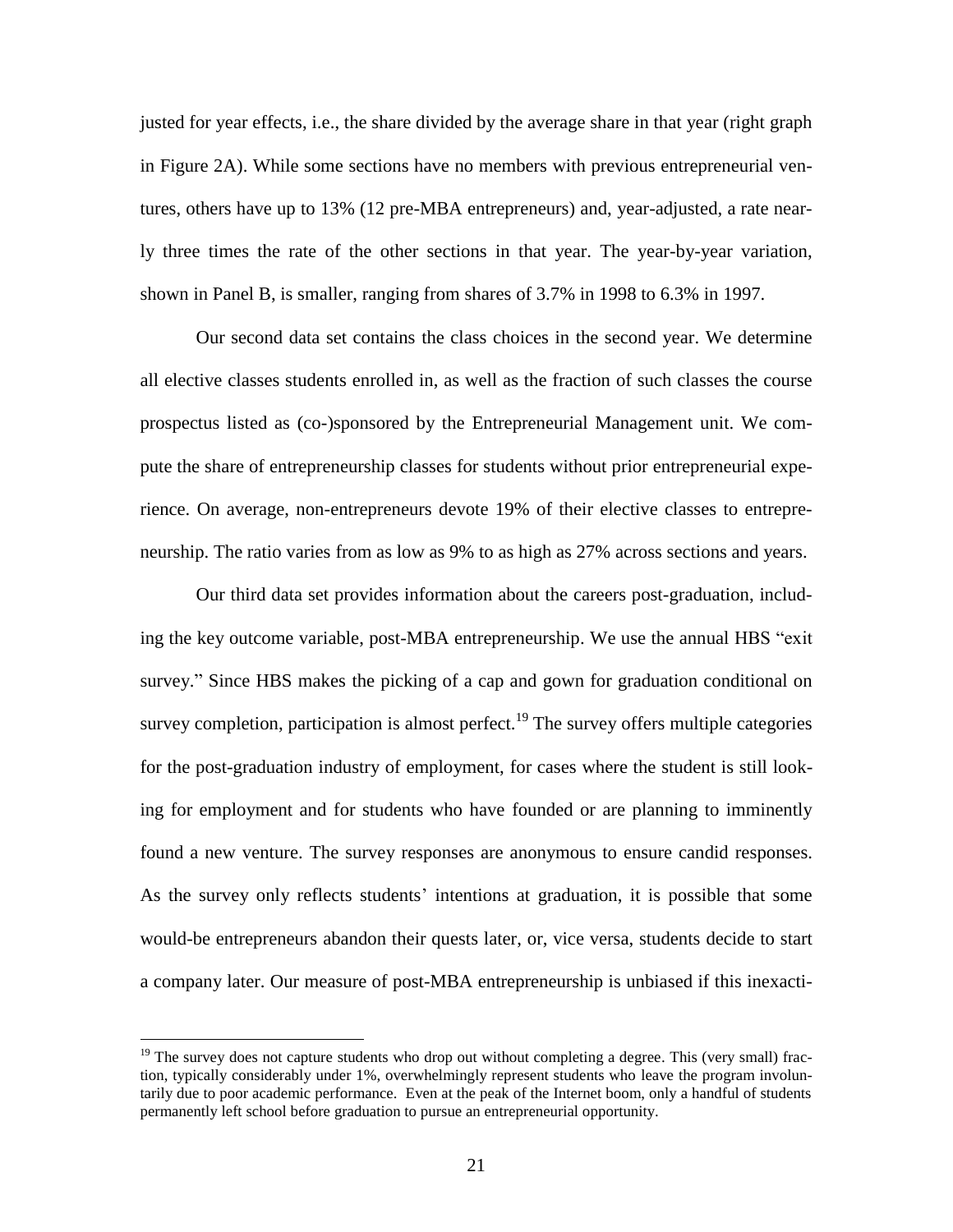justed for year effects, i.e., the share divided by the average share in that year (right graph in Figure 2A). While some sections have no members with previous entrepreneurial ventures, others have up to 13% (12 pre-MBA entrepreneurs) and, year-adjusted, a rate nearly three times the rate of the other sections in that year. The year-by-year variation, shown in Panel B, is smaller, ranging from shares of 3.7% in 1998 to 6.3% in 1997.

Our second data set contains the class choices in the second year. We determine all elective classes students enrolled in, as well as the fraction of such classes the course prospectus listed as (co-)sponsored by the Entrepreneurial Management unit. We compute the share of entrepreneurship classes for students without prior entrepreneurial experience. On average, non-entrepreneurs devote 19% of their elective classes to entrepreneurship. The ratio varies from as low as 9% to as high as 27% across sections and years.

Our third data set provides information about the careers post-graduation, including the key outcome variable, post-MBA entrepreneurship. We use the annual HBS "exit survey." Since HBS makes the picking of a cap and gown for graduation conditional on survey completion, participation is almost perfect.[19] The survey offers multiple categories for the post-graduation industry of employment, for cases where the student is still looking for employment and for students who have founded or are planning to imminently found a new venture. The survey responses are anonymous to ensure candid responses. As the survey only reflects students' intentions at graduation, it is possible that some would-be entrepreneurs abandon their quests later, or, vice versa, students decide to start a company later. Our measure of post-MBA entrepreneurship is unbiased if this inexacti-

[19] The survey does not capture students who drop out without completing a degree. This (very small) fraction, typically considerably under 1%, overwhelmingly represent students who leave the program involuntarily due to poor academic performance. Even at the peak of the Internet boom, only a handful of students permanently left school before graduation to pursue an entrepreneurial opportunity.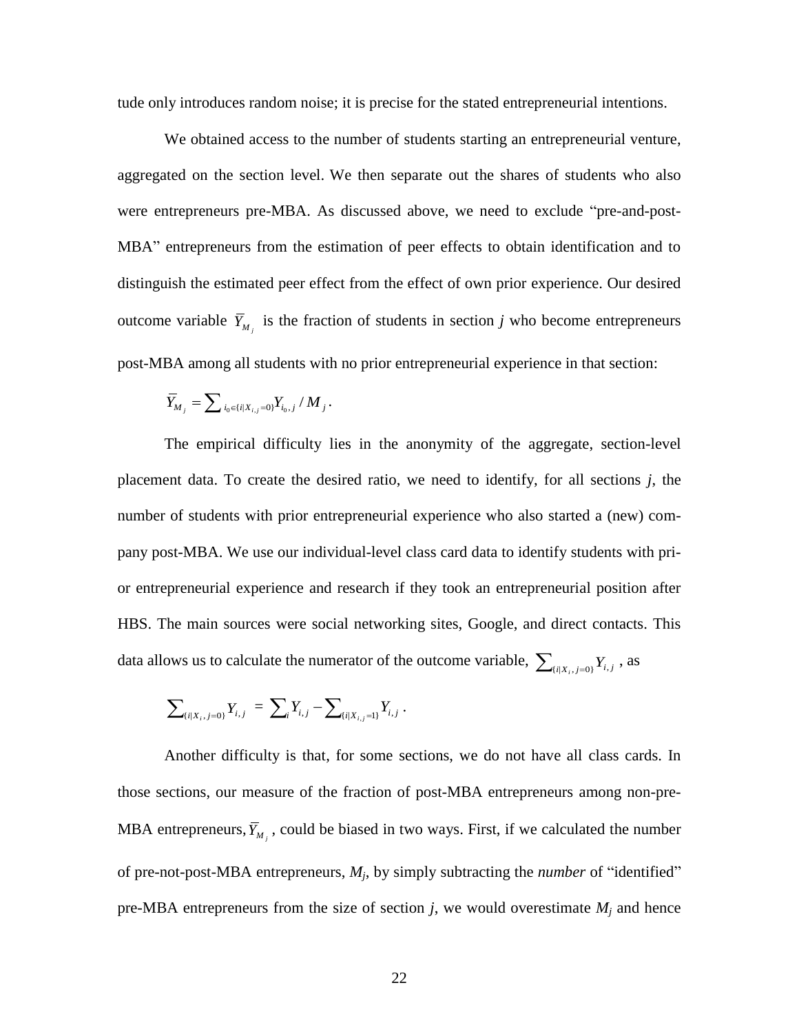tude only introduces random noise; it is precise for the stated entrepreneurial intentions.

We obtained access to the number of students starting an entrepreneurial venture, aggregated on the section level. We then separate out the shares of students who also were entrepreneurs pre-MBA. As discussed above, we need to exclude "pre-and-post-MBA" entrepreneurs from the estimation of peer effects to obtain identification and to distinguish the estimated peer effect from the effect of own prior experience. Our desired outcome variable $\bar{Y}_{M_j}$ is the fraction of students in section *j* who become entrepreneurs post-MBA among all students with no prior entrepreneurial experience in that section:

$$\bar{Y}_{M_j} = \sum_{i_0 \in \{i | X_{i,j}=0\}} Y_{i_0,j} \,/\, M_j \,.$$

The empirical difficulty lies in the anonymity of the aggregate, section-level placement data. To create the desired ratio, we need to identify, for all sections *j*, the number of students with prior entrepreneurial experience who also started a (new) company post-MBA. We use our individual-level class card data to identify students with prior entrepreneurial experience and research if they took an entrepreneurial position after HBS. The main sources were social networking sites, Google, and direct contacts. This data allows us to calculate the numerator of the outcome variable, $\sum_{\{i|X_i,j=0\}} Y_{i,j}$, as

$$\sum_{\{i|X_i,j=0\}} Y_{i,j} \;=\; \sum_i Y_{i,j} - \sum_{\{i|X_{i,j}=1\}} Y_{i,j} \,.$$

Another difficulty is that, for some sections, we do not have all class cards. In those sections, our measure of the fraction of post-MBA entrepreneurs among non-pre-MBA entrepreneurs, $\bar{Y}_{M_j}$, could be biased in two ways. First, if we calculated the number of pre-not-post-MBA entrepreneurs, $M_j$, by simply subtracting the *number* of "identified" pre-MBA entrepreneurs from the size of section *j*, we would overestimate $M_j$ and hence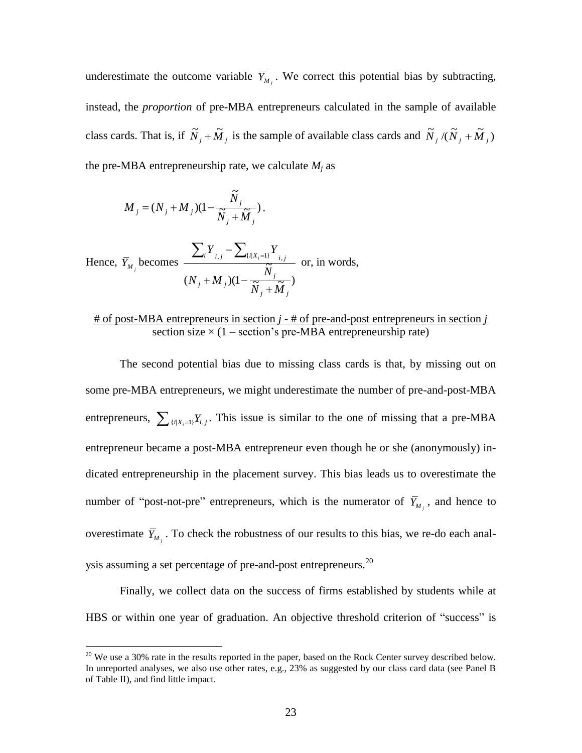underestimate the outcome variable $\bar{Y}_{M_j}$. We correct this potential bias by subtracting, instead, the *proportion* of pre-MBA entrepreneurs calculated in the sample of available class cards. That is, if $\tilde{N}_j + \tilde{M}_j$ is the sample of available class cards and $\tilde{N}_j / (\tilde{N}_j + \tilde{M}_j)$ the pre-MBA entrepreneurship rate, we calculate $M_j$ as

$$M_j = (N_j + M_j)(1 - \frac{\tilde{N}_j}{\tilde{N}_j + \tilde{M}_j}).$$

Hence, $\bar{Y}_{M_j}$ becomes $\dfrac{\sum_i Y_{i,j} - \sum_{\{i|X_i=1\}} Y_{i,j}}{(N_j + M_j)(1 - \frac{\tilde{N}_j}{\tilde{N}_j + \tilde{M}_j})}$ or, in words,

$$\frac{\text{\# of post-MBA entrepreneurs in section } j \text{ - \# of pre-and-post entrepreneurs in section } j}{\text{section size} \times (1 - \text{section's pre-MBA entrepreneurship rate})}$$

The second potential bias due to missing class cards is that, by missing out on some pre-MBA entrepreneurs, we might underestimate the number of pre-and-post-MBA entrepreneurs, $\sum_{\{i|X_i=1\}} Y_{i,j}$. This issue is similar to the one of missing that a pre-MBA entrepreneur became a post-MBA entrepreneur even though he or she (anonymously) indicated entrepreneurship in the placement survey. This bias leads us to overestimate the number of "post-not-pre" entrepreneurs, which is the numerator of $\bar{Y}_{M_j}$, and hence to overestimate $\bar{Y}_{M_j}$. To check the robustness of our results to this bias, we re-do each analysis assuming a set percentage of pre-and-post entrepreneurs.[20]

Finally, we collect data on the success of firms established by students while at HBS or within one year of graduation. An objective threshold criterion of "success" is

[20] We use a 30% rate in the results reported in the paper, based on the Rock Center survey described below. In unreported analyses, we also use other rates, e.g., 23% as suggested by our class card data (see Panel B of Table II), and find little impact.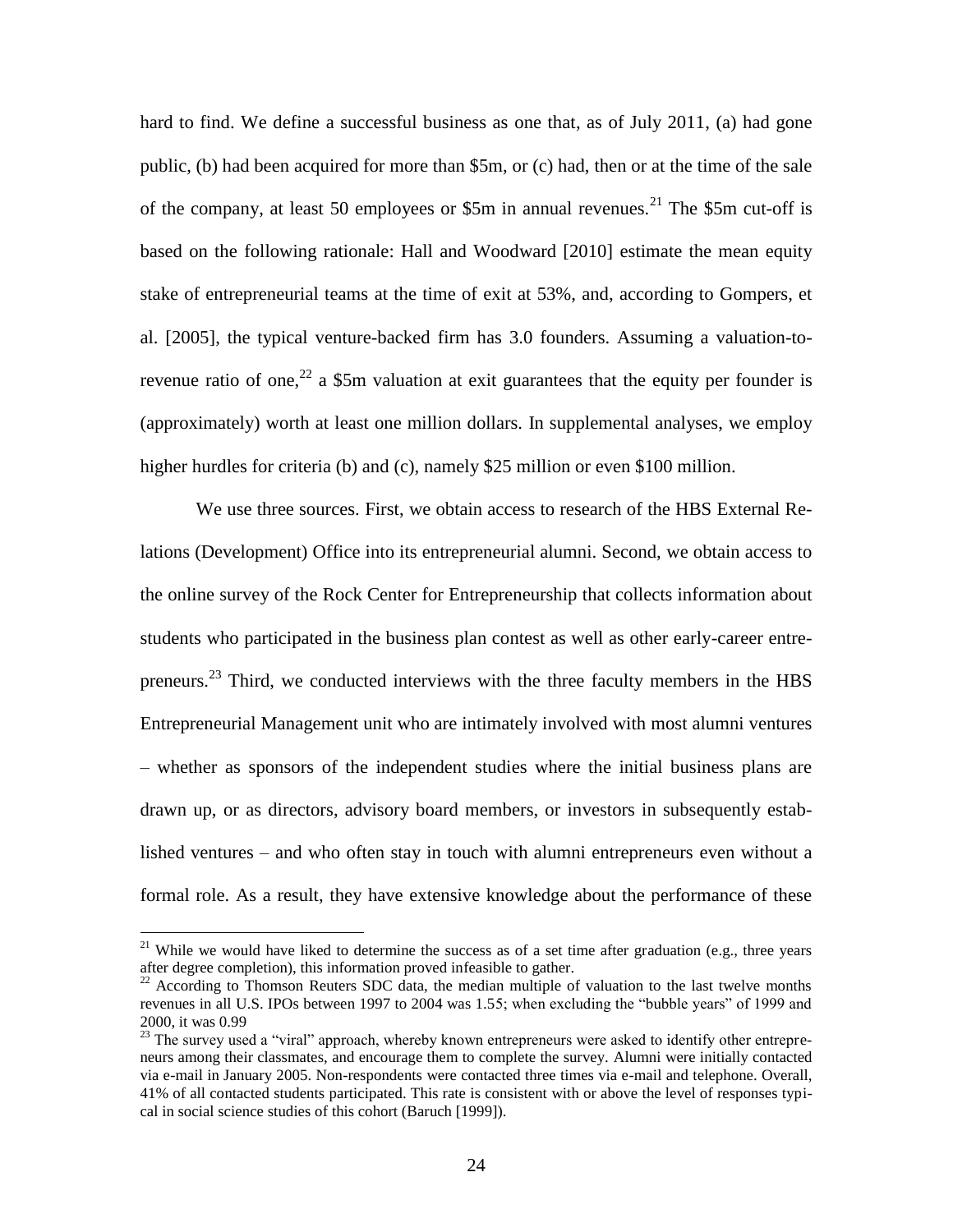hard to find. We define a successful business as one that, as of July 2011, (a) had gone public, (b) had been acquired for more than \$5m, or (c) had, then or at the time of the sale of the company, at least 50 employees or \$5m in annual revenues.[21] The \$5m cut-off is based on the following rationale: Hall and Woodward [2010] estimate the mean equity stake of entrepreneurial teams at the time of exit at 53%, and, according to Gompers, et al. [2005], the typical venture-backed firm has 3.0 founders. Assuming a valuation-to-revenue ratio of one,[22] a \$5m valuation at exit guarantees that the equity per founder is (approximately) worth at least one million dollars. In supplemental analyses, we employ higher hurdles for criteria (b) and (c), namely \$25 million or even \$100 million.

We use three sources. First, we obtain access to research of the HBS External Relations (Development) Office into its entrepreneurial alumni. Second, we obtain access to the online survey of the Rock Center for Entrepreneurship that collects information about students who participated in the business plan contest as well as other early-career entrepreneurs.[23] Third, we conducted interviews with the three faculty members in the HBS Entrepreneurial Management unit who are intimately involved with most alumni ventures – whether as sponsors of the independent studies where the initial business plans are drawn up, or as directors, advisory board members, or investors in subsequently established ventures – and who often stay in touch with alumni entrepreneurs even without a formal role. As a result, they have extensive knowledge about the performance of these

---

[21] While we would have liked to determine the success as of a set time after graduation (e.g., three years after degree completion), this information proved infeasible to gather.

[22] According to Thomson Reuters SDC data, the median multiple of valuation to the last twelve months revenues in all U.S. IPOs between 1997 to 2004 was 1.55; when excluding the "bubble years" of 1999 and 2000, it was 0.99

[23] The survey used a "viral" approach, whereby known entrepreneurs were asked to identify other entrepreneurs among their classmates, and encourage them to complete the survey. Alumni were initially contacted via e-mail in January 2005. Non-respondents were contacted three times via e-mail and telephone. Overall, 41% of all contacted students participated. This rate is consistent with or above the level of responses typical in social science studies of this cohort (Baruch [1999]).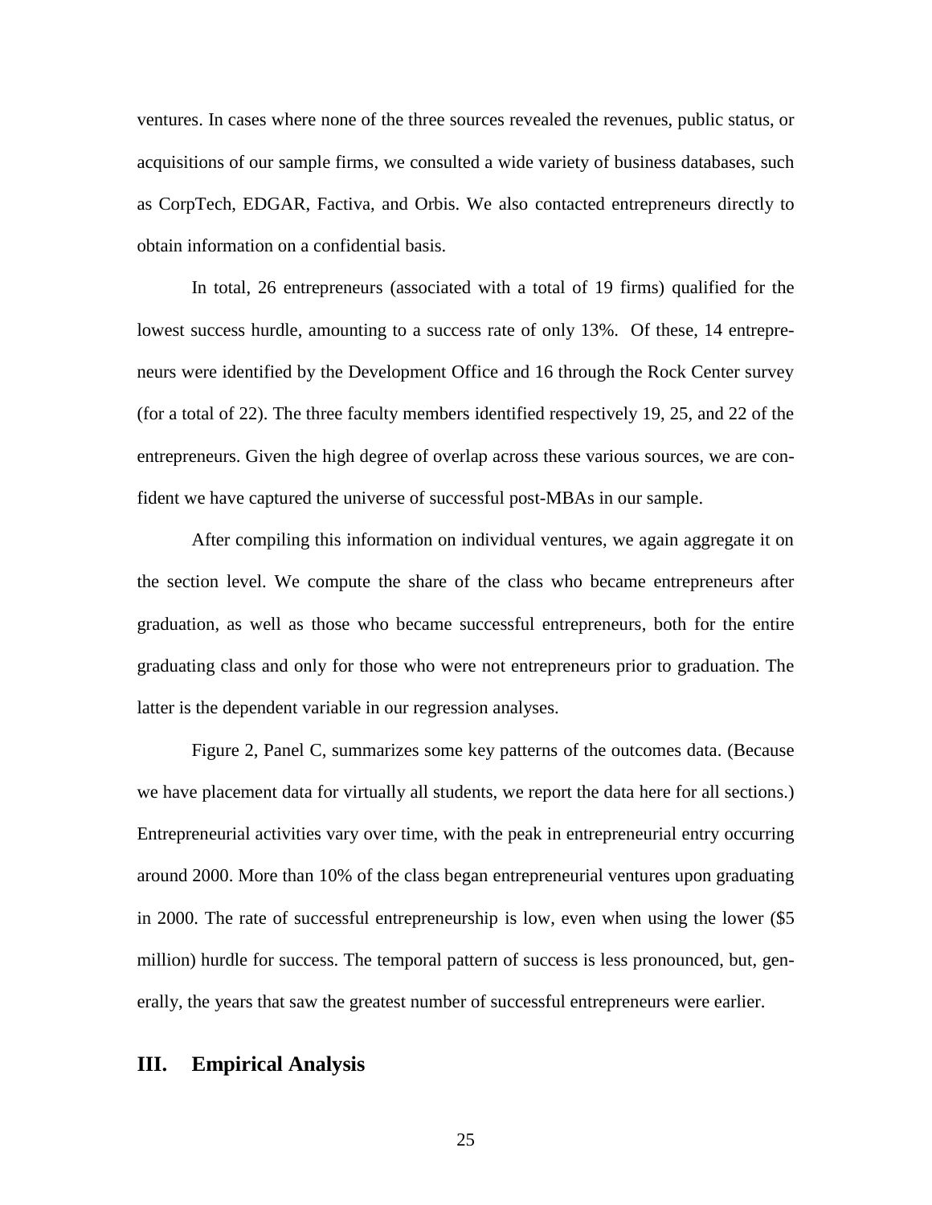ventures. In cases where none of the three sources revealed the revenues, public status, or acquisitions of our sample firms, we consulted a wide variety of business databases, such as CorpTech, EDGAR, Factiva, and Orbis. We also contacted entrepreneurs directly to obtain information on a confidential basis.

In total, 26 entrepreneurs (associated with a total of 19 firms) qualified for the lowest success hurdle, amounting to a success rate of only 13%. Of these, 14 entrepreneurs were identified by the Development Office and 16 through the Rock Center survey (for a total of 22). The three faculty members identified respectively 19, 25, and 22 of the entrepreneurs. Given the high degree of overlap across these various sources, we are confident we have captured the universe of successful post-MBAs in our sample.

After compiling this information on individual ventures, we again aggregate it on the section level. We compute the share of the class who became entrepreneurs after graduation, as well as those who became successful entrepreneurs, both for the entire graduating class and only for those who were not entrepreneurs prior to graduation. The latter is the dependent variable in our regression analyses.

Figure 2, Panel C, summarizes some key patterns of the outcomes data. (Because we have placement data for virtually all students, we report the data here for all sections.) Entrepreneurial activities vary over time, with the peak in entrepreneurial entry occurring around 2000. More than 10% of the class began entrepreneurial ventures upon graduating in 2000. The rate of successful entrepreneurship is low, even when using the lower ($5 million) hurdle for success. The temporal pattern of success is less pronounced, but, generally, the years that saw the greatest number of successful entrepreneurs were earlier.

## III. Empirical Analysis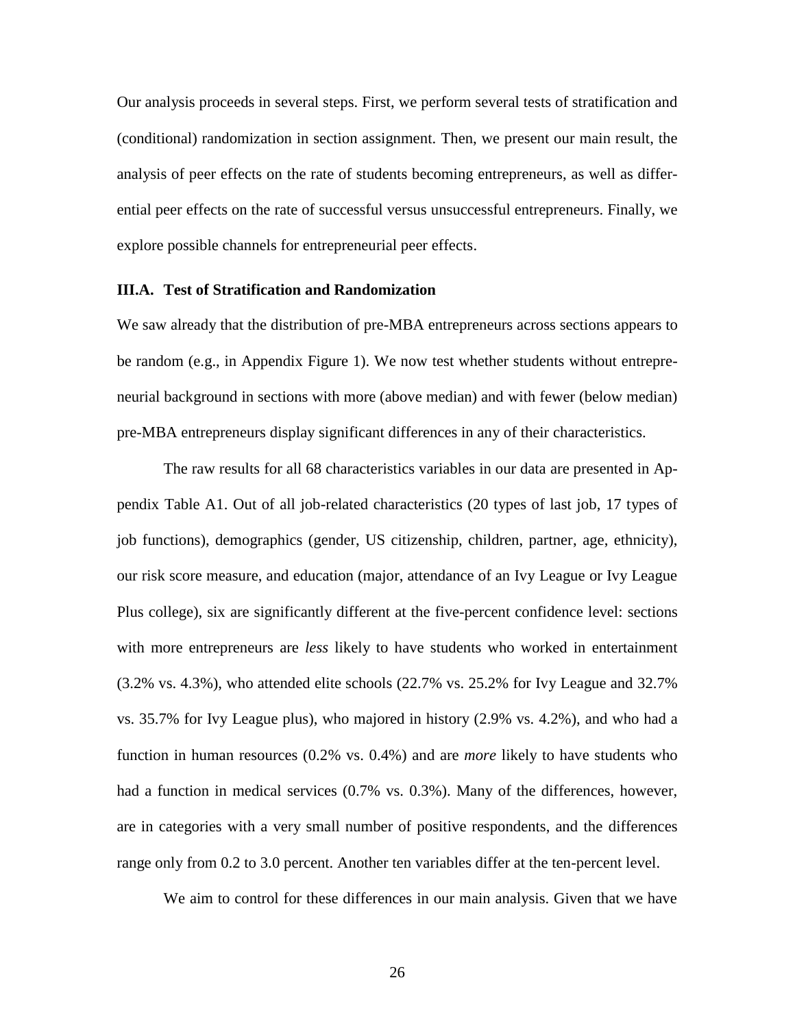Our analysis proceeds in several steps. First, we perform several tests of stratification and (conditional) randomization in section assignment. Then, we present our main result, the analysis of peer effects on the rate of students becoming entrepreneurs, as well as differential peer effects on the rate of successful versus unsuccessful entrepreneurs. Finally, we explore possible channels for entrepreneurial peer effects.

### III.A. Test of Stratification and Randomization

We saw already that the distribution of pre-MBA entrepreneurs across sections appears to be random (e.g., in Appendix Figure 1). We now test whether students without entrepreneurial background in sections with more (above median) and with fewer (below median) pre-MBA entrepreneurs display significant differences in any of their characteristics.

The raw results for all 68 characteristics variables in our data are presented in Appendix Table A1. Out of all job-related characteristics (20 types of last job, 17 types of job functions), demographics (gender, US citizenship, children, partner, age, ethnicity), our risk score measure, and education (major, attendance of an Ivy League or Ivy League Plus college), six are significantly different at the five-percent confidence level: sections with more entrepreneurs are *less* likely to have students who worked in entertainment (3.2% vs. 4.3%), who attended elite schools (22.7% vs. 25.2% for Ivy League and 32.7% vs. 35.7% for Ivy League plus), who majored in history (2.9% vs. 4.2%), and who had a function in human resources (0.2% vs. 0.4%) and are *more* likely to have students who had a function in medical services (0.7% vs. 0.3%). Many of the differences, however, are in categories with a very small number of positive respondents, and the differences range only from 0.2 to 3.0 percent. Another ten variables differ at the ten-percent level.

We aim to control for these differences in our main analysis. Given that we have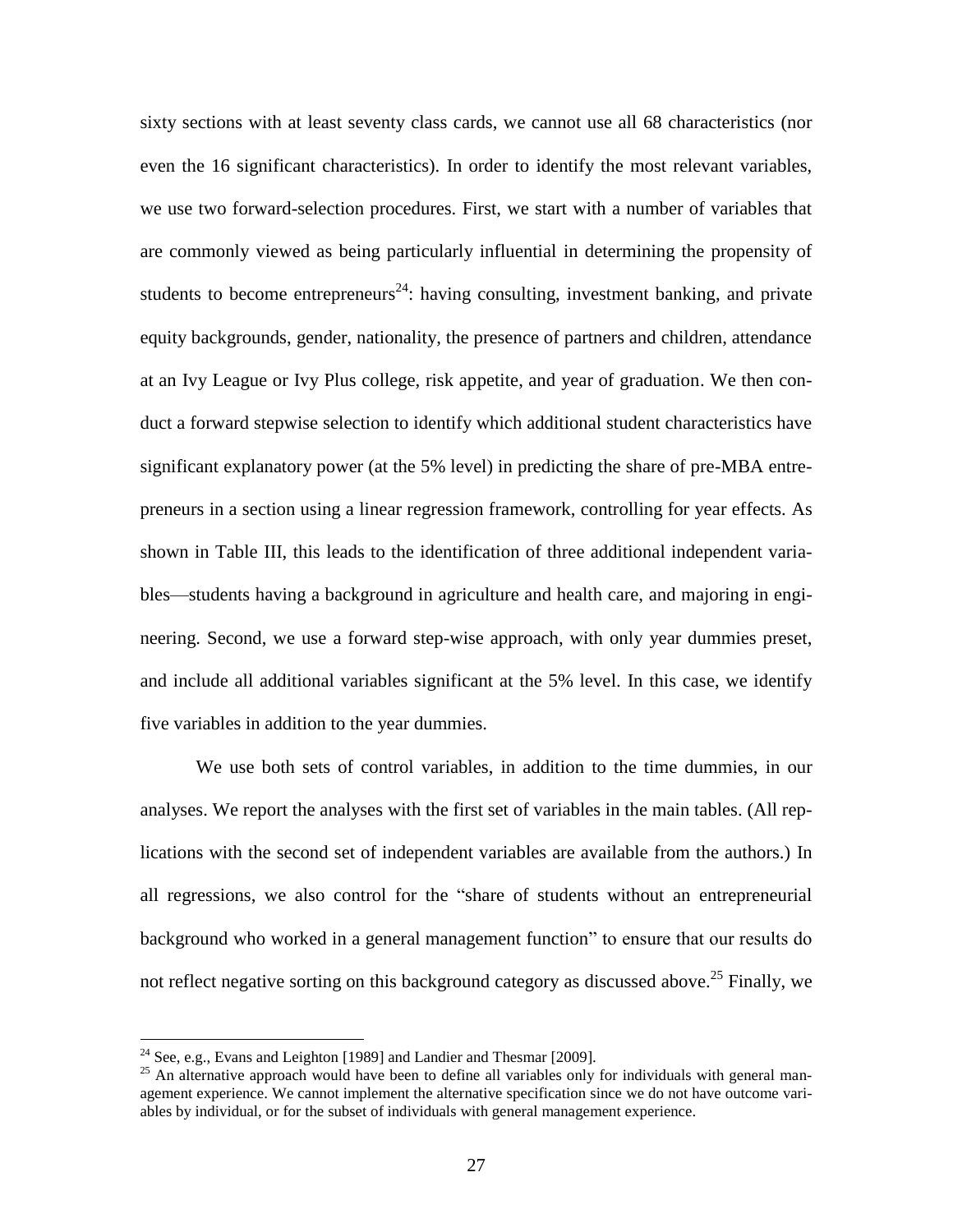sixty sections with at least seventy class cards, we cannot use all 68 characteristics (nor even the 16 significant characteristics). In order to identify the most relevant variables, we use two forward-selection procedures. First, we start with a number of variables that are commonly viewed as being particularly influential in determining the propensity of students to become entrepreneurs[24]: having consulting, investment banking, and private equity backgrounds, gender, nationality, the presence of partners and children, attendance at an Ivy League or Ivy Plus college, risk appetite, and year of graduation. We then conduct a forward stepwise selection to identify which additional student characteristics have significant explanatory power (at the 5% level) in predicting the share of pre-MBA entrepreneurs in a section using a linear regression framework, controlling for year effects. As shown in Table III, this leads to the identification of three additional independent variables—students having a background in agriculture and health care, and majoring in engineering. Second, we use a forward step-wise approach, with only year dummies preset, and include all additional variables significant at the 5% level. In this case, we identify five variables in addition to the year dummies.

We use both sets of control variables, in addition to the time dummies, in our analyses. We report the analyses with the first set of variables in the main tables. (All replications with the second set of independent variables are available from the authors.) In all regressions, we also control for the "share of students without an entrepreneurial background who worked in a general management function" to ensure that our results do not reflect negative sorting on this background category as discussed above.[25] Finally, we

[24] See, e.g., Evans and Leighton [1989] and Landier and Thesmar [2009].

[25] An alternative approach would have been to define all variables only for individuals with general management experience. We cannot implement the alternative specification since we do not have outcome variables by individual, or for the subset of individuals with general management experience.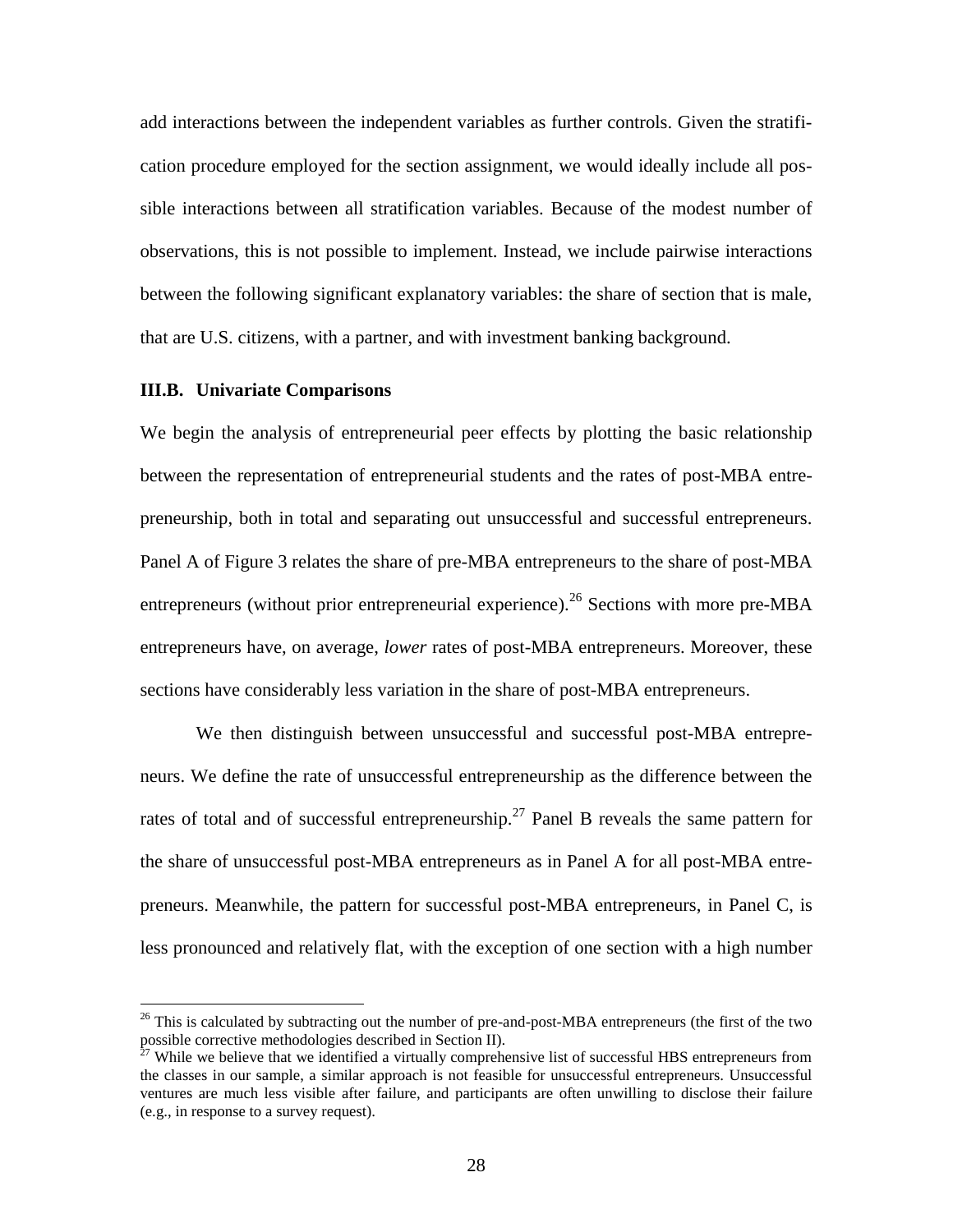add interactions between the independent variables as further controls. Given the stratification procedure employed for the section assignment, we would ideally include all possible interactions between all stratification variables. Because of the modest number of observations, this is not possible to implement. Instead, we include pairwise interactions between the following significant explanatory variables: the share of section that is male, that are U.S. citizens, with a partner, and with investment banking background.

### III.B. Univariate Comparisons

We begin the analysis of entrepreneurial peer effects by plotting the basic relationship between the representation of entrepreneurial students and the rates of post-MBA entrepreneurship, both in total and separating out unsuccessful and successful entrepreneurs. Panel A of Figure 3 relates the share of pre-MBA entrepreneurs to the share of post-MBA entrepreneurs (without prior entrepreneurial experience).[26] Sections with more pre-MBA entrepreneurs have, on average, *lower* rates of post-MBA entrepreneurs. Moreover, these sections have considerably less variation in the share of post-MBA entrepreneurs.

We then distinguish between unsuccessful and successful post-MBA entrepreneurs. We define the rate of unsuccessful entrepreneurship as the difference between the rates of total and of successful entrepreneurship.[27] Panel B reveals the same pattern for the share of unsuccessful post-MBA entrepreneurs as in Panel A for all post-MBA entrepreneurs. Meanwhile, the pattern for successful post-MBA entrepreneurs, in Panel C, is less pronounced and relatively flat, with the exception of one section with a high number

[26] This is calculated by subtracting out the number of pre-and-post-MBA entrepreneurs (the first of the two possible corrective methodologies described in Section II).

[27] While we believe that we identified a virtually comprehensive list of successful HBS entrepreneurs from the classes in our sample, a similar approach is not feasible for unsuccessful entrepreneurs. Unsuccessful ventures are much less visible after failure, and participants are often unwilling to disclose their failure (e.g., in response to a survey request).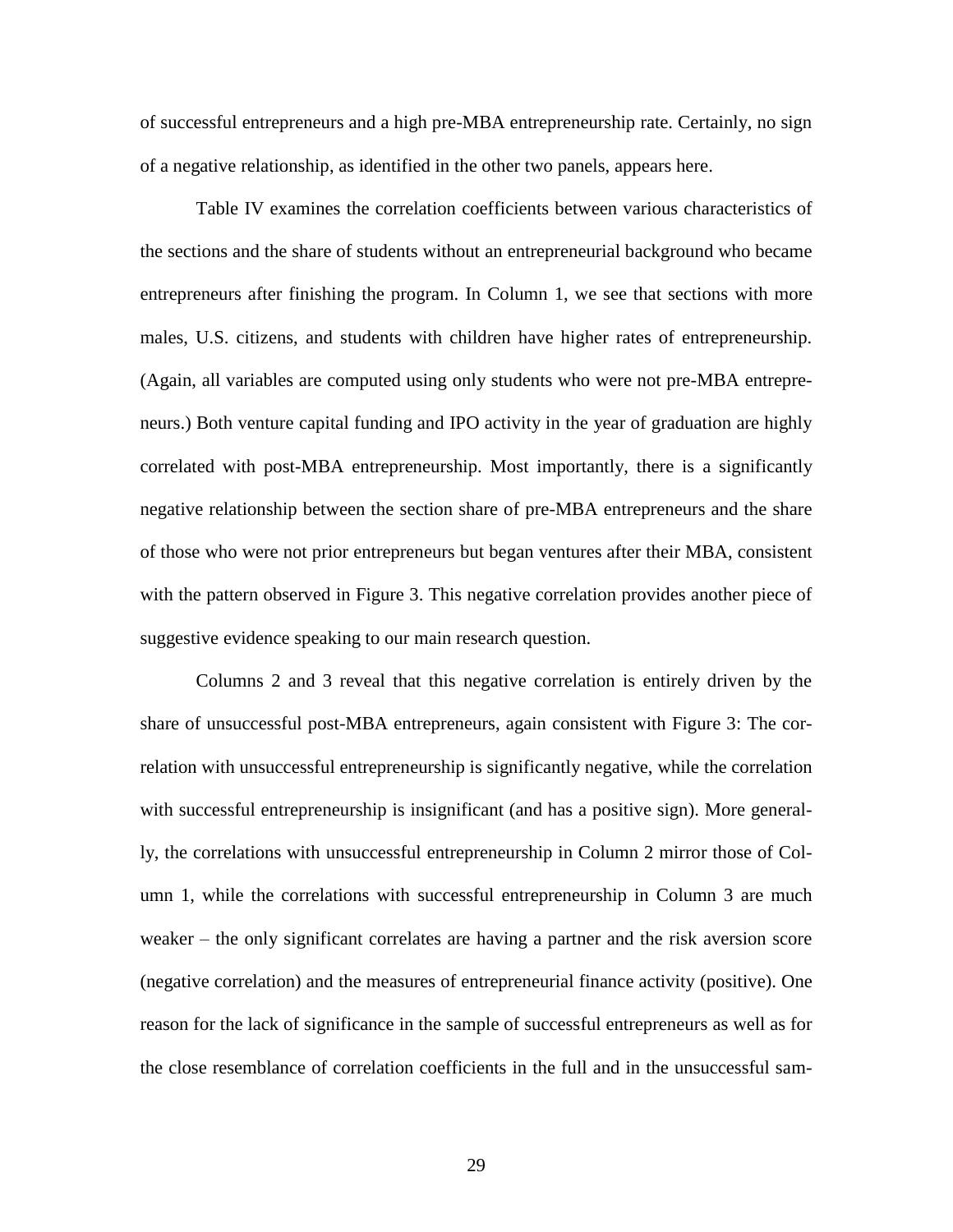of successful entrepreneurs and a high pre-MBA entrepreneurship rate. Certainly, no sign of a negative relationship, as identified in the other two panels, appears here.

Table IV examines the correlation coefficients between various characteristics of the sections and the share of students without an entrepreneurial background who became entrepreneurs after finishing the program. In Column 1, we see that sections with more males, U.S. citizens, and students with children have higher rates of entrepreneurship. (Again, all variables are computed using only students who were not pre-MBA entrepreneurs.) Both venture capital funding and IPO activity in the year of graduation are highly correlated with post-MBA entrepreneurship. Most importantly, there is a significantly negative relationship between the section share of pre-MBA entrepreneurs and the share of those who were not prior entrepreneurs but began ventures after their MBA, consistent with the pattern observed in Figure 3. This negative correlation provides another piece of suggestive evidence speaking to our main research question.

Columns 2 and 3 reveal that this negative correlation is entirely driven by the share of unsuccessful post-MBA entrepreneurs, again consistent with Figure 3: The correlation with unsuccessful entrepreneurship is significantly negative, while the correlation with successful entrepreneurship is insignificant (and has a positive sign). More generally, the correlations with unsuccessful entrepreneurship in Column 2 mirror those of Column 1, while the correlations with successful entrepreneurship in Column 3 are much weaker – the only significant correlates are having a partner and the risk aversion score (negative correlation) and the measures of entrepreneurial finance activity (positive). One reason for the lack of significance in the sample of successful entrepreneurs as well as for the close resemblance of correlation coefficients in the full and in the unsuccessful sam-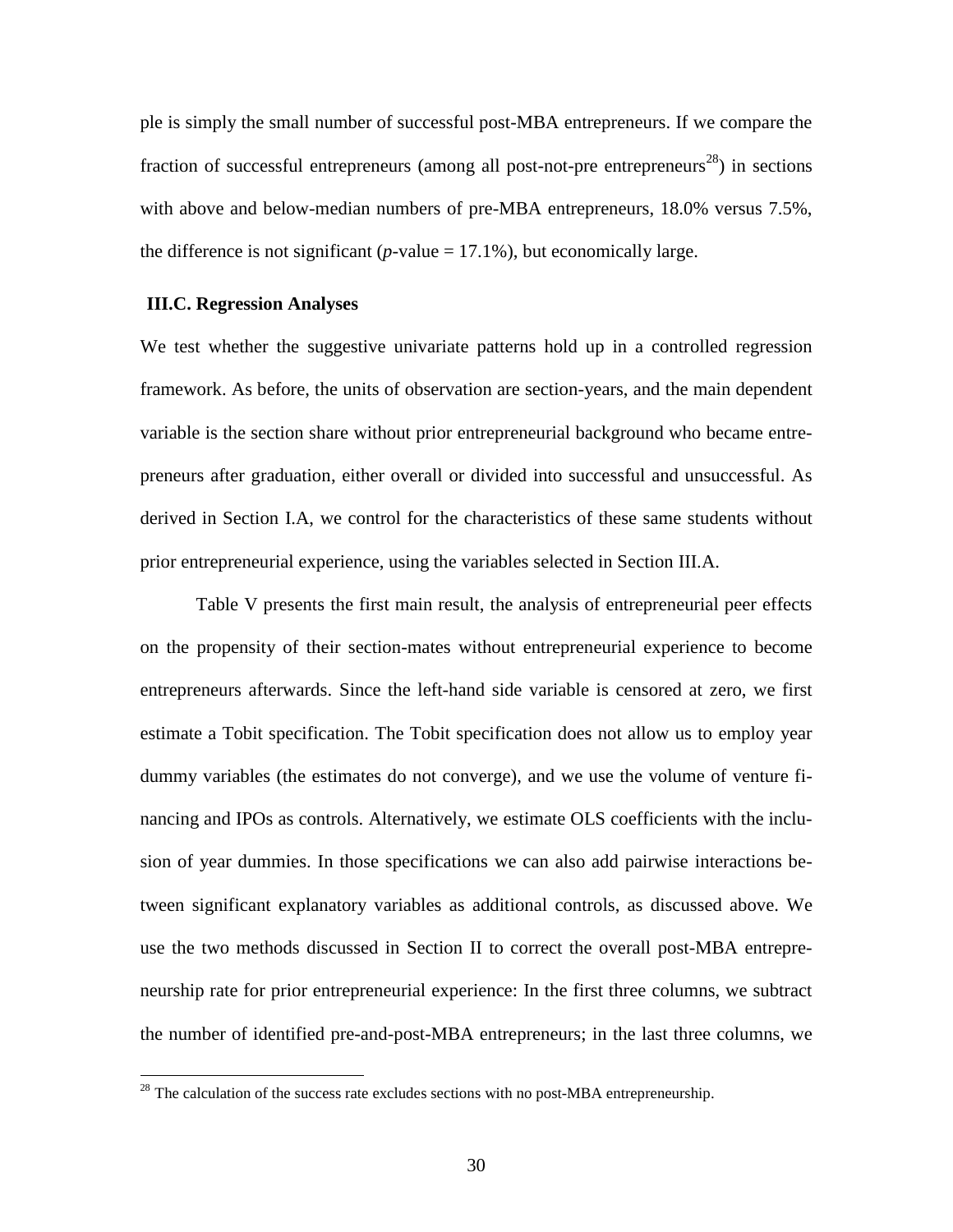ple is simply the small number of successful post-MBA entrepreneurs. If we compare the fraction of successful entrepreneurs (among all post-not-pre entrepreneurs[28]) in sections with above and below-median numbers of pre-MBA entrepreneurs, 18.0% versus 7.5%, the difference is not significant (*p*-value = 17.1%), but economically large.

### III.C. Regression Analyses

We test whether the suggestive univariate patterns hold up in a controlled regression framework. As before, the units of observation are section-years, and the main dependent variable is the section share without prior entrepreneurial background who became entrepreneurs after graduation, either overall or divided into successful and unsuccessful. As derived in Section I.A, we control for the characteristics of these same students without prior entrepreneurial experience, using the variables selected in Section III.A.

Table V presents the first main result, the analysis of entrepreneurial peer effects on the propensity of their section-mates without entrepreneurial experience to become entrepreneurs afterwards. Since the left-hand side variable is censored at zero, we first estimate a Tobit specification. The Tobit specification does not allow us to employ year dummy variables (the estimates do not converge), and we use the volume of venture financing and IPOs as controls. Alternatively, we estimate OLS coefficients with the inclusion of year dummies. In those specifications we can also add pairwise interactions between significant explanatory variables as additional controls, as discussed above. We use the two methods discussed in Section II to correct the overall post-MBA entrepreneurship rate for prior entrepreneurial experience: In the first three columns, we subtract the number of identified pre-and-post-MBA entrepreneurs; in the last three columns, we

[28] The calculation of the success rate excludes sections with no post-MBA entrepreneurship.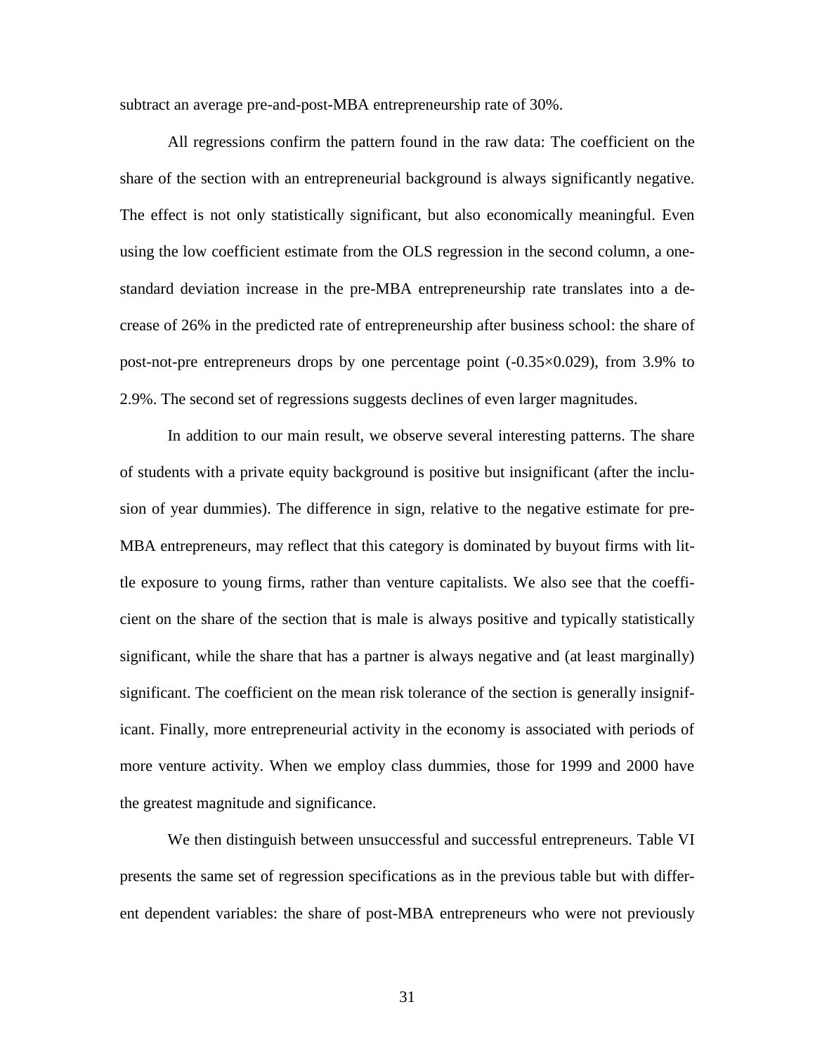subtract an average pre-and-post-MBA entrepreneurship rate of 30%.

All regressions confirm the pattern found in the raw data: The coefficient on the share of the section with an entrepreneurial background is always significantly negative. The effect is not only statistically significant, but also economically meaningful. Even using the low coefficient estimate from the OLS regression in the second column, a one-standard deviation increase in the pre-MBA entrepreneurship rate translates into a decrease of 26% in the predicted rate of entrepreneurship after business school: the share of post-not-pre entrepreneurs drops by one percentage point ($-0.35 \times 0.029$), from 3.9% to 2.9%. The second set of regressions suggests declines of even larger magnitudes.

In addition to our main result, we observe several interesting patterns. The share of students with a private equity background is positive but insignificant (after the inclusion of year dummies). The difference in sign, relative to the negative estimate for pre-MBA entrepreneurs, may reflect that this category is dominated by buyout firms with little exposure to young firms, rather than venture capitalists. We also see that the coefficient on the share of the section that is male is always positive and typically statistically significant, while the share that has a partner is always negative and (at least marginally) significant. The coefficient on the mean risk tolerance of the section is generally insignificant. Finally, more entrepreneurial activity in the economy is associated with periods of more venture activity. When we employ class dummies, those for 1999 and 2000 have the greatest magnitude and significance.

We then distinguish between unsuccessful and successful entrepreneurs. Table VI presents the same set of regression specifications as in the previous table but with different dependent variables: the share of post-MBA entrepreneurs who were not previously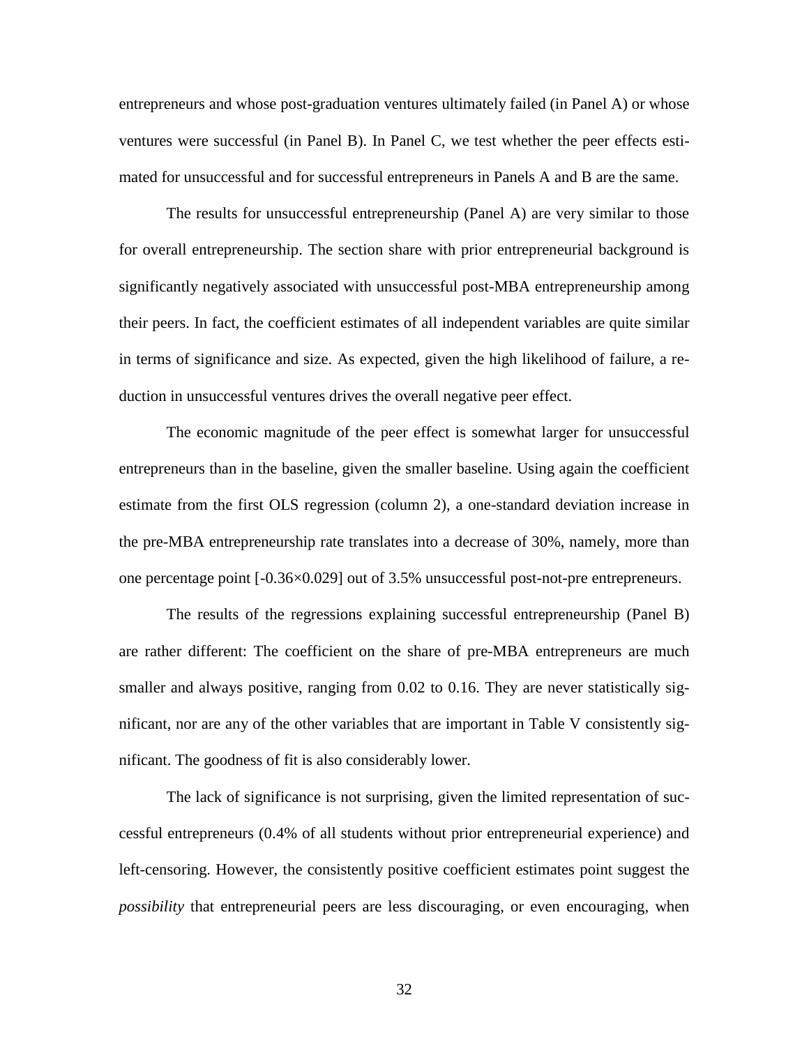entrepreneurs and whose post-graduation ventures ultimately failed (in Panel A) or whose ventures were successful (in Panel B). In Panel C, we test whether the peer effects estimated for unsuccessful and for successful entrepreneurs in Panels A and B are the same.

The results for unsuccessful entrepreneurship (Panel A) are very similar to those for overall entrepreneurship. The section share with prior entrepreneurial background is significantly negatively associated with unsuccessful post-MBA entrepreneurship among their peers. In fact, the coefficient estimates of all independent variables are quite similar in terms of significance and size. As expected, given the high likelihood of failure, a reduction in unsuccessful ventures drives the overall negative peer effect.

The economic magnitude of the peer effect is somewhat larger for unsuccessful entrepreneurs than in the baseline, given the smaller baseline. Using again the coefficient estimate from the first OLS regression (column 2), a one-standard deviation increase in the pre-MBA entrepreneurship rate translates into a decrease of 30%, namely, more than one percentage point [$-0.36\times0.029$] out of 3.5% unsuccessful post-not-pre entrepreneurs.

The results of the regressions explaining successful entrepreneurship (Panel B) are rather different: The coefficient on the share of pre-MBA entrepreneurs are much smaller and always positive, ranging from 0.02 to 0.16. They are never statistically significant, nor are any of the other variables that are important in Table V consistently significant. The goodness of fit is also considerably lower.

The lack of significance is not surprising, given the limited representation of successful entrepreneurs (0.4% of all students without prior entrepreneurial experience) and left-censoring. However, the consistently positive coefficient estimates point suggest the *possibility* that entrepreneurial peers are less discouraging, or even encouraging, when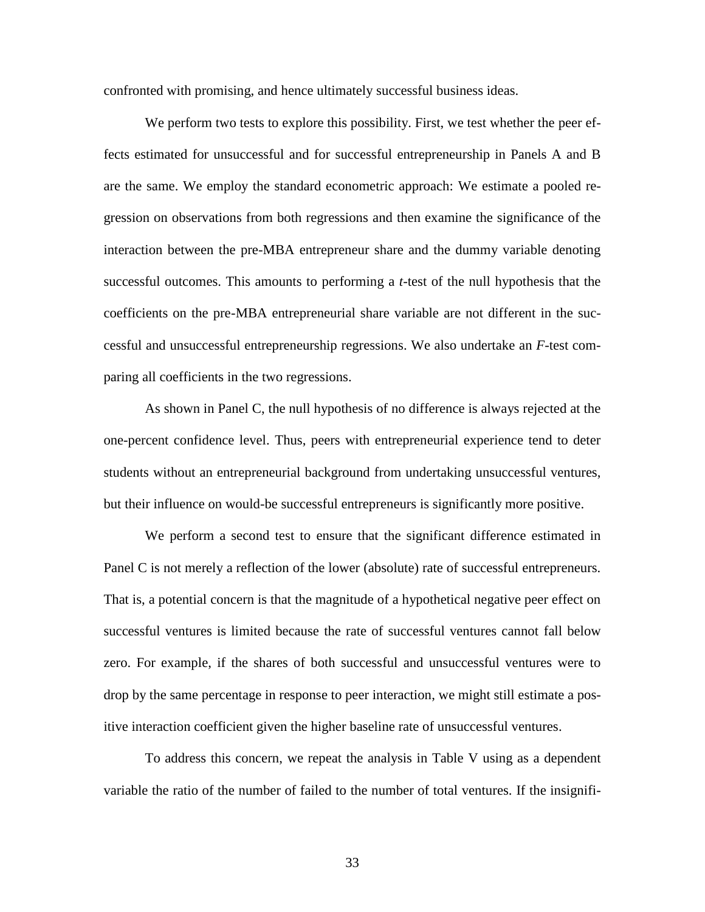confronted with promising, and hence ultimately successful business ideas.

We perform two tests to explore this possibility. First, we test whether the peer effects estimated for unsuccessful and for successful entrepreneurship in Panels A and B are the same. We employ the standard econometric approach: We estimate a pooled regression on observations from both regressions and then examine the significance of the interaction between the pre-MBA entrepreneur share and the dummy variable denoting successful outcomes. This amounts to performing a *t*-test of the null hypothesis that the coefficients on the pre-MBA entrepreneurial share variable are not different in the successful and unsuccessful entrepreneurship regressions. We also undertake an *F*-test comparing all coefficients in the two regressions.

As shown in Panel C, the null hypothesis of no difference is always rejected at the one-percent confidence level. Thus, peers with entrepreneurial experience tend to deter students without an entrepreneurial background from undertaking unsuccessful ventures, but their influence on would-be successful entrepreneurs is significantly more positive.

We perform a second test to ensure that the significant difference estimated in Panel C is not merely a reflection of the lower (absolute) rate of successful entrepreneurs. That is, a potential concern is that the magnitude of a hypothetical negative peer effect on successful ventures is limited because the rate of successful ventures cannot fall below zero. For example, if the shares of both successful and unsuccessful ventures were to drop by the same percentage in response to peer interaction, we might still estimate a positive interaction coefficient given the higher baseline rate of unsuccessful ventures.

To address this concern, we repeat the analysis in Table V using as a dependent variable the ratio of the number of failed to the number of total ventures. If the insignifi-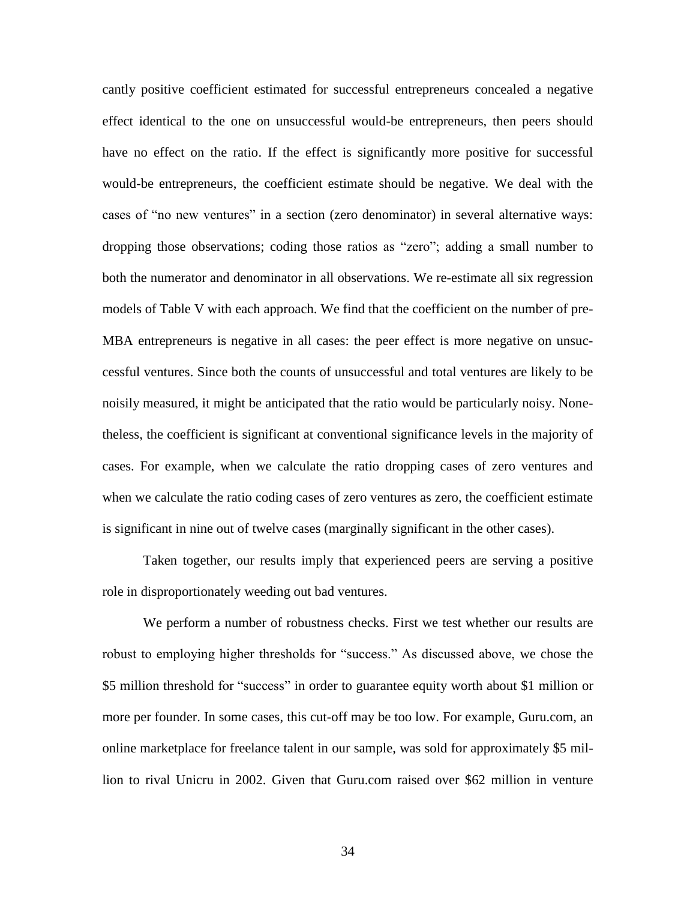cantly positive coefficient estimated for successful entrepreneurs concealed a negative effect identical to the one on unsuccessful would-be entrepreneurs, then peers should have no effect on the ratio. If the effect is significantly more positive for successful would-be entrepreneurs, the coefficient estimate should be negative. We deal with the cases of "no new ventures" in a section (zero denominator) in several alternative ways: dropping those observations; coding those ratios as "zero"; adding a small number to both the numerator and denominator in all observations. We re-estimate all six regression models of Table V with each approach. We find that the coefficient on the number of pre-MBA entrepreneurs is negative in all cases: the peer effect is more negative on unsuccessful ventures. Since both the counts of unsuccessful and total ventures are likely to be noisily measured, it might be anticipated that the ratio would be particularly noisy. Nonetheless, the coefficient is significant at conventional significance levels in the majority of cases. For example, when we calculate the ratio dropping cases of zero ventures and when we calculate the ratio coding cases of zero ventures as zero, the coefficient estimate is significant in nine out of twelve cases (marginally significant in the other cases).

Taken together, our results imply that experienced peers are serving a positive role in disproportionately weeding out bad ventures.

We perform a number of robustness checks. First we test whether our results are robust to employing higher thresholds for "success." As discussed above, we chose the $5 million threshold for "success" in order to guarantee equity worth about $1 million or more per founder. In some cases, this cut-off may be too low. For example, Guru.com, an online marketplace for freelance talent in our sample, was sold for approximately $5 million to rival Unicru in 2002. Given that Guru.com raised over $62 million in venture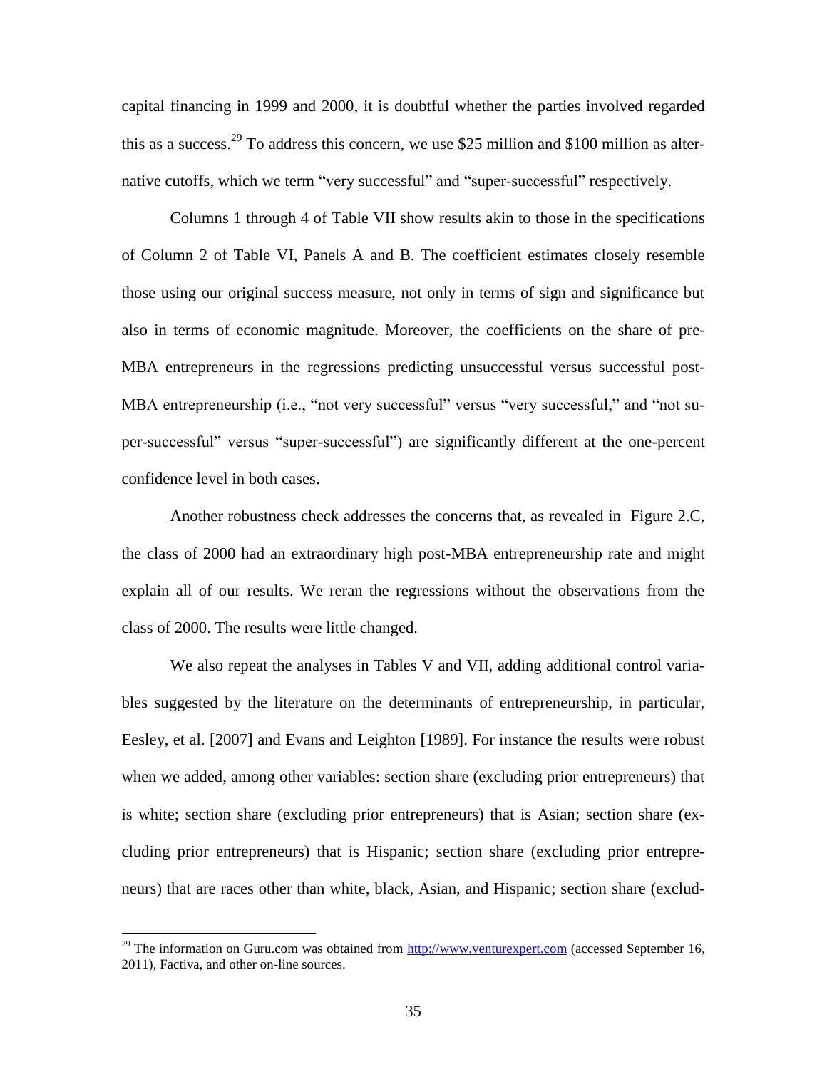capital financing in 1999 and 2000, it is doubtful whether the parties involved regarded this as a success.[29] To address this concern, we use \$25 million and \$100 million as alternative cutoffs, which we term "very successful" and "super-successful" respectively.

Columns 1 through 4 of Table VII show results akin to those in the specifications of Column 2 of Table VI, Panels A and B. The coefficient estimates closely resemble those using our original success measure, not only in terms of sign and significance but also in terms of economic magnitude. Moreover, the coefficients on the share of pre-MBA entrepreneurs in the regressions predicting unsuccessful versus successful post-MBA entrepreneurship (i.e., "not very successful" versus "very successful," and "not super-successful" versus "super-successful") are significantly different at the one-percent confidence level in both cases.

Another robustness check addresses the concerns that, as revealed in Figure 2.C, the class of 2000 had an extraordinary high post-MBA entrepreneurship rate and might explain all of our results. We reran the regressions without the observations from the class of 2000. The results were little changed.

We also repeat the analyses in Tables V and VII, adding additional control variables suggested by the literature on the determinants of entrepreneurship, in particular, Eesley, et al. [2007] and Evans and Leighton [1989]. For instance the results were robust when we added, among other variables: section share (excluding prior entrepreneurs) that is white; section share (excluding prior entrepreneurs) that is Asian; section share (excluding prior entrepreneurs) that is Hispanic; section share (excluding prior entrepreneurs) that are races other than white, black, Asian, and Hispanic; section share (exclud-

[29] The information on Guru.com was obtained from http://www.venturexpert.com (accessed September 16, 2011), Factiva, and other on-line sources.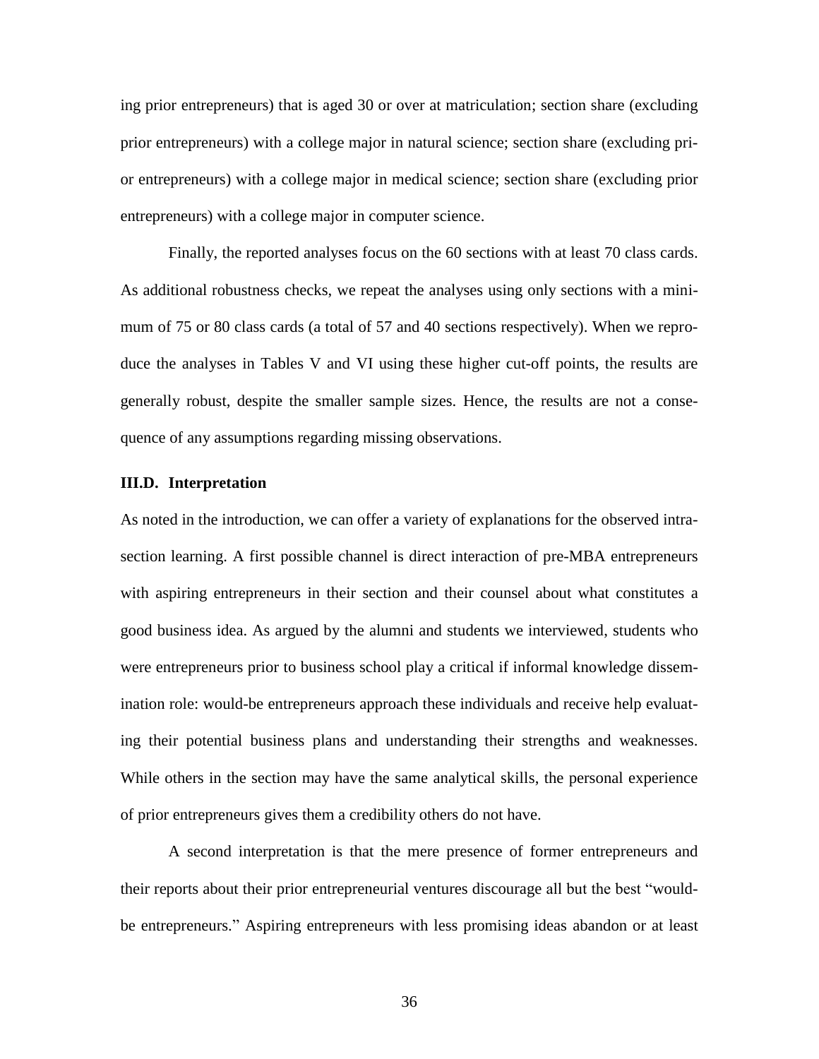ing prior entrepreneurs) that is aged 30 or over at matriculation; section share (excluding prior entrepreneurs) with a college major in natural science; section share (excluding prior entrepreneurs) with a college major in medical science; section share (excluding prior entrepreneurs) with a college major in computer science.

Finally, the reported analyses focus on the 60 sections with at least 70 class cards. As additional robustness checks, we repeat the analyses using only sections with a minimum of 75 or 80 class cards (a total of 57 and 40 sections respectively). When we reproduce the analyses in Tables V and VI using these higher cut-off points, the results are generally robust, despite the smaller sample sizes. Hence, the results are not a consequence of any assumptions regarding missing observations.

### III.D. Interpretation

As noted in the introduction, we can offer a variety of explanations for the observed intra-section learning. A first possible channel is direct interaction of pre-MBA entrepreneurs with aspiring entrepreneurs in their section and their counsel about what constitutes a good business idea. As argued by the alumni and students we interviewed, students who were entrepreneurs prior to business school play a critical if informal knowledge dissemination role: would-be entrepreneurs approach these individuals and receive help evaluating their potential business plans and understanding their strengths and weaknesses. While others in the section may have the same analytical skills, the personal experience of prior entrepreneurs gives them a credibility others do not have.

A second interpretation is that the mere presence of former entrepreneurs and their reports about their prior entrepreneurial ventures discourage all but the best "would-be entrepreneurs." Aspiring entrepreneurs with less promising ideas abandon or at least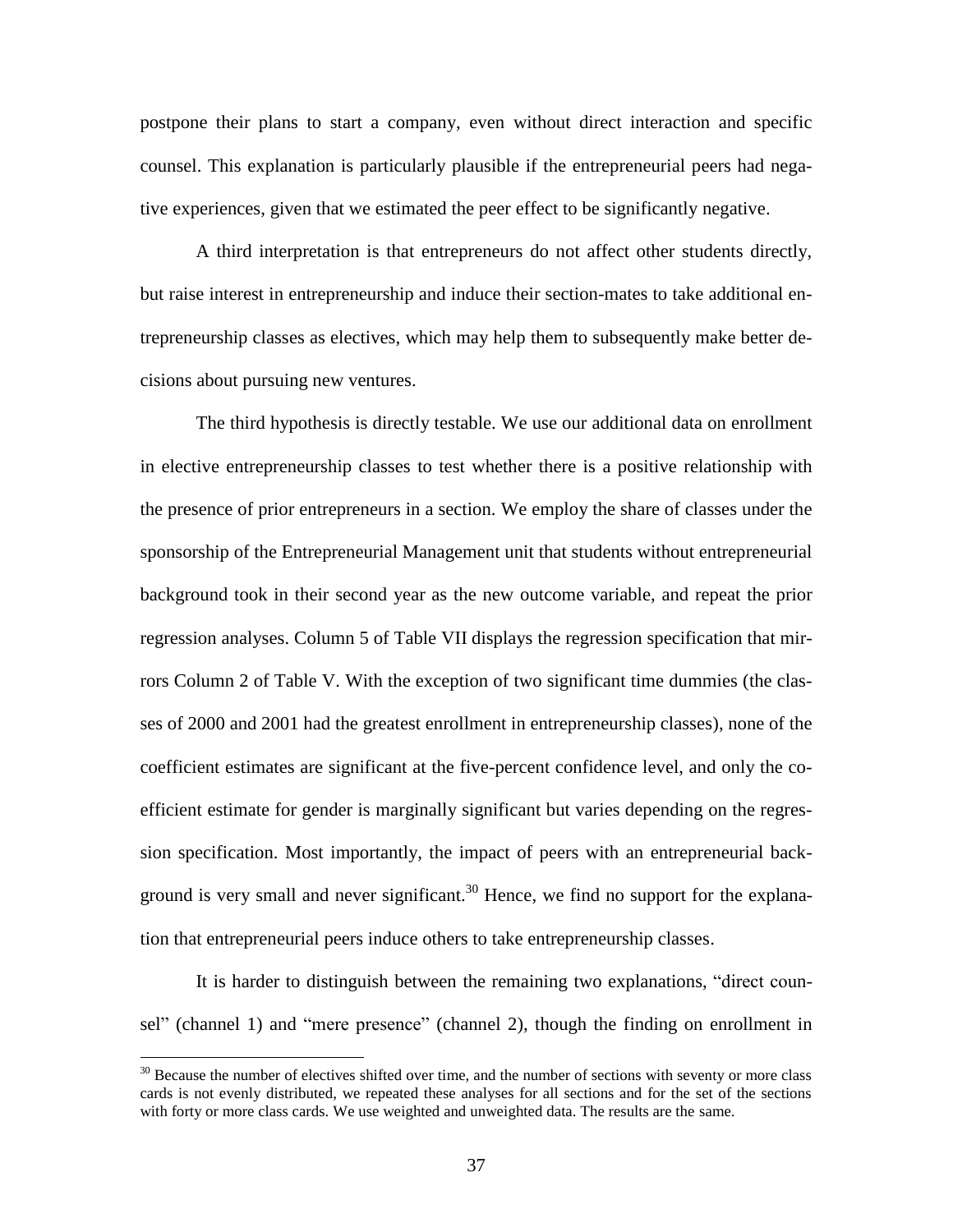postpone their plans to start a company, even without direct interaction and specific counsel. This explanation is particularly plausible if the entrepreneurial peers had negative experiences, given that we estimated the peer effect to be significantly negative.

A third interpretation is that entrepreneurs do not affect other students directly, but raise interest in entrepreneurship and induce their section-mates to take additional entrepreneurship classes as electives, which may help them to subsequently make better decisions about pursuing new ventures.

The third hypothesis is directly testable. We use our additional data on enrollment in elective entrepreneurship classes to test whether there is a positive relationship with the presence of prior entrepreneurs in a section. We employ the share of classes under the sponsorship of the Entrepreneurial Management unit that students without entrepreneurial background took in their second year as the new outcome variable, and repeat the prior regression analyses. Column 5 of Table VII displays the regression specification that mirrors Column 2 of Table V. With the exception of two significant time dummies (the classes of 2000 and 2001 had the greatest enrollment in entrepreneurship classes), none of the coefficient estimates are significant at the five-percent confidence level, and only the coefficient estimate for gender is marginally significant but varies depending on the regression specification. Most importantly, the impact of peers with an entrepreneurial background is very small and never significant.[30] Hence, we find no support for the explanation that entrepreneurial peers induce others to take entrepreneurship classes.

It is harder to distinguish between the remaining two explanations, "direct counsel" (channel 1) and "mere presence" (channel 2), though the finding on enrollment in

[30] Because the number of electives shifted over time, and the number of sections with seventy or more class cards is not evenly distributed, we repeated these analyses for all sections and for the set of the sections with forty or more class cards. We use weighted and unweighted data. The results are the same.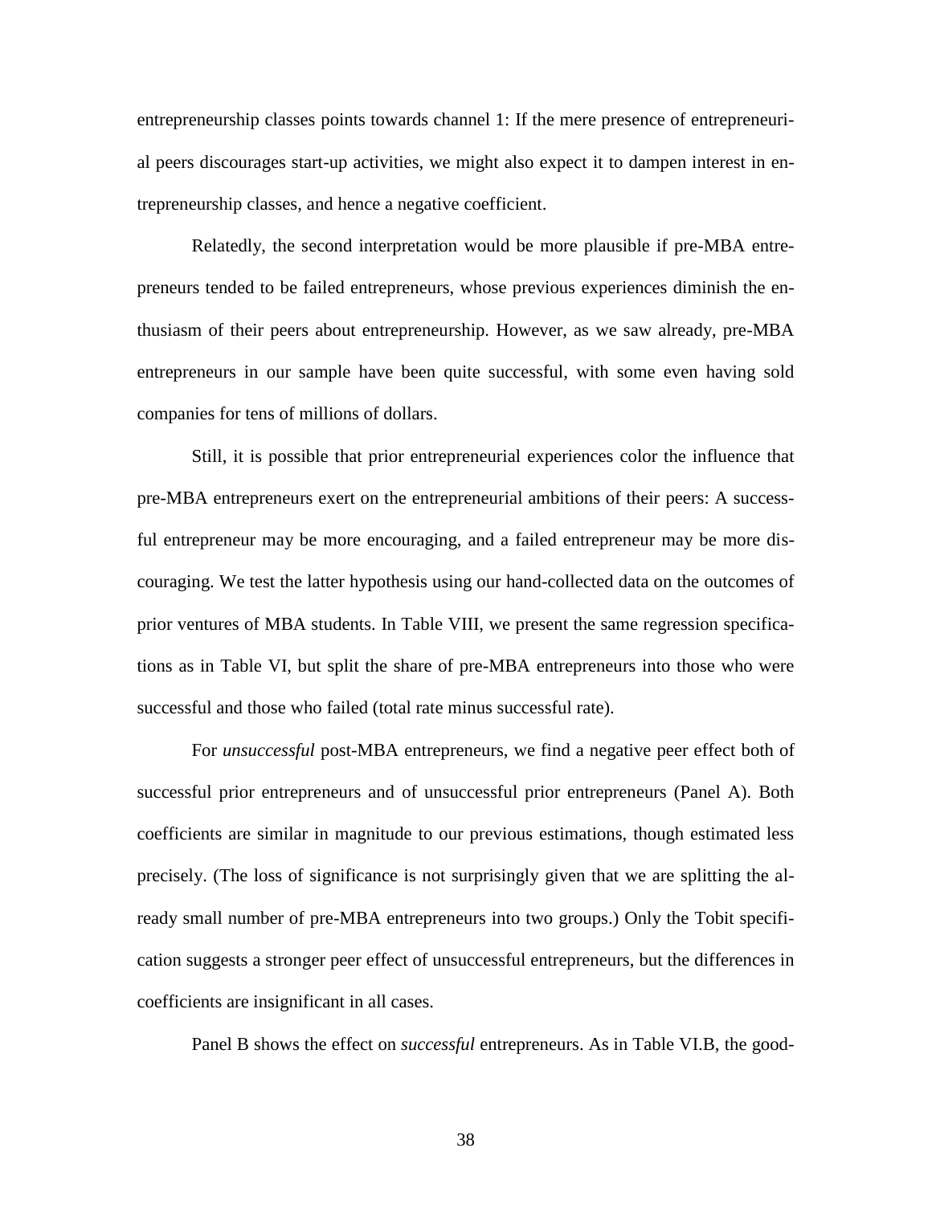entrepreneurship classes points towards channel 1: If the mere presence of entrepreneurial peers discourages start-up activities, we might also expect it to dampen interest in entrepreneurship classes, and hence a negative coefficient.

Relatedly, the second interpretation would be more plausible if pre-MBA entrepreneurs tended to be failed entrepreneurs, whose previous experiences diminish the enthusiasm of their peers about entrepreneurship. However, as we saw already, pre-MBA entrepreneurs in our sample have been quite successful, with some even having sold companies for tens of millions of dollars.

Still, it is possible that prior entrepreneurial experiences color the influence that pre-MBA entrepreneurs exert on the entrepreneurial ambitions of their peers: A successful entrepreneur may be more encouraging, and a failed entrepreneur may be more discouraging. We test the latter hypothesis using our hand-collected data on the outcomes of prior ventures of MBA students. In Table VIII, we present the same regression specifications as in Table VI, but split the share of pre-MBA entrepreneurs into those who were successful and those who failed (total rate minus successful rate).

For *unsuccessful* post-MBA entrepreneurs, we find a negative peer effect both of successful prior entrepreneurs and of unsuccessful prior entrepreneurs (Panel A). Both coefficients are similar in magnitude to our previous estimations, though estimated less precisely. (The loss of significance is not surprisingly given that we are splitting the already small number of pre-MBA entrepreneurs into two groups.) Only the Tobit specification suggests a stronger peer effect of unsuccessful entrepreneurs, but the differences in coefficients are insignificant in all cases.

Panel B shows the effect on *successful* entrepreneurs. As in Table VI.B, the good-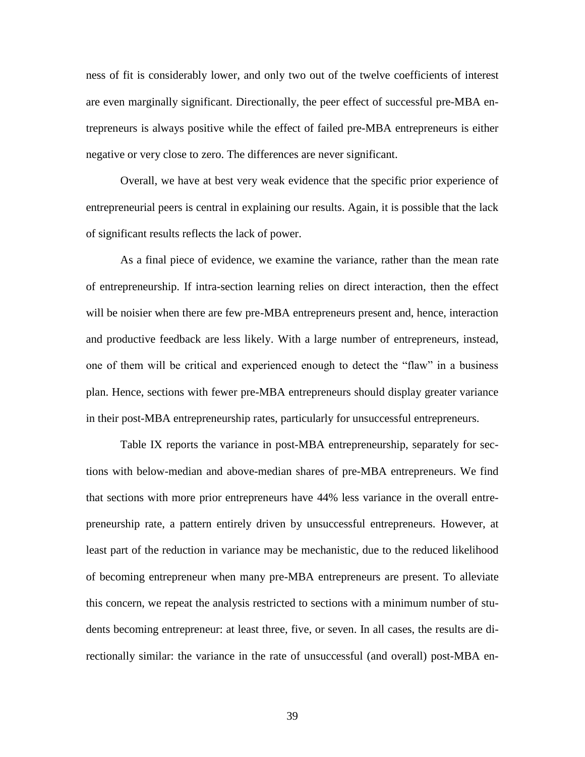ness of fit is considerably lower, and only two out of the twelve coefficients of interest are even marginally significant. Directionally, the peer effect of successful pre-MBA entrepreneurs is always positive while the effect of failed pre-MBA entrepreneurs is either negative or very close to zero. The differences are never significant.

Overall, we have at best very weak evidence that the specific prior experience of entrepreneurial peers is central in explaining our results. Again, it is possible that the lack of significant results reflects the lack of power.

As a final piece of evidence, we examine the variance, rather than the mean rate of entrepreneurship. If intra-section learning relies on direct interaction, then the effect will be noisier when there are few pre-MBA entrepreneurs present and, hence, interaction and productive feedback are less likely. With a large number of entrepreneurs, instead, one of them will be critical and experienced enough to detect the "flaw" in a business plan. Hence, sections with fewer pre-MBA entrepreneurs should display greater variance in their post-MBA entrepreneurship rates, particularly for unsuccessful entrepreneurs.

Table IX reports the variance in post-MBA entrepreneurship, separately for sections with below-median and above-median shares of pre-MBA entrepreneurs. We find that sections with more prior entrepreneurs have 44% less variance in the overall entrepreneurship rate, a pattern entirely driven by unsuccessful entrepreneurs. However, at least part of the reduction in variance may be mechanistic, due to the reduced likelihood of becoming entrepreneur when many pre-MBA entrepreneurs are present. To alleviate this concern, we repeat the analysis restricted to sections with a minimum number of students becoming entrepreneur: at least three, five, or seven. In all cases, the results are directionally similar: the variance in the rate of unsuccessful (and overall) post-MBA en-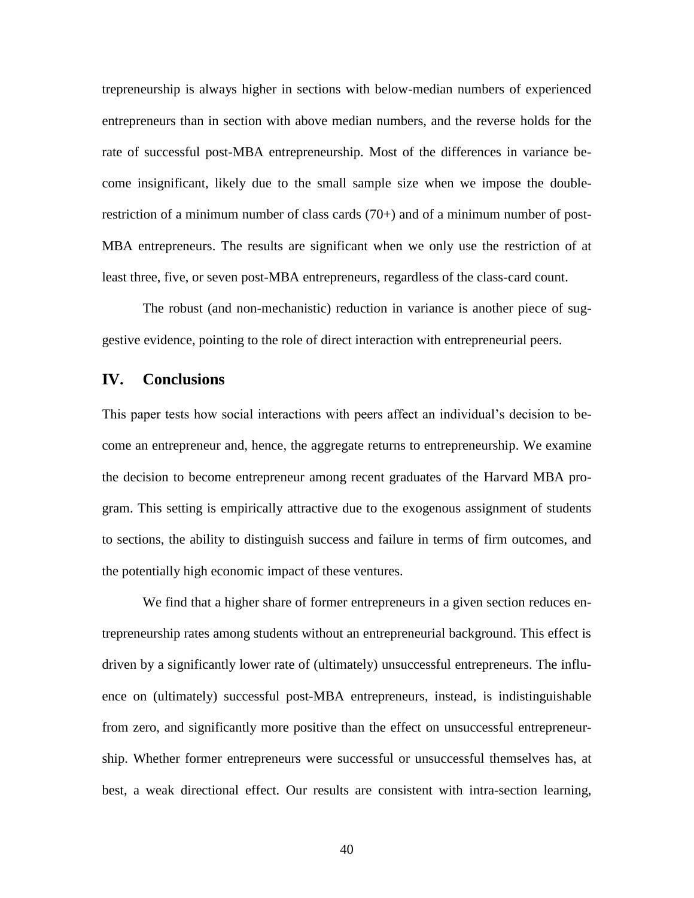trepreneurship is always higher in sections with below-median numbers of experienced entrepreneurs than in section with above median numbers, and the reverse holds for the rate of successful post-MBA entrepreneurship. Most of the differences in variance become insignificant, likely due to the small sample size when we impose the double-restriction of a minimum number of class cards (70+) and of a minimum number of post-MBA entrepreneurs. The results are significant when we only use the restriction of at least three, five, or seven post-MBA entrepreneurs, regardless of the class-card count.

The robust (and non-mechanistic) reduction in variance is another piece of suggestive evidence, pointing to the role of direct interaction with entrepreneurial peers.

## IV. Conclusions

This paper tests how social interactions with peers affect an individual's decision to become an entrepreneur and, hence, the aggregate returns to entrepreneurship. We examine the decision to become entrepreneur among recent graduates of the Harvard MBA program. This setting is empirically attractive due to the exogenous assignment of students to sections, the ability to distinguish success and failure in terms of firm outcomes, and the potentially high economic impact of these ventures.

We find that a higher share of former entrepreneurs in a given section reduces entrepreneurship rates among students without an entrepreneurial background. This effect is driven by a significantly lower rate of (ultimately) unsuccessful entrepreneurs. The influence on (ultimately) successful post-MBA entrepreneurs, instead, is indistinguishable from zero, and significantly more positive than the effect on unsuccessful entrepreneurship. Whether former entrepreneurs were successful or unsuccessful themselves has, at best, a weak directional effect. Our results are consistent with intra-section learning,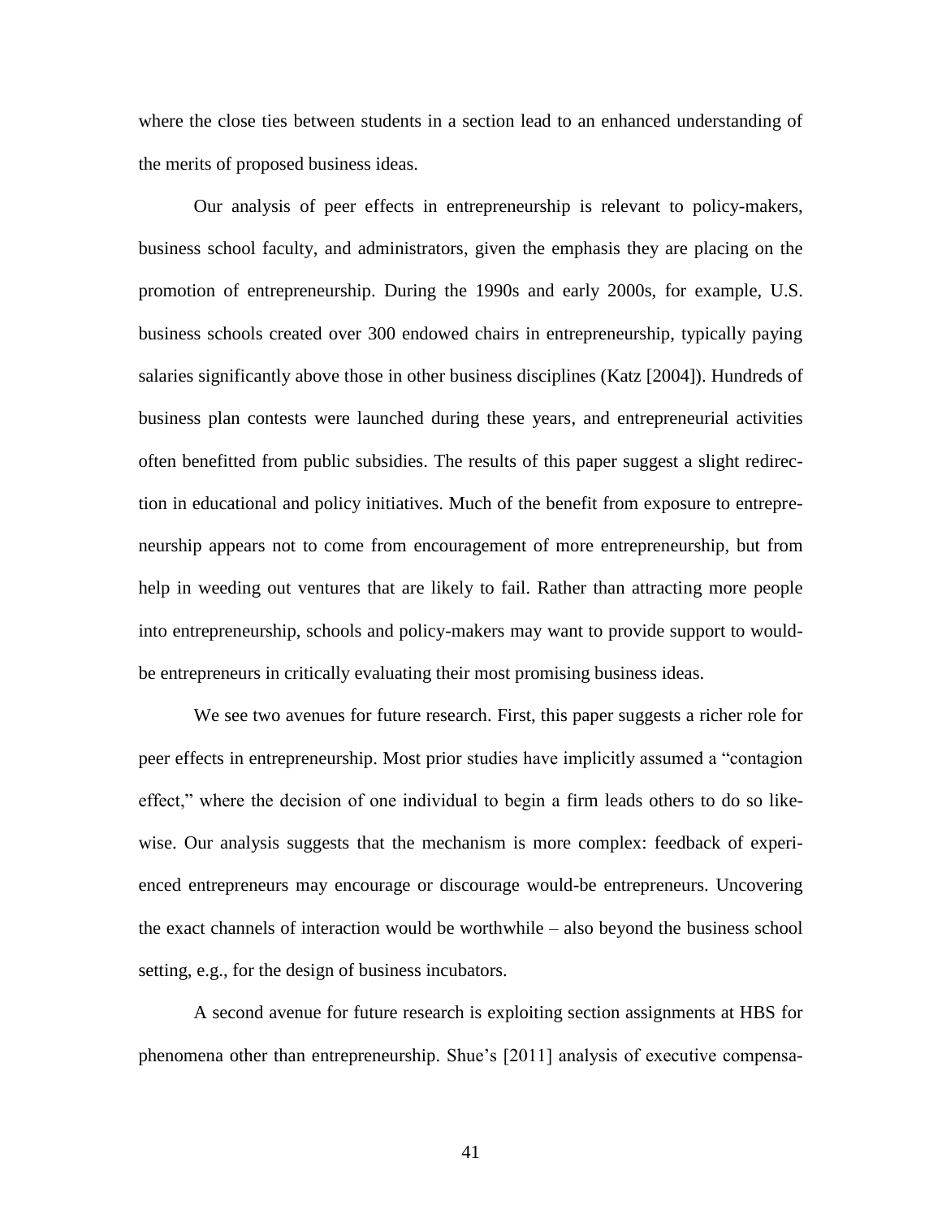where the close ties between students in a section lead to an enhanced understanding of the merits of proposed business ideas.

Our analysis of peer effects in entrepreneurship is relevant to policy-makers, business school faculty, and administrators, given the emphasis they are placing on the promotion of entrepreneurship. During the 1990s and early 2000s, for example, U.S. business schools created over 300 endowed chairs in entrepreneurship, typically paying salaries significantly above those in other business disciplines (Katz [2004]). Hundreds of business plan contests were launched during these years, and entrepreneurial activities often benefitted from public subsidies. The results of this paper suggest a slight redirection in educational and policy initiatives. Much of the benefit from exposure to entrepreneurship appears not to come from encouragement of more entrepreneurship, but from help in weeding out ventures that are likely to fail. Rather than attracting more people into entrepreneurship, schools and policy-makers may want to provide support to would-be entrepreneurs in critically evaluating their most promising business ideas.

We see two avenues for future research. First, this paper suggests a richer role for peer effects in entrepreneurship. Most prior studies have implicitly assumed a "contagion effect," where the decision of one individual to begin a firm leads others to do so likewise. Our analysis suggests that the mechanism is more complex: feedback of experienced entrepreneurs may encourage or discourage would-be entrepreneurs. Uncovering the exact channels of interaction would be worthwhile – also beyond the business school setting, e.g., for the design of business incubators.

A second avenue for future research is exploiting section assignments at HBS for phenomena other than entrepreneurship. Shue's [2011] analysis of executive compensa-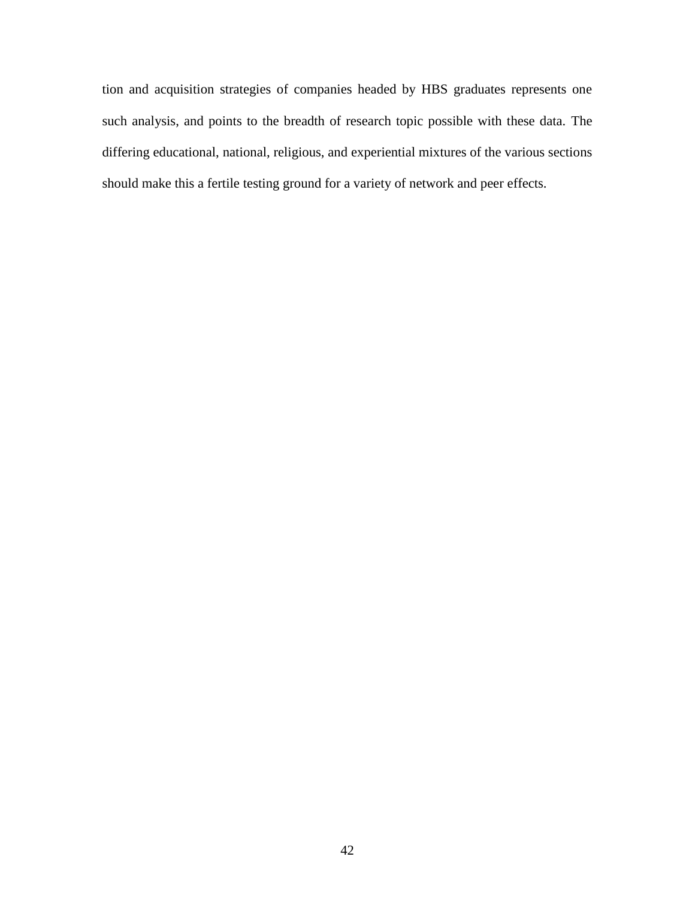tion and acquisition strategies of companies headed by HBS graduates represents one such analysis, and points to the breadth of research topic possible with these data. The differing educational, national, religious, and experiential mixtures of the various sections should make this a fertile testing ground for a variety of network and peer effects.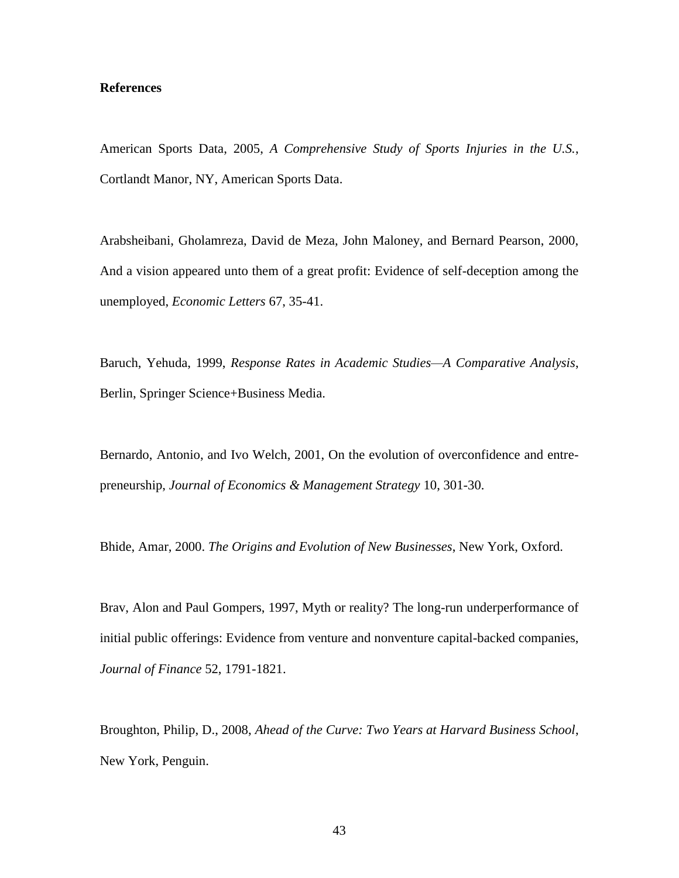**References**

American Sports Data, 2005, *A Comprehensive Study of Sports Injuries in the U.S.*, Cortlandt Manor, NY, American Sports Data.

Arabsheibani, Gholamreza, David de Meza, John Maloney, and Bernard Pearson, 2000, And a vision appeared unto them of a great profit: Evidence of self-deception among the unemployed, *Economic Letters* 67, 35-41.

Baruch, Yehuda, 1999, *Response Rates in Academic Studies—A Comparative Analysis*, Berlin, Springer Science+Business Media.

Bernardo, Antonio, and Ivo Welch, 2001, On the evolution of overconfidence and entrepreneurship, *Journal of Economics & Management Strategy* 10, 301-30.

Bhide, Amar, 2000. *The Origins and Evolution of New Businesses*, New York, Oxford.

Brav, Alon and Paul Gompers, 1997, Myth or reality? The long-run underperformance of initial public offerings: Evidence from venture and nonventure capital-backed companies, *Journal of Finance* 52, 1791-1821.

Broughton, Philip, D., 2008, *Ahead of the Curve: Two Years at Harvard Business School*, New York, Penguin.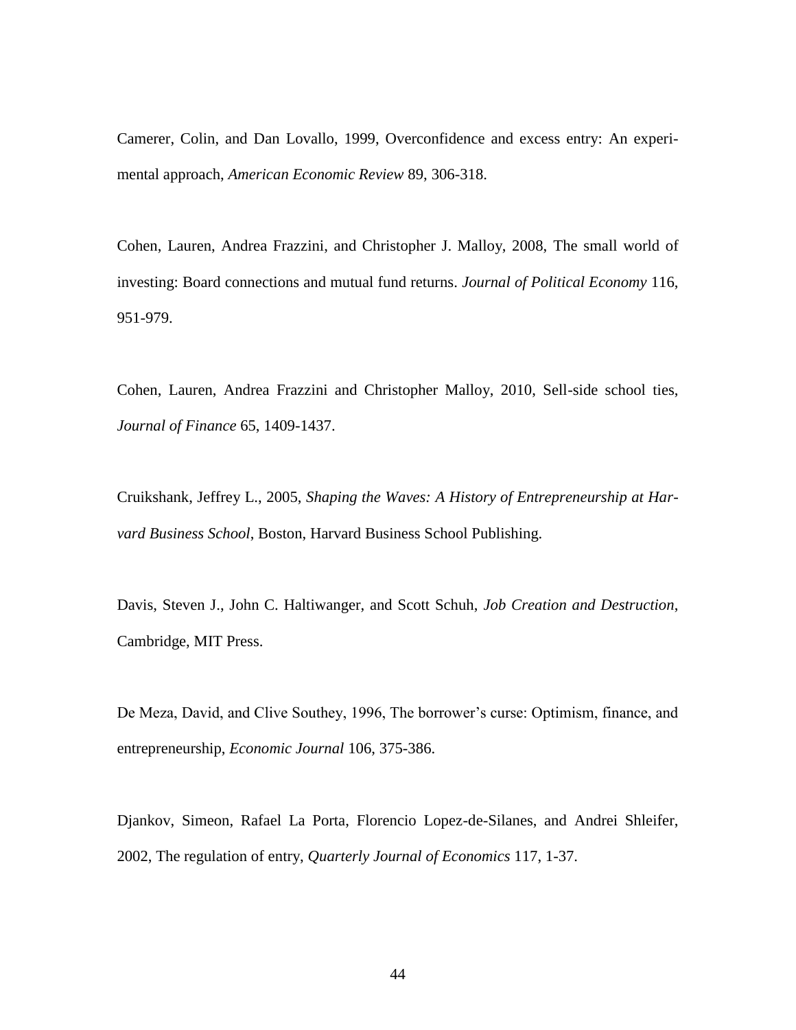Camerer, Colin, and Dan Lovallo, 1999, Overconfidence and excess entry: An experimental approach, *American Economic Review* 89, 306-318.

Cohen, Lauren, Andrea Frazzini, and Christopher J. Malloy, 2008, The small world of investing: Board connections and mutual fund returns. *Journal of Political Economy* 116, 951-979.

Cohen, Lauren, Andrea Frazzini and Christopher Malloy, 2010, Sell-side school ties, *Journal of Finance* 65, 1409-1437.

Cruikshank, Jeffrey L., 2005, *Shaping the Waves: A History of Entrepreneurship at Harvard Business School*, Boston, Harvard Business School Publishing.

Davis, Steven J., John C. Haltiwanger, and Scott Schuh, *Job Creation and Destruction*, Cambridge, MIT Press.

De Meza, David, and Clive Southey, 1996, The borrower's curse: Optimism, finance, and entrepreneurship, *Economic Journal* 106, 375-386.

Djankov, Simeon, Rafael La Porta, Florencio Lopez-de-Silanes, and Andrei Shleifer, 2002, The regulation of entry, *Quarterly Journal of Economics* 117, 1-37.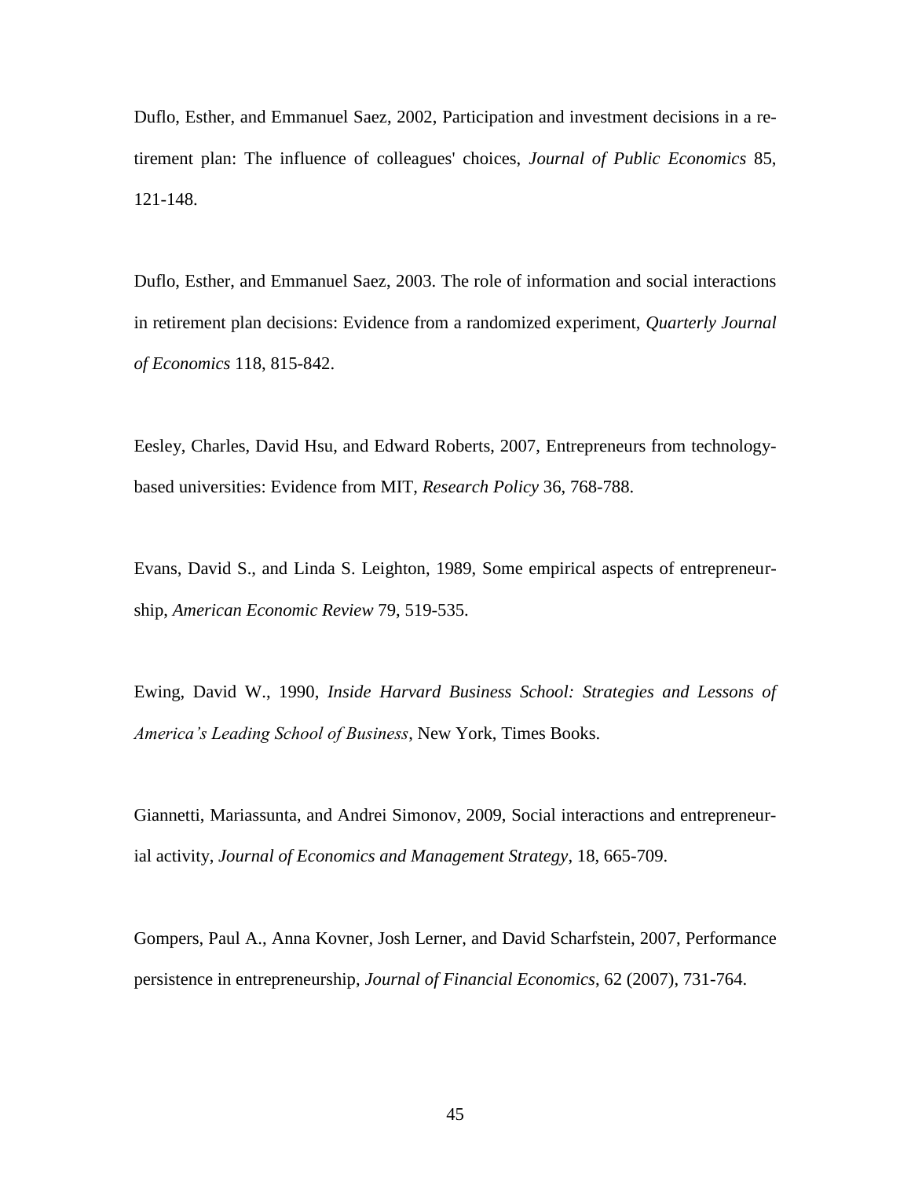Duflo, Esther, and Emmanuel Saez, 2002, Participation and investment decisions in a retirement plan: The influence of colleagues' choices, *Journal of Public Economics* 85, 121-148.

Duflo, Esther, and Emmanuel Saez, 2003. The role of information and social interactions in retirement plan decisions: Evidence from a randomized experiment, *Quarterly Journal of Economics* 118, 815-842.

Eesley, Charles, David Hsu, and Edward Roberts, 2007, Entrepreneurs from technology-based universities: Evidence from MIT, *Research Policy* 36, 768-788.

Evans, David S., and Linda S. Leighton, 1989, Some empirical aspects of entrepreneurship, *American Economic Review* 79, 519-535.

Ewing, David W., 1990, *Inside Harvard Business School: Strategies and Lessons of America's Leading School of Business*, New York, Times Books.

Giannetti, Mariassunta, and Andrei Simonov, 2009, Social interactions and entrepreneurial activity, *Journal of Economics and Management Strategy*, 18, 665-709.

Gompers, Paul A., Anna Kovner, Josh Lerner, and David Scharfstein, 2007, Performance persistence in entrepreneurship, *Journal of Financial Economics*, 62 (2007), 731-764.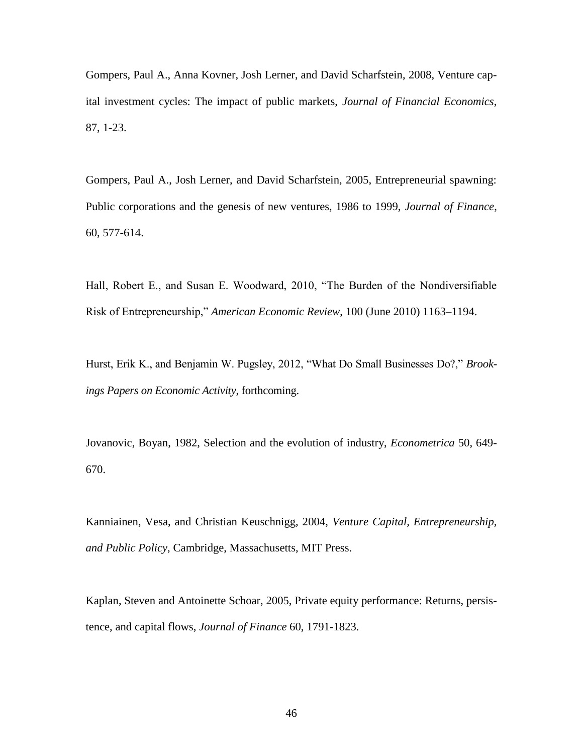Gompers, Paul A., Anna Kovner, Josh Lerner, and David Scharfstein, 2008, Venture capital investment cycles: The impact of public markets, *Journal of Financial Economics*, 87, 1-23.

Gompers, Paul A., Josh Lerner, and David Scharfstein, 2005, Entrepreneurial spawning: Public corporations and the genesis of new ventures, 1986 to 1999, *Journal of Finance*, 60, 577-614.

Hall, Robert E., and Susan E. Woodward, 2010, "The Burden of the Nondiversifiable Risk of Entrepreneurship," *American Economic Review*, 100 (June 2010) 1163–1194.

Hurst, Erik K., and Benjamin W. Pugsley, 2012, "What Do Small Businesses Do?," *Brookings Papers on Economic Activity*, forthcoming.

Jovanovic, Boyan, 1982, Selection and the evolution of industry, *Econometrica* 50, 649-670.

Kanniainen, Vesa, and Christian Keuschnigg, 2004, *Venture Capital, Entrepreneurship, and Public Policy*, Cambridge, Massachusetts, MIT Press.

Kaplan, Steven and Antoinette Schoar, 2005, Private equity performance: Returns, persistence, and capital flows, *Journal of Finance* 60, 1791-1823.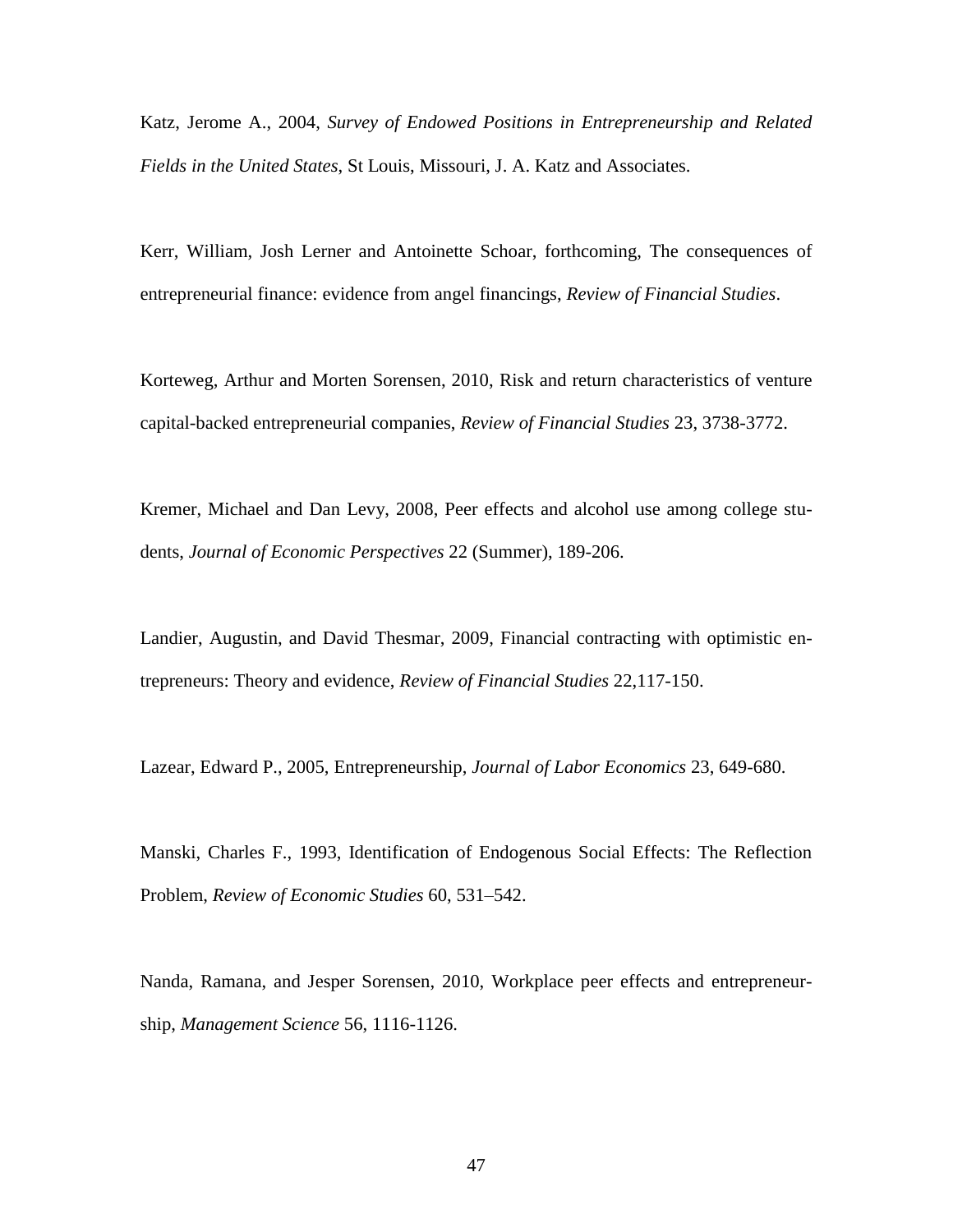Katz, Jerome A., 2004, *Survey of Endowed Positions in Entrepreneurship and Related Fields in the United States*, St Louis, Missouri, J. A. Katz and Associates.

Kerr, William, Josh Lerner and Antoinette Schoar, forthcoming, The consequences of entrepreneurial finance: evidence from angel financings, *Review of Financial Studies*.

Korteweg, Arthur and Morten Sorensen, 2010, Risk and return characteristics of venture capital-backed entrepreneurial companies, *Review of Financial Studies* 23, 3738-3772.

Kremer, Michael and Dan Levy, 2008, Peer effects and alcohol use among college students, *Journal of Economic Perspectives* 22 (Summer), 189-206.

Landier, Augustin, and David Thesmar, 2009, Financial contracting with optimistic entrepreneurs: Theory and evidence, *Review of Financial Studies* 22,117-150.

Lazear, Edward P., 2005, Entrepreneurship, *Journal of Labor Economics* 23, 649-680.

Manski, Charles F., 1993, Identification of Endogenous Social Effects: The Reflection Problem, *Review of Economic Studies* 60, 531–542.

Nanda, Ramana, and Jesper Sorensen, 2010, Workplace peer effects and entrepreneurship, *Management Science* 56, 1116-1126.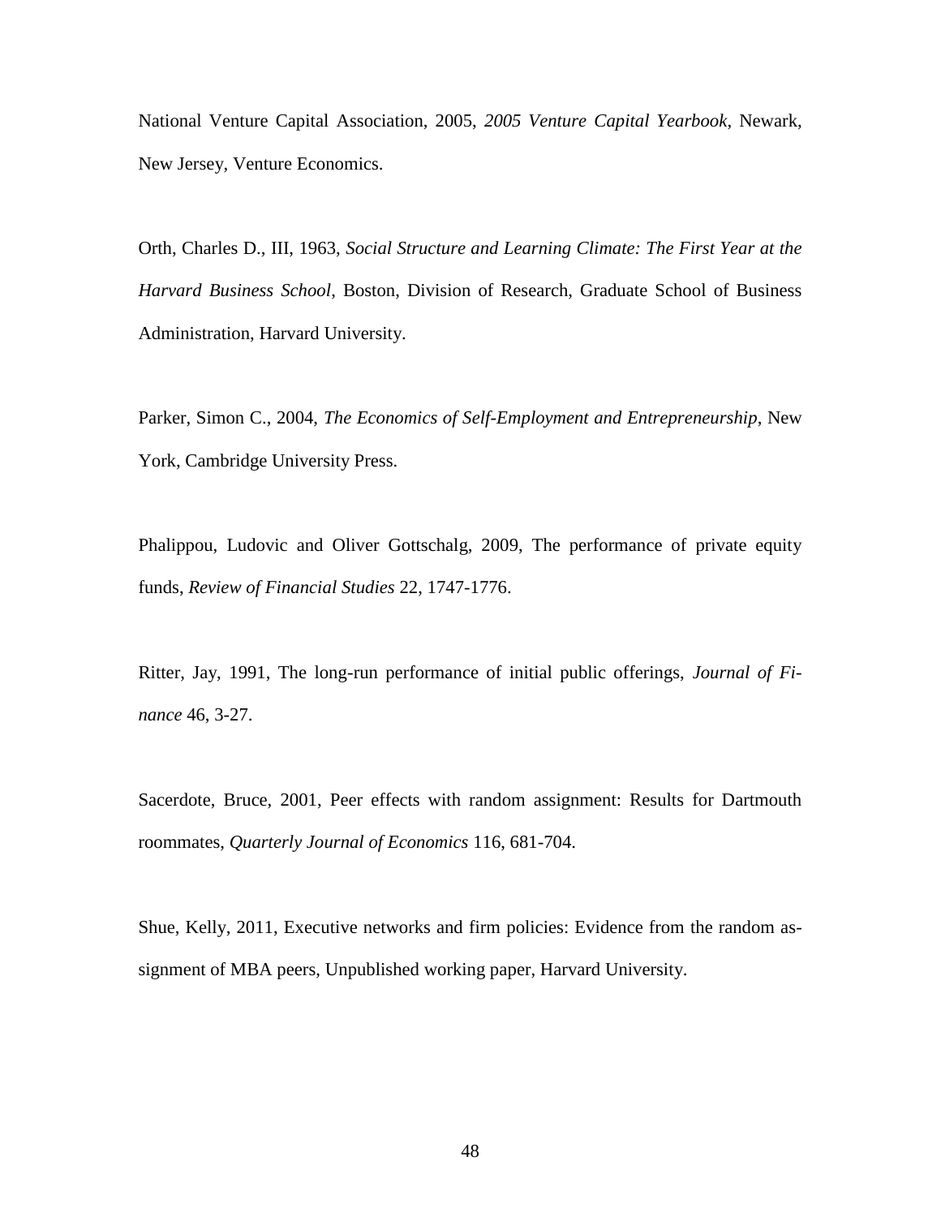National Venture Capital Association, 2005, *2005 Venture Capital Yearbook*, Newark, New Jersey, Venture Economics.

Orth, Charles D., III, 1963, *Social Structure and Learning Climate: The First Year at the Harvard Business School*, Boston, Division of Research, Graduate School of Business Administration, Harvard University.

Parker, Simon C., 2004, *The Economics of Self-Employment and Entrepreneurship*, New York, Cambridge University Press.

Phalippou, Ludovic and Oliver Gottschalg, 2009, The performance of private equity funds, *Review of Financial Studies* 22, 1747-1776.

Ritter, Jay, 1991, The long-run performance of initial public offerings, *Journal of Finance* 46, 3-27.

Sacerdote, Bruce, 2001, Peer effects with random assignment: Results for Dartmouth roommates, *Quarterly Journal of Economics* 116, 681-704.

Shue, Kelly, 2011, Executive networks and firm policies: Evidence from the random assignment of MBA peers, Unpublished working paper, Harvard University.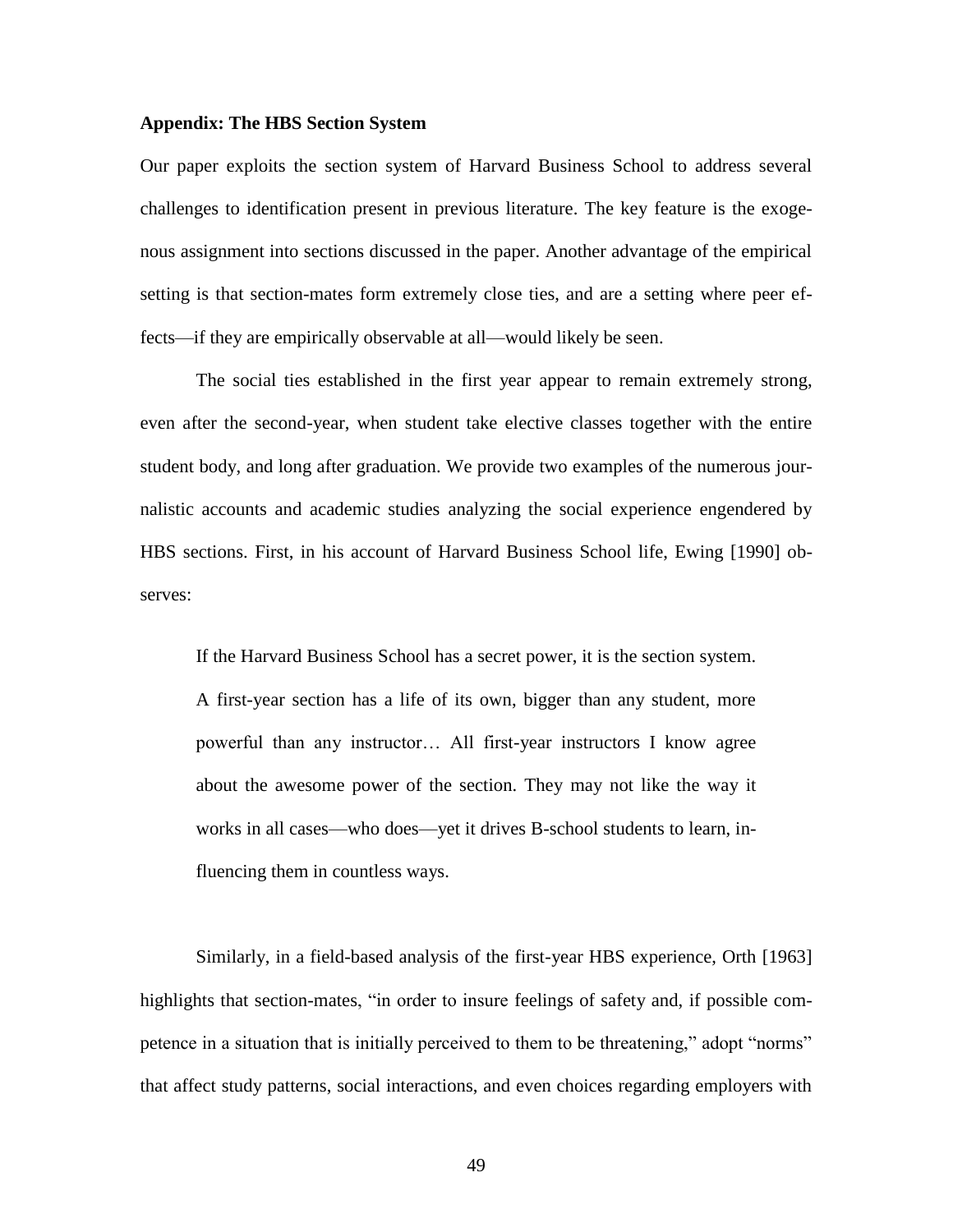### Appendix: The HBS Section System

Our paper exploits the section system of Harvard Business School to address several challenges to identification present in previous literature. The key feature is the exogenous assignment into sections discussed in the paper. Another advantage of the empirical setting is that section-mates form extremely close ties, and are a setting where peer effects—if they are empirically observable at all—would likely be seen.

The social ties established in the first year appear to remain extremely strong, even after the second-year, when student take elective classes together with the entire student body, and long after graduation. We provide two examples of the numerous journalistic accounts and academic studies analyzing the social experience engendered by HBS sections. First, in his account of Harvard Business School life, Ewing [1990] observes:

> If the Harvard Business School has a secret power, it is the section system. A first-year section has a life of its own, bigger than any student, more powerful than any instructor… All first-year instructors I know agree about the awesome power of the section. They may not like the way it works in all cases—who does—yet it drives B-school students to learn, influencing them in countless ways.

Similarly, in a field-based analysis of the first-year HBS experience, Orth [1963] highlights that section-mates, "in order to insure feelings of safety and, if possible competence in a situation that is initially perceived to them to be threatening," adopt "norms" that affect study patterns, social interactions, and even choices regarding employers with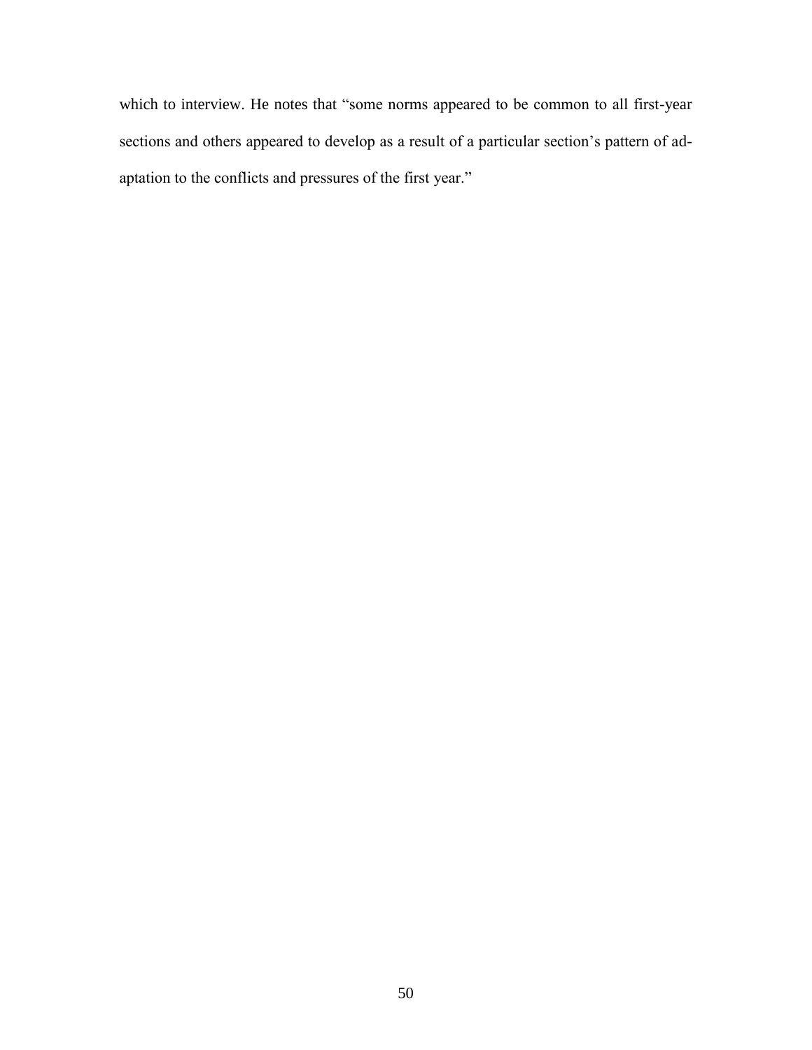which to interview. He notes that "some norms appeared to be common to all first-year sections and others appeared to develop as a result of a particular section's pattern of adaptation to the conflicts and pressures of the first year."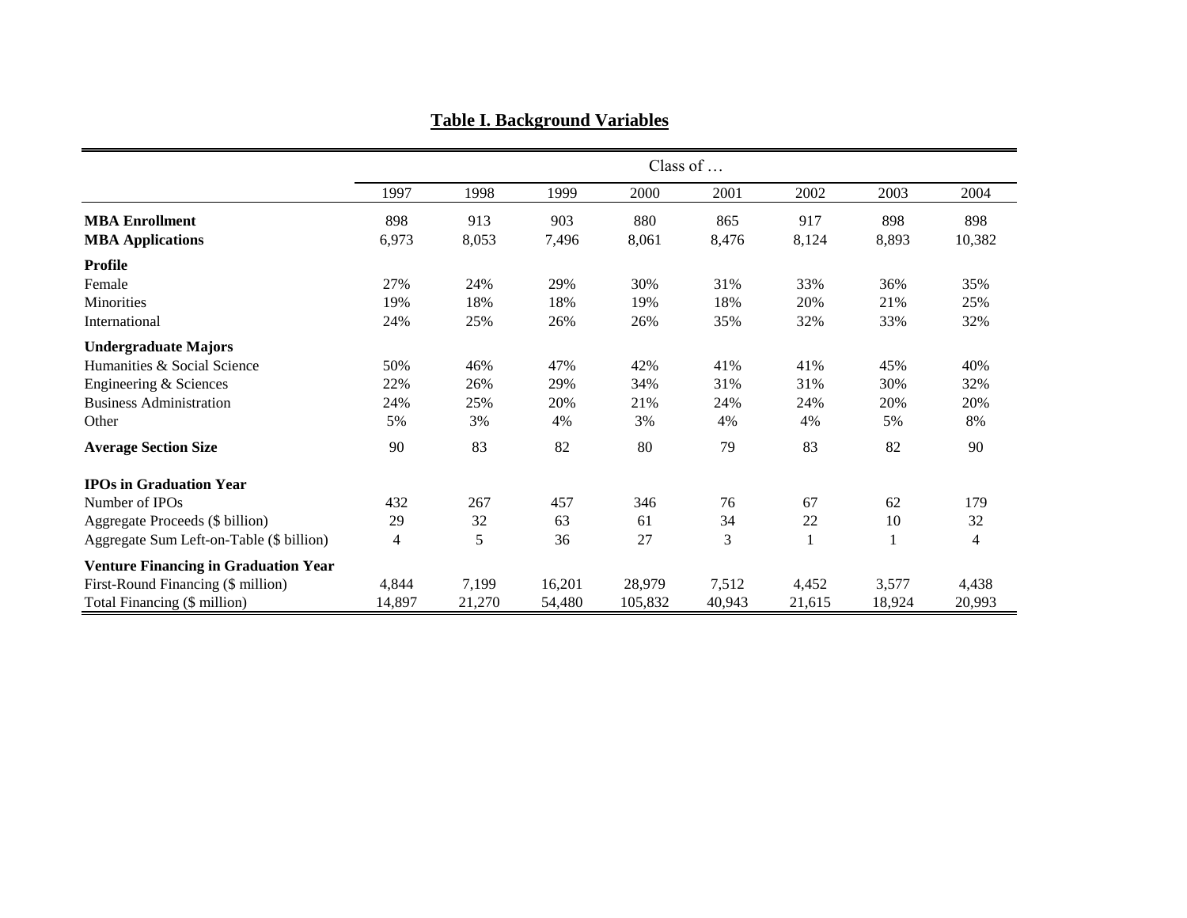## Table I. Background Variables

| | Class of … | | | | | | | |
|---|---|---|---|---|---|---|---|---|
| | 1997 | 1998 | 1999 | 2000 | 2001 | 2002 | 2003 | 2004 |
| **MBA Enrollment** | 898 | 913 | 903 | 880 | 865 | 917 | 898 | 898 |
| **MBA Applications** | 6,973 | 8,053 | 7,496 | 8,061 | 8,476 | 8,124 | 8,893 | 10,382 |
| **Profile** | | | | | | | | |
| Female | 27% | 24% | 29% | 30% | 31% | 33% | 36% | 35% |
| Minorities | 19% | 18% | 18% | 19% | 18% | 20% | 21% | 25% |
| International | 24% | 25% | 26% | 26% | 35% | 32% | 33% | 32% |
| **Undergraduate Majors** | | | | | | | | |
| Humanities & Social Science | 50% | 46% | 47% | 42% | 41% | 41% | 45% | 40% |
| Engineering & Sciences | 22% | 26% | 29% | 34% | 31% | 31% | 30% | 32% |
| Business Administration | 24% | 25% | 20% | 21% | 24% | 24% | 20% | 20% |
| Other | 5% | 3% | 4% | 3% | 4% | 4% | 5% | 8% |
| **Average Section Size** | 90 | 83 | 82 | 80 | 79 | 83 | 82 | 90 |
| **IPOs in Graduation Year** | | | | | | | | |
| Number of IPOs | 432 | 267 | 457 | 346 | 76 | 67 | 62 | 179 |
| Aggregate Proceeds ($ billion) | 29 | 32 | 63 | 61 | 34 | 22 | 10 | 32 |
| Aggregate Sum Left-on-Table ($ billion) | 4 | 5 | 36 | 27 | 3 | 1 | 1 | 4 |
| **Venture Financing in Graduation Year** | | | | | | | | |
| First-Round Financing ($ million) | 4,844 | 7,199 | 16,201 | 28,979 | 7,512 | 4,452 | 3,577 | 4,438 |
| Total Financing ($ million) | 14,897 | 21,270 | 54,480 | 105,832 | 40,943 | 21,615 | 18,924 | 20,993 |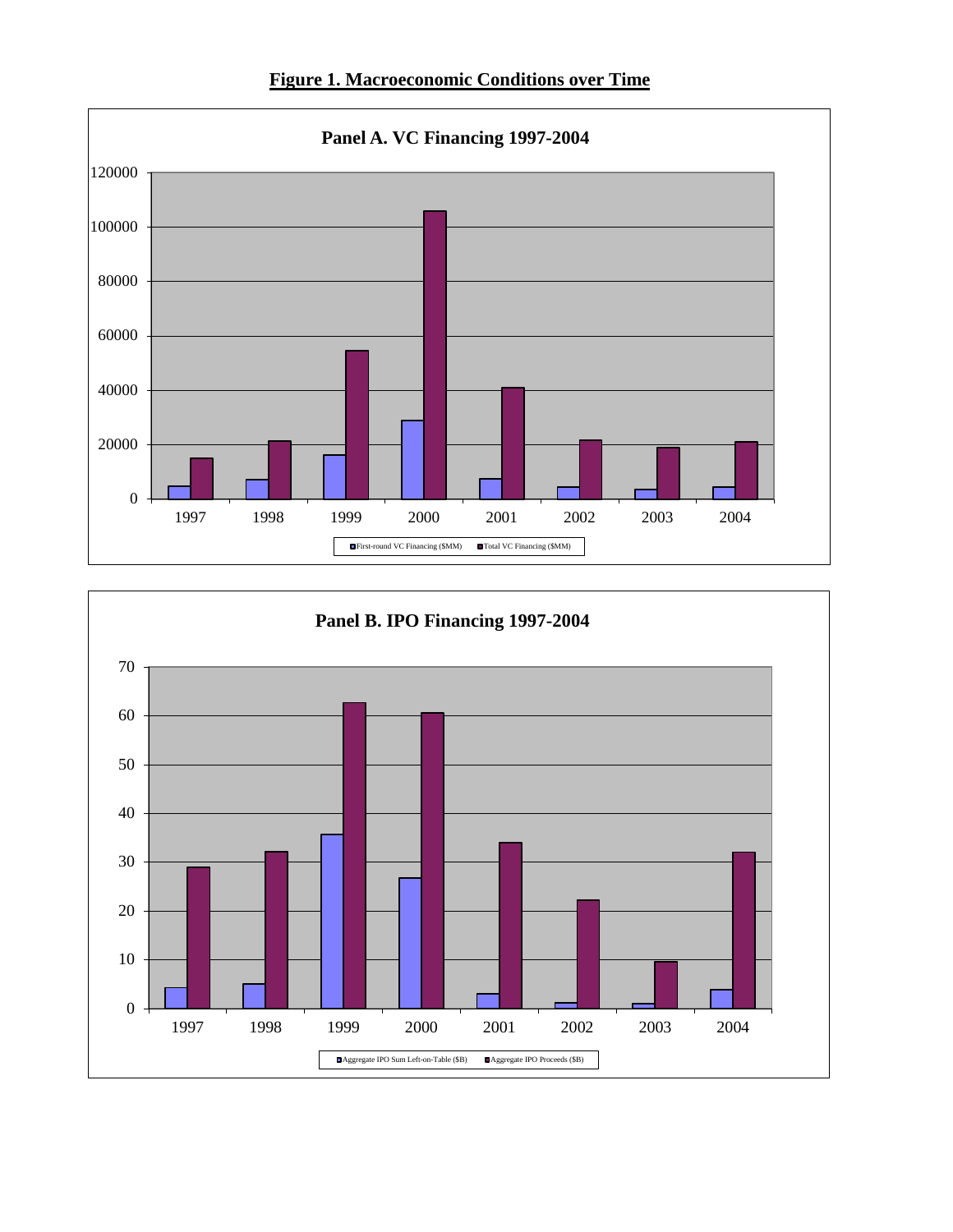# Figure 1. Macroeconomic Conditions over Time

**Panel A. VC Financing 1997-2004**

**Panel B. IPO Financing 1997-2004**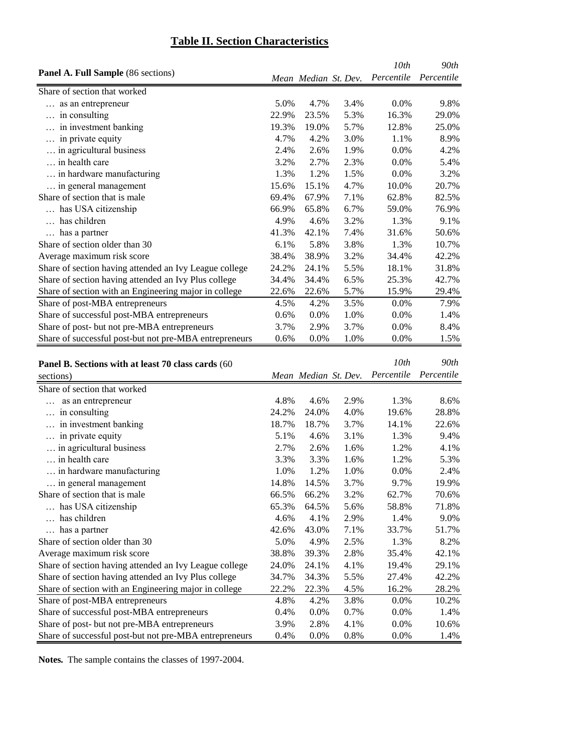# Table II. Section Characteristics

| Panel A. Full Sample (86 sections) | Mean | Median | St. Dev. | 10th Percentile | 90th Percentile |
|---|---|---|---|---|---|
| Share of section that worked | | | | | |
| … as an entrepreneur | 5.0% | 4.7% | 3.4% | 0.0% | 9.8% |
| … in consulting | 22.9% | 23.5% | 5.3% | 16.3% | 29.0% |
| … in investment banking | 19.3% | 19.0% | 5.7% | 12.8% | 25.0% |
| … in private equity | 4.7% | 4.2% | 3.0% | 1.1% | 8.9% |
| … in agricultural business | 2.4% | 2.6% | 1.9% | 0.0% | 4.2% |
| … in health care | 3.2% | 2.7% | 2.3% | 0.0% | 5.4% |
| … in hardware manufacturing | 1.3% | 1.2% | 1.5% | 0.0% | 3.2% |
| … in general management | 15.6% | 15.1% | 4.7% | 10.0% | 20.7% |
| Share of section that is male | 69.4% | 67.9% | 7.1% | 62.8% | 82.5% |
| … has USA citizenship | 66.9% | 65.8% | 6.7% | 59.0% | 76.9% |
| … has children | 4.9% | 4.6% | 3.2% | 1.3% | 9.1% |
| … has a partner | 41.3% | 42.1% | 7.4% | 31.6% | 50.6% |
| Share of section older than 30 | 6.1% | 5.8% | 3.8% | 1.3% | 10.7% |
| Average maximum risk score | 38.4% | 38.9% | 3.2% | 34.4% | 42.2% |
| Share of section having attended an Ivy League college | 24.2% | 24.1% | 5.5% | 18.1% | 31.8% |
| Share of section having attended an Ivy Plus college | 34.4% | 34.4% | 6.5% | 25.3% | 42.7% |
| Share of section with an Engineering major in college | 22.6% | 22.6% | 5.7% | 15.9% | 29.4% |
| Share of post-MBA entrepreneurs | 4.5% | 4.2% | 3.5% | 0.0% | 7.9% |
| Share of successful post-MBA entrepreneurs | 0.6% | 0.0% | 1.0% | 0.0% | 1.4% |
| Share of post- but not pre-MBA entrepreneurs | 3.7% | 2.9% | 3.7% | 0.0% | 8.4% |
| Share of successful post-but not pre-MBA entrepreneurs | 0.6% | 0.0% | 1.0% | 0.0% | 1.5% |

| Panel B. Sections with at least 70 class cards (60 sections) | Mean | Median | St. Dev. | 10th Percentile | 90th Percentile |
|---|---|---|---|---|---|
| Share of section that worked | | | | | |
| … as an entrepreneur | 4.8% | 4.6% | 2.9% | 1.3% | 8.6% |
| … in consulting | 24.2% | 24.0% | 4.0% | 19.6% | 28.8% |
| … in investment banking | 18.7% | 18.7% | 3.7% | 14.1% | 22.6% |
| … in private equity | 5.1% | 4.6% | 3.1% | 1.3% | 9.4% |
| … in agricultural business | 2.7% | 2.6% | 1.6% | 1.2% | 4.1% |
| … in health care | 3.3% | 3.3% | 1.6% | 1.2% | 5.3% |
| … in hardware manufacturing | 1.0% | 1.2% | 1.0% | 0.0% | 2.4% |
| … in general management | 14.8% | 14.5% | 3.7% | 9.7% | 19.9% |
| Share of section that is male | 66.5% | 66.2% | 3.2% | 62.7% | 70.6% |
| … has USA citizenship | 65.3% | 64.5% | 5.6% | 58.8% | 71.8% |
| … has children | 4.6% | 4.1% | 2.9% | 1.4% | 9.0% |
| … has a partner | 42.6% | 43.0% | 7.1% | 33.7% | 51.7% |
| Share of section older than 30 | 5.0% | 4.9% | 2.5% | 1.3% | 8.2% |
| Average maximum risk score | 38.8% | 39.3% | 2.8% | 35.4% | 42.1% |
| Share of section having attended an Ivy League college | 24.0% | 24.1% | 4.1% | 19.4% | 29.1% |
| Share of section having attended an Ivy Plus college | 34.7% | 34.3% | 5.5% | 27.4% | 42.2% |
| Share of section with an Engineering major in college | 22.2% | 22.3% | 4.5% | 16.2% | 28.2% |
| Share of post-MBA entrepreneurs | 4.8% | 4.2% | 3.8% | 0.0% | 10.2% |
| Share of successful post-MBA entrepreneurs | 0.4% | 0.0% | 0.7% | 0.0% | 1.4% |
| Share of post- but not pre-MBA entrepreneurs | 3.9% | 2.8% | 4.1% | 0.0% | 10.6% |
| Share of successful post-but not pre-MBA entrepreneurs | 0.4% | 0.0% | 0.8% | 0.0% | 1.4% |

**Notes.** The sample contains the classes of 1997-2004.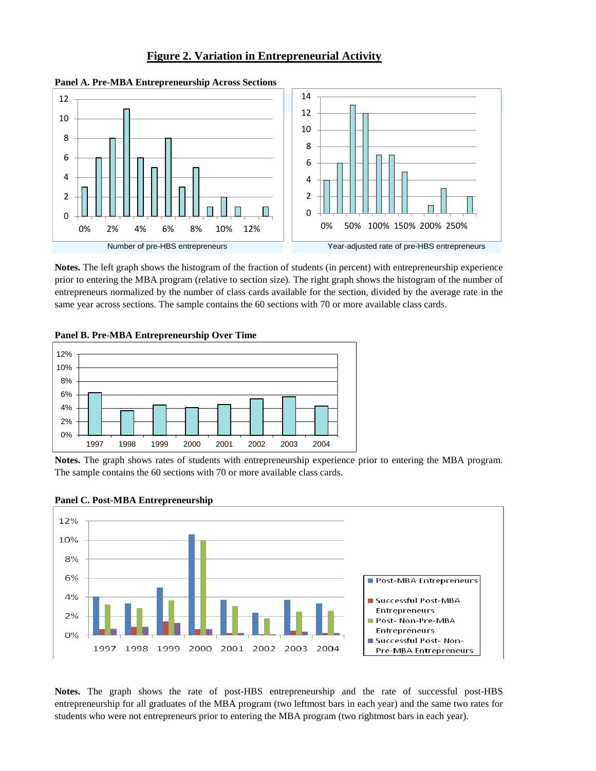# Figure 2. Variation in Entrepreneurial Activity

**Panel A. Pre-MBA Entrepreneurship Across Sections**

Number of pre-HBS entrepreneurs

Year-adjusted rate of pre-HBS entrepreneurs

**Notes.** The left graph shows the histogram of the fraction of students (in percent) with entrepreneurship experience prior to entering the MBA program (relative to section size). The right graph shows the histogram of the number of entrepreneurs normalized by the number of class cards available for the section, divided by the average rate in the same year across sections. The sample contains the 60 sections with 70 or more available class cards.

**Panel B. Pre-MBA Entrepreneurship Over Time**

**Notes.** The graph shows rates of students with entrepreneurship experience prior to entering the MBA program. The sample contains the 60 sections with 70 or more available class cards.

**Panel C. Post-MBA Entrepreneurship**

**Notes.** The graph shows the rate of post-HBS entrepreneurship and the rate of successful post-HBS entrepreneurship for all graduates of the MBA program (two leftmost bars in each year) and the same two rates for students who were not entrepreneurs prior to entering the MBA program (two rightmost bars in each year).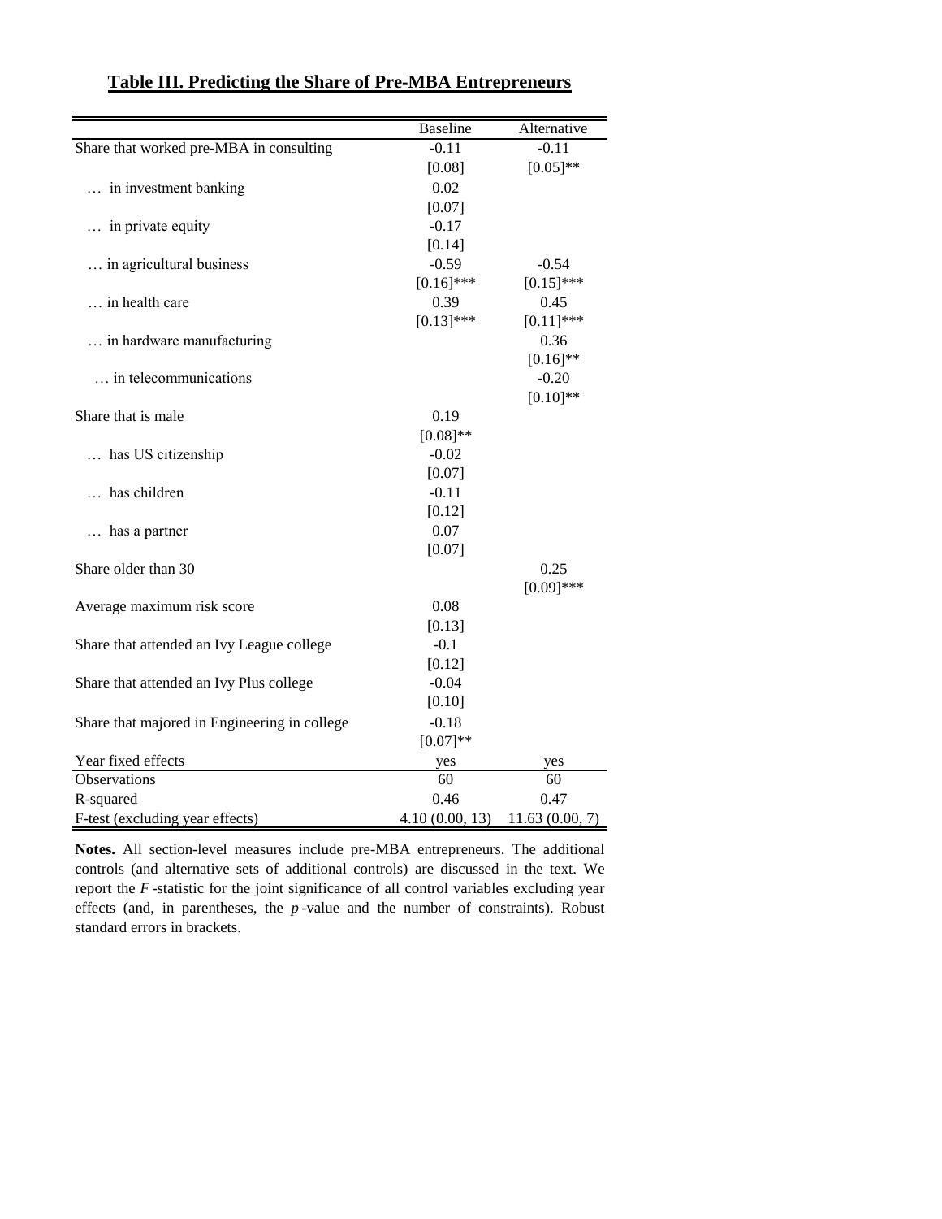## Table III. Predicting the Share of Pre-MBA Entrepreneurs

| | Baseline | Alternative |
|---|---|---|
| Share that worked pre-MBA in consulting | -0.11 | -0.11 |
| | [0.08] | [0.05]** |
| … in investment banking | 0.02 | |
| | [0.07] | |
| … in private equity | -0.17 | |
| | [0.14] | |
| … in agricultural business | -0.59 | -0.54 |
| | [0.16]*** | [0.15]*** |
| … in health care | 0.39 | 0.45 |
| | [0.13]*** | [0.11]*** |
| … in hardware manufacturing | | 0.36 |
| | | [0.16]** |
| … in telecommunications | | -0.20 |
| | | [0.10]** |
| Share that is male | 0.19 | |
| | [0.08]** | |
| … has US citizenship | -0.02 | |
| | [0.07] | |
| … has children | -0.11 | |
| | [0.12] | |
| … has a partner | 0.07 | |
| | [0.07] | |
| Share older than 30 | | 0.25 |
| | | [0.09]*** |
| Average maximum risk score | 0.08 | |
| | [0.13] | |
| Share that attended an Ivy League college | -0.1 | |
| | [0.12] | |
| Share that attended an Ivy Plus college | -0.04 | |
| | [0.10] | |
| Share that majored in Engineering in college | -0.18 | |
| | [0.07]** | |
| Year fixed effects | yes | yes |
| Observations | 60 | 60 |
| R-squared | 0.46 | 0.47 |
| F-test (excluding year effects) | 4.10 (0.00, 13) | 11.63 (0.00, 7) |

**Notes.** All section-level measures include pre-MBA entrepreneurs. The additional controls (and alternative sets of additional controls) are discussed in the text. We report the *F*-statistic for the joint significance of all control variables excluding year effects (and, in parentheses, the *p*-value and the number of constraints). Robust standard errors in brackets.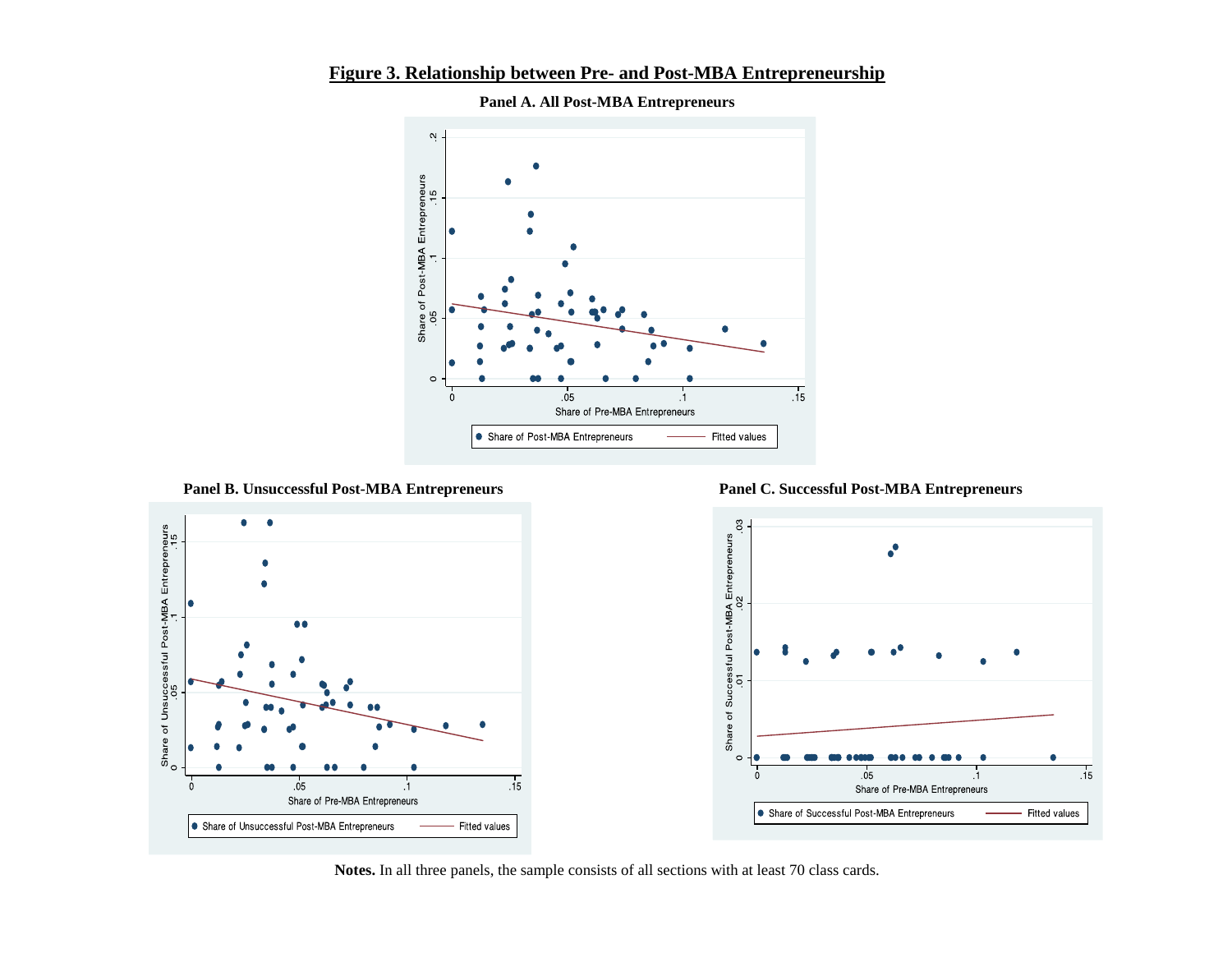# Figure 3. Relationship between Pre- and Post-MBA Entrepreneurship

**Panel A. All Post-MBA Entrepreneurs**

**Panel B. Unsuccessful Post-MBA Entrepreneurs**

**Panel C. Successful Post-MBA Entrepreneurs**

**Notes.** In all three panels, the sample consists of all sections with at least 70 class cards.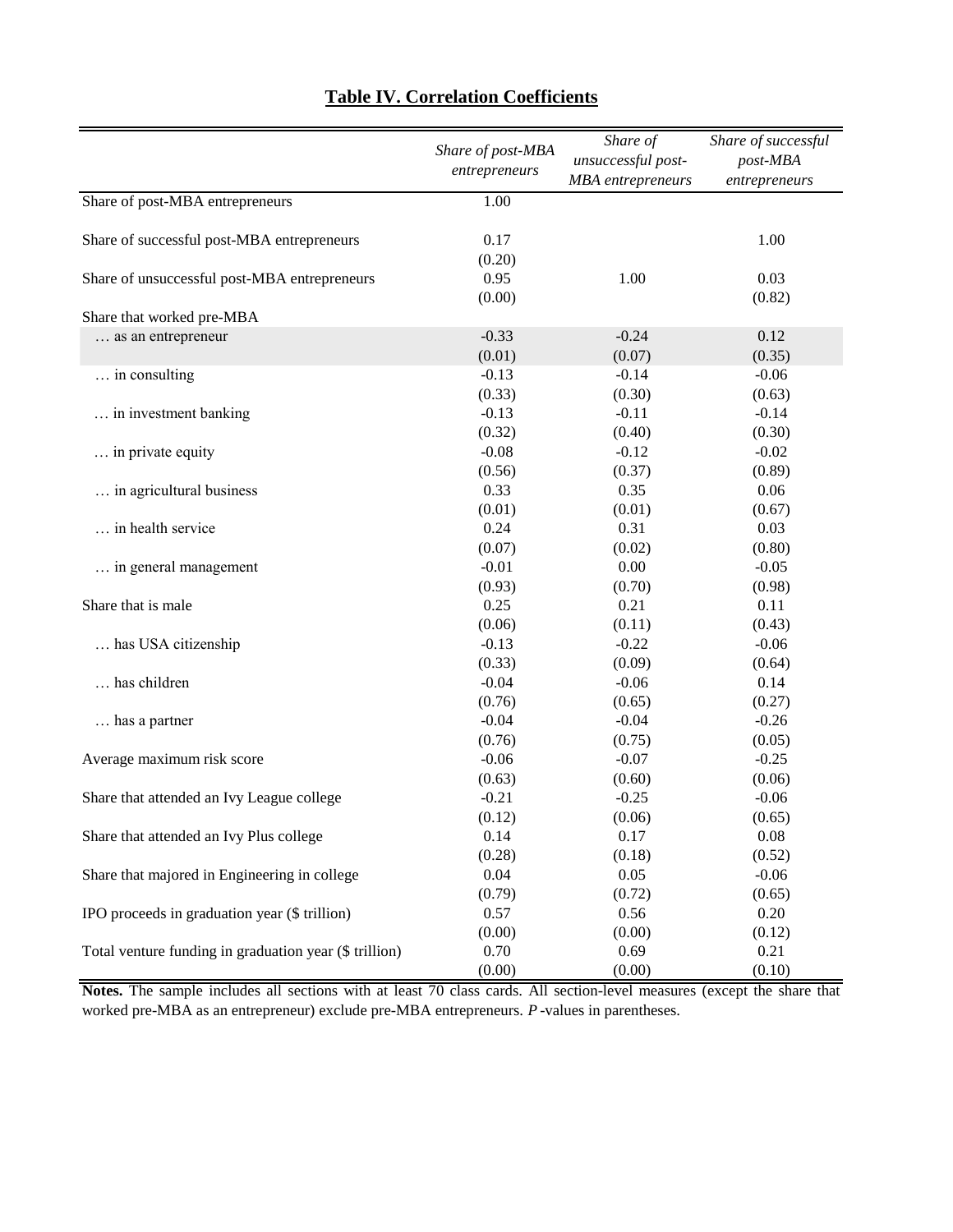## Table IV. Correlation Coefficients

| | *Share of post-MBA entrepreneurs* | *Share of unsuccessful post-MBA entrepreneurs* | *Share of successful post-MBA entrepreneurs* |
|---|---|---|---|
| Share of post-MBA entrepreneurs | 1.00 | | |
| Share of successful post-MBA entrepreneurs | 0.17 | | 1.00 |
| | (0.20) | | |
| Share of unsuccessful post-MBA entrepreneurs | 0.95 | 1.00 | 0.03 |
| | (0.00) | | (0.82) |
| Share that worked pre-MBA | | | |
| … as an entrepreneur | -0.33 | -0.24 | 0.12 |
| | (0.01) | (0.07) | (0.35) |
| … in consulting | -0.13 | -0.14 | -0.06 |
| | (0.33) | (0.30) | (0.63) |
| … in investment banking | -0.13 | -0.11 | -0.14 |
| | (0.32) | (0.40) | (0.30) |
| … in private equity | -0.08 | -0.12 | -0.02 |
| | (0.56) | (0.37) | (0.89) |
| … in agricultural business | 0.33 | 0.35 | 0.06 |
| | (0.01) | (0.01) | (0.67) |
| … in health service | 0.24 | 0.31 | 0.03 |
| | (0.07) | (0.02) | (0.80) |
| … in general management | -0.01 | 0.00 | -0.05 |
| | (0.93) | (0.70) | (0.98) |
| Share that is male | 0.25 | 0.21 | 0.11 |
| | (0.06) | (0.11) | (0.43) |
| … has USA citizenship | -0.13 | -0.22 | -0.06 |
| | (0.33) | (0.09) | (0.64) |
| … has children | -0.04 | -0.06 | 0.14 |
| | (0.76) | (0.65) | (0.27) |
| … has a partner | -0.04 | -0.04 | -0.26 |
| | (0.76) | (0.75) | (0.05) |
| Average maximum risk score | -0.06 | -0.07 | -0.25 |
| | (0.63) | (0.60) | (0.06) |
| Share that attended an Ivy League college | -0.21 | -0.25 | -0.06 |
| | (0.12) | (0.06) | (0.65) |
| Share that attended an Ivy Plus college | 0.14 | 0.17 | 0.08 |
| | (0.28) | (0.18) | (0.52) |
| Share that majored in Engineering in college | 0.04 | 0.05 | -0.06 |
| | (0.79) | (0.72) | (0.65) |
| IPO proceeds in graduation year ($ trillion) | 0.57 | 0.56 | 0.20 |
| | (0.00) | (0.00) | (0.12) |
| Total venture funding in graduation year ($ trillion) | 0.70 | 0.69 | 0.21 |
| | (0.00) | (0.00) | (0.10) |

**Notes.** The sample includes all sections with at least 70 class cards. All section-level measures (except the share that worked pre-MBA as an entrepreneur) exclude pre-MBA entrepreneurs. *P*-values in parentheses.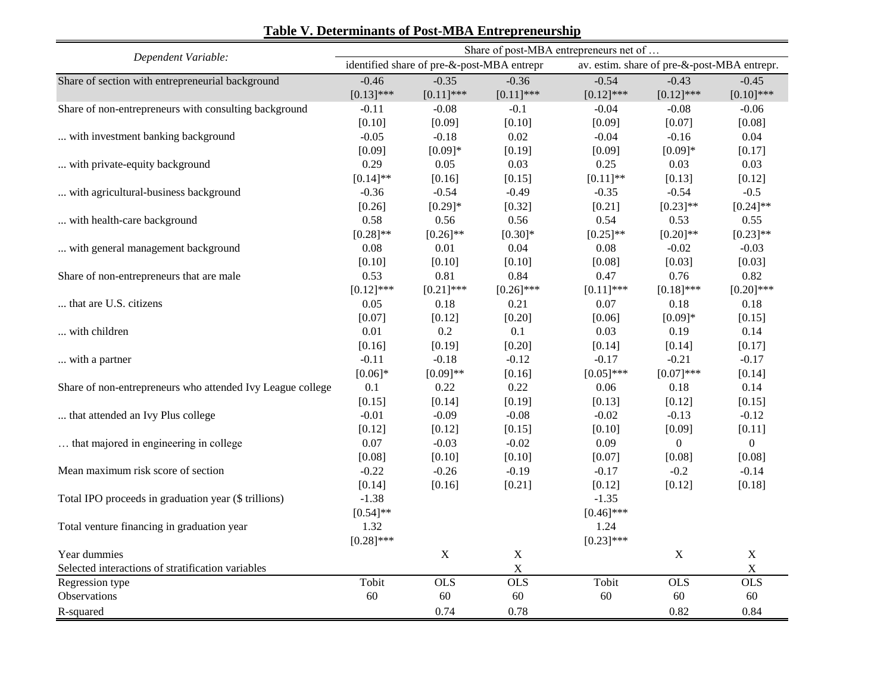**Table V. Determinants of Post-MBA Entrepreneurship**

| *Dependent Variable:* | Share of post-MBA entrepreneurs net of … | | | | | |
|---|---|---|---|---|---|---|
| | identified share of pre-&-post-MBA entrepr | | | av. estim. share of pre-&-post-MBA entrepr. | | |
| Share of section with entrepreneurial background | -0.46 | -0.35 | -0.36 | -0.54 | -0.43 | -0.45 |
| | [0.13]*** | [0.11]*** | [0.11]*** | [0.12]*** | [0.12]*** | [0.10]*** |
| Share of non-entrepreneurs with consulting background | -0.11 | -0.08 | -0.1 | -0.04 | -0.08 | -0.06 |
| | [0.10] | [0.09] | [0.10] | [0.09] | [0.07] | [0.08] |
| ... with investment banking background | -0.05 | -0.18 | 0.02 | -0.04 | -0.16 | 0.04 |
| | [0.09] | [0.09]* | [0.19] | [0.09] | [0.09]* | [0.17] |
| ... with private-equity background | 0.29 | 0.05 | 0.03 | 0.25 | 0.03 | 0.03 |
| | [0.14]** | [0.16] | [0.15] | [0.11]** | [0.13] | [0.12] |
| ... with agricultural-business background | -0.36 | -0.54 | -0.49 | -0.35 | -0.54 | -0.5 |
| | [0.26] | [0.29]* | [0.32] | [0.21] | [0.23]** | [0.24]** |
| ... with health-care background | 0.58 | 0.56 | 0.56 | 0.54 | 0.53 | 0.55 |
| | [0.28]** | [0.26]** | [0.30]* | [0.25]** | [0.20]** | [0.23]** |
| ... with general management background | 0.08 | 0.01 | 0.04 | 0.08 | -0.02 | -0.03 |
| | [0.10] | [0.10] | [0.10] | [0.08] | [0.03] | [0.03] |
| Share of non-entrepreneurs that are male | 0.53 | 0.81 | 0.84 | 0.47 | 0.76 | 0.82 |
| | [0.12]*** | [0.21]*** | [0.26]*** | [0.11]*** | [0.18]*** | [0.20]*** |
| ... that are U.S. citizens | 0.05 | 0.18 | 0.21 | 0.07 | 0.18 | 0.18 |
| | [0.07] | [0.12] | [0.20] | [0.06] | [0.09]* | [0.15] |
| ... with children | 0.01 | 0.2 | 0.1 | 0.03 | 0.19 | 0.14 |
| | [0.16] | [0.19] | [0.20] | [0.14] | [0.14] | [0.17] |
| ... with a partner | -0.11 | -0.18 | -0.12 | -0.17 | -0.21 | -0.17 |
| | [0.06]* | [0.09]** | [0.16] | [0.05]*** | [0.07]*** | [0.14] |
| Share of non-entrepreneurs who attended Ivy League college | 0.1 | 0.22 | 0.22 | 0.06 | 0.18 | 0.14 |
| | [0.15] | [0.14] | [0.19] | [0.13] | [0.12] | [0.15] |
| ... that attended an Ivy Plus college | -0.01 | -0.09 | -0.08 | -0.02 | -0.13 | -0.12 |
| | [0.12] | [0.12] | [0.15] | [0.10] | [0.09] | [0.11] |
| … that majored in engineering in college | 0.07 | -0.03 | -0.02 | 0.09 | 0 | 0 |
| | [0.08] | [0.10] | [0.10] | [0.07] | [0.08] | [0.08] |
| Mean maximum risk score of section | -0.22 | -0.26 | -0.19 | -0.17 | -0.2 | -0.14 |
| | [0.14] | [0.16] | [0.21] | [0.12] | [0.12] | [0.18] |
| Total IPO proceeds in graduation year ($ trillions) | -1.38 | | | -1.35 | | |
| | [0.54]** | | | [0.46]*** | | |
| Total venture financing in graduation year | 1.32 | | | 1.24 | | |
| | [0.28]*** | | | [0.23]*** | | |
| Year dummies | | X | X | | X | X |
| Selected interactions of stratification variables | | | X | | | X |
| Regression type | Tobit | OLS | OLS | Tobit | OLS | OLS |
| Observations | 60 | 60 | 60 | 60 | 60 | 60 |
| R-squared | | 0.74 | 0.78 | | 0.82 | 0.84 |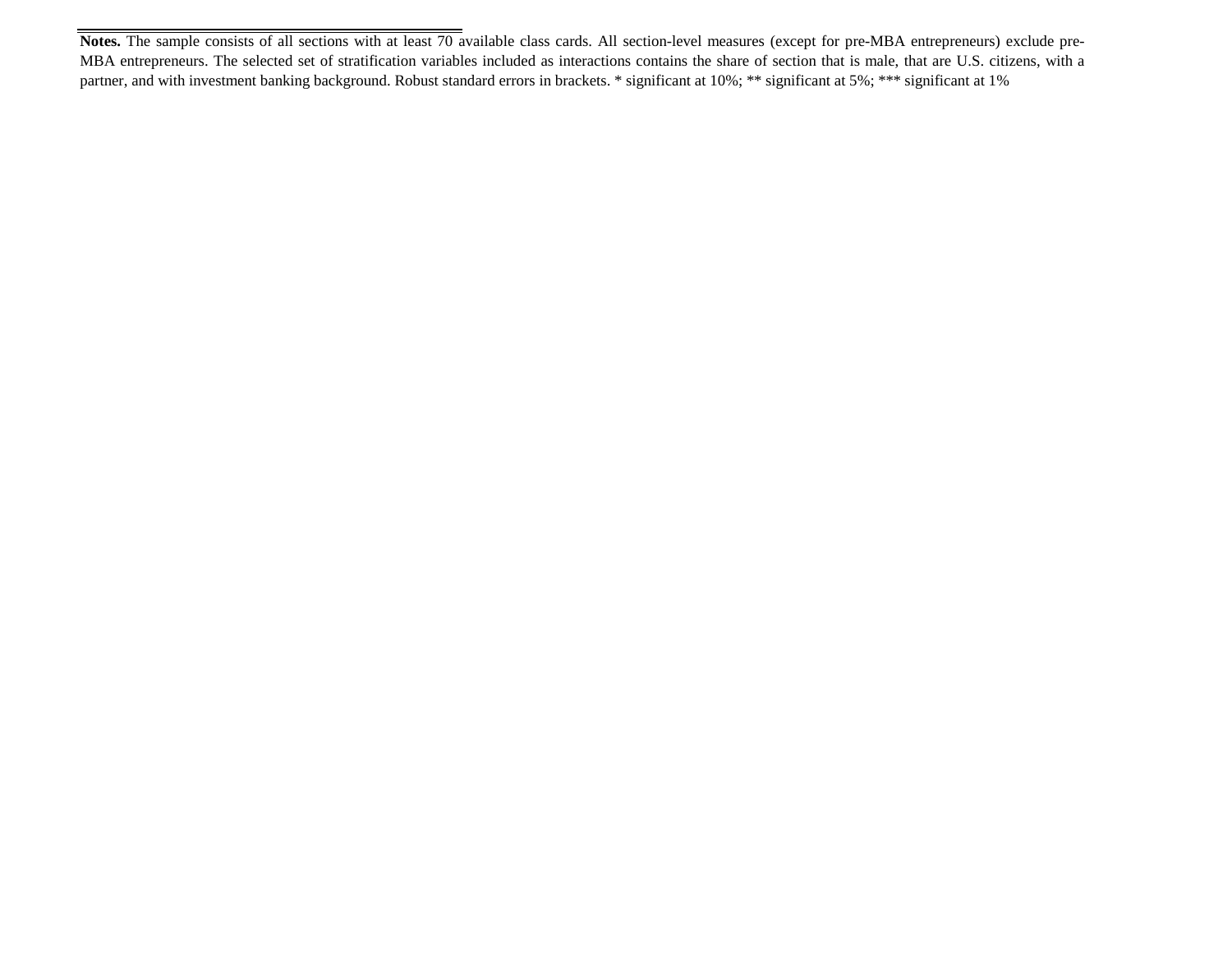**Notes.** The sample consists of all sections with at least 70 available class cards. All section-level measures (except for pre-MBA entrepreneurs) exclude pre-MBA entrepreneurs. The selected set of stratification variables included as interactions contains the share of section that is male, that are U.S. citizens, with a partner, and with investment banking background. Robust standard errors in brackets. * significant at 10%; ** significant at 5%; *** significant at 1%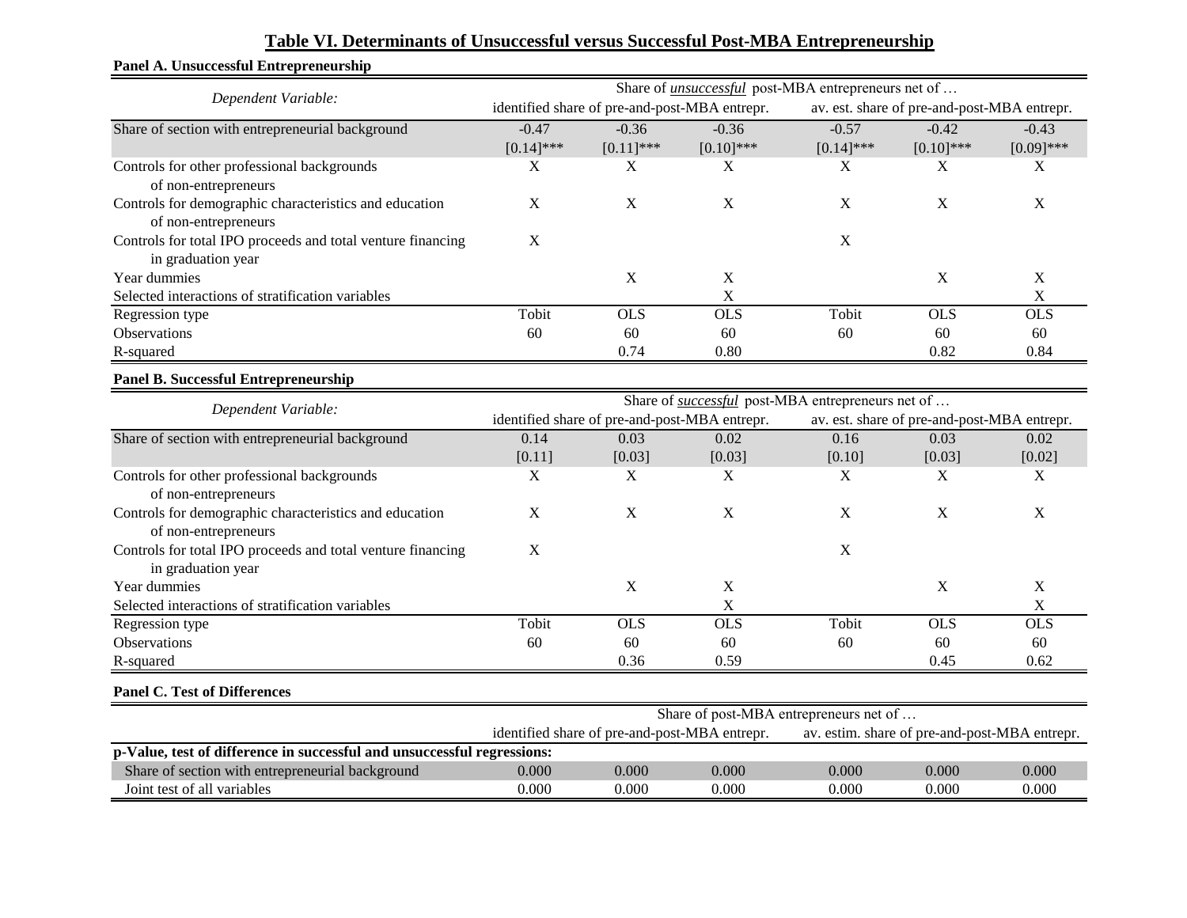# Table VI. Determinants of Unsuccessful versus Successful Post-MBA Entrepreneurship

**Panel A. Unsuccessful Entrepreneurship**

| *Dependent Variable:* | Share of *unsuccessful* post-MBA entrepreneurs net of … | | | | | |
|---|---|---|---|---|---|---|
| | identified share of pre-and-post-MBA entrepr. | | | av. est. share of pre-and-post-MBA entrepr. | | |
| Share of section with entrepreneurial background | -0.47 | -0.36 | -0.36 | -0.57 | -0.42 | -0.43 |
| | [0.14]*** | [0.11]*** | [0.10]*** | [0.14]*** | [0.10]*** | [0.09]*** |
| Controls for other professional backgrounds of non-entrepreneurs | X | X | X | X | X | X |
| Controls for demographic characteristics and education of non-entrepreneurs | X | X | X | X | X | X |
| Controls for total IPO proceeds and total venture financing in graduation year | X | | | X | | |
| Year dummies | | X | X | | X | X |
| Selected interactions of stratification variables | | | X | | | X |
| Regression type | Tobit | OLS | OLS | Tobit | OLS | OLS |
| Observations | 60 | 60 | 60 | 60 | 60 | 60 |
| R-squared | | 0.74 | 0.80 | | 0.82 | 0.84 |

**Panel B. Successful Entrepreneurship**

| *Dependent Variable:* | Share of *successful* post-MBA entrepreneurs net of … | | | | | |
|---|---|---|---|---|---|---|
| | identified share of pre-and-post-MBA entrepr. | | | av. est. share of pre-and-post-MBA entrepr. | | |
| Share of section with entrepreneurial background | 0.14 | 0.03 | 0.02 | 0.16 | 0.03 | 0.02 |
| | [0.11] | [0.03] | [0.03] | [0.10] | [0.03] | [0.02] |
| Controls for other professional backgrounds of non-entrepreneurs | X | X | X | X | X | X |
| Controls for demographic characteristics and education of non-entrepreneurs | X | X | X | X | X | X |
| Controls for total IPO proceeds and total venture financing in graduation year | X | | | X | | |
| Year dummies | | X | X | | X | X |
| Selected interactions of stratification variables | | | X | | | X |
| Regression type | Tobit | OLS | OLS | Tobit | OLS | OLS |
| Observations | 60 | 60 | 60 | 60 | 60 | 60 |
| R-squared | | 0.36 | 0.59 | | 0.45 | 0.62 |

**Panel C. Test of Differences**

| | Share of post-MBA entrepreneurs net of … | | | | | |
|---|---|---|---|---|---|---|
| | identified share of pre-and-post-MBA entrepr. | | | av. estim. share of pre-and-post-MBA entrepr. | | |
| **p-Value, test of difference in successful and unsuccessful regressions:** | | | | | | |
| Share of section with entrepreneurial background | 0.000 | 0.000 | 0.000 | 0.000 | 0.000 | 0.000 |
| Joint test of all variables | 0.000 | 0.000 | 0.000 | 0.000 | 0.000 | 0.000 |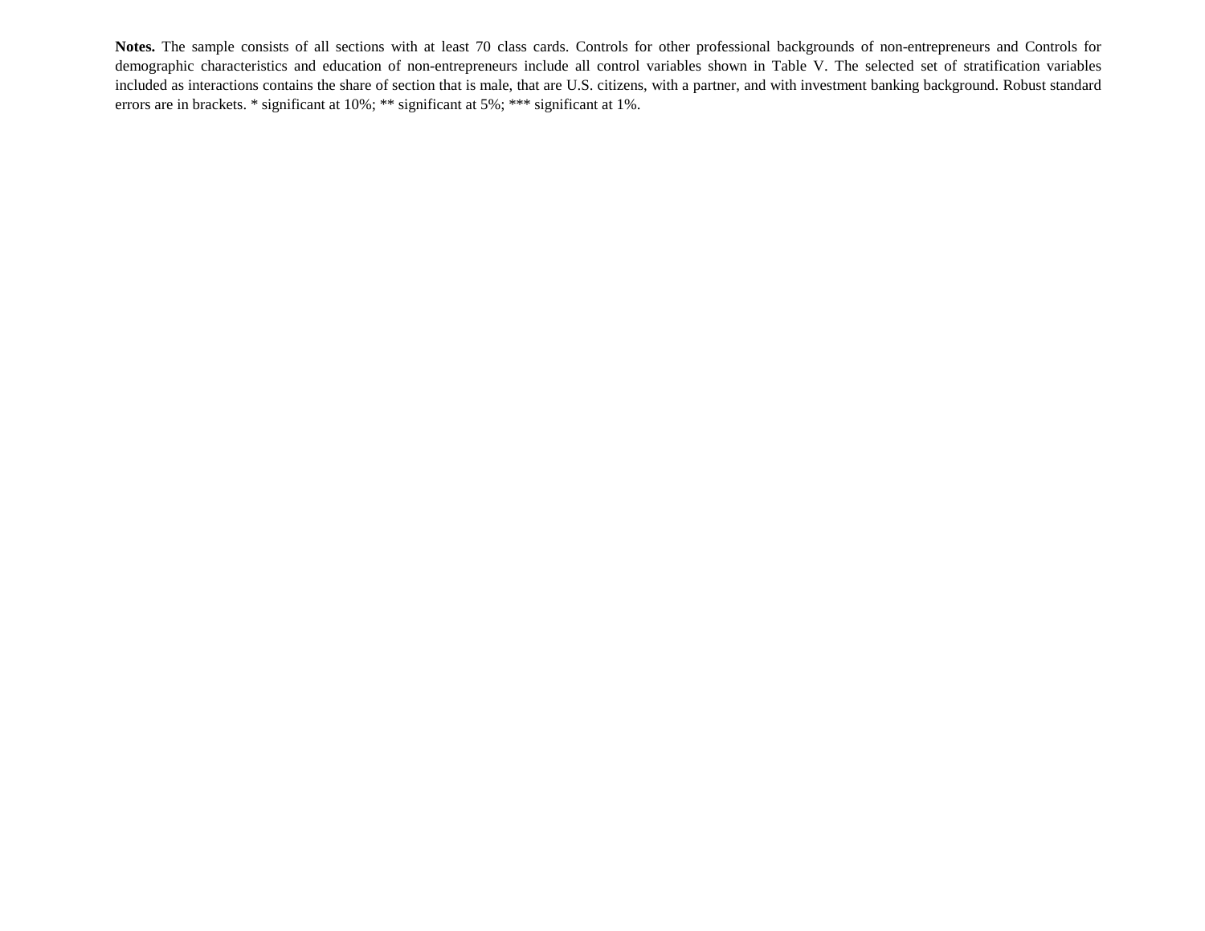**Notes.** The sample consists of all sections with at least 70 class cards. Controls for other professional backgrounds of non-entrepreneurs and Controls for demographic characteristics and education of non-entrepreneurs include all control variables shown in Table V. The selected set of stratification variables included as interactions contains the share of section that is male, that are U.S. citizens, with a partner, and with investment banking background. Robust standard errors are in brackets. * significant at 10%; ** significant at 5%; *** significant at 1%.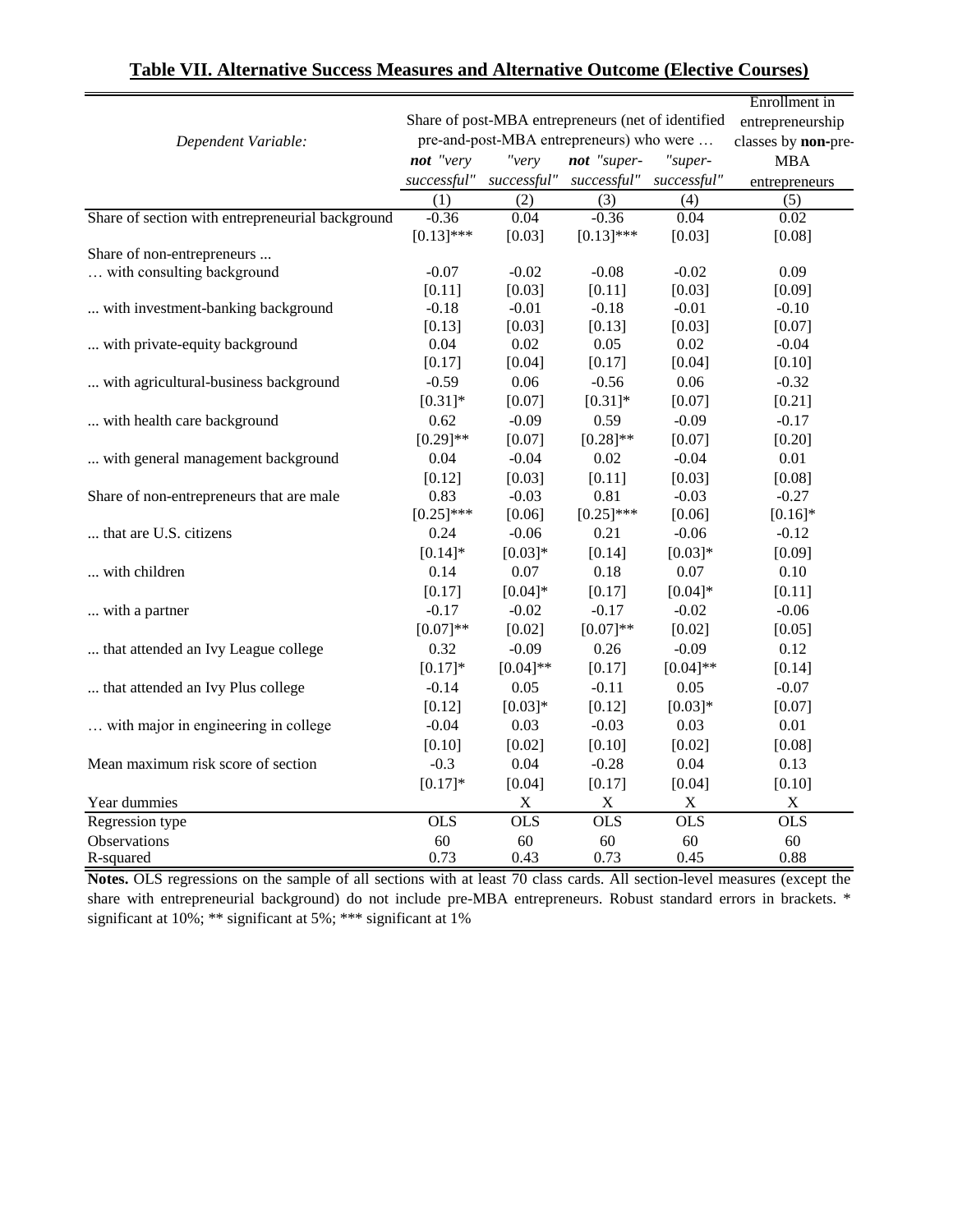## Table VII. Alternative Success Measures and Alternative Outcome (Elective Courses)

| *Dependent Variable:* | Share of post-MBA entrepreneurs (net of identified pre-and-post-MBA entrepreneurs) who were … *not "very successful"* | *"very successful"* | *not "super-successful"* | *"super-successful"* | Enrollment in entrepreneurship classes by **non**-pre-MBA entrepreneurs |
|---|---|---|---|---|---|
| | (1) | (2) | (3) | (4) | (5) |
| Share of section with entrepreneurial background | -0.36 | 0.04 | -0.36 | 0.04 | 0.02 |
| | [0.13]*** | [0.03] | [0.13]*** | [0.03] | [0.08] |
| Share of non-entrepreneurs ... | | | | | |
| … with consulting background | -0.07 | -0.02 | -0.08 | -0.02 | 0.09 |
| | [0.11] | [0.03] | [0.11] | [0.03] | [0.09] |
| ... with investment-banking background | -0.18 | -0.01 | -0.18 | -0.01 | -0.10 |
| | [0.13] | [0.03] | [0.13] | [0.03] | [0.07] |
| ... with private-equity background | 0.04 | 0.02 | 0.05 | 0.02 | -0.04 |
| | [0.17] | [0.04] | [0.17] | [0.04] | [0.10] |
| ... with agricultural-business background | -0.59 | 0.06 | -0.56 | 0.06 | -0.32 |
| | [0.31]* | [0.07] | [0.31]* | [0.07] | [0.21] |
| ... with health care background | 0.62 | -0.09 | 0.59 | -0.09 | -0.17 |
| | [0.29]** | [0.07] | [0.28]** | [0.07] | [0.20] |
| ... with general management background | 0.04 | -0.04 | 0.02 | -0.04 | 0.01 |
| | [0.12] | [0.03] | [0.11] | [0.03] | [0.08] |
| Share of non-entrepreneurs that are male | 0.83 | -0.03 | 0.81 | -0.03 | -0.27 |
| | [0.25]*** | [0.06] | [0.25]*** | [0.06] | [0.16]* |
| ... that are U.S. citizens | 0.24 | -0.06 | 0.21 | -0.06 | -0.12 |
| | [0.14]* | [0.03]* | [0.14] | [0.03]* | [0.09] |
| ... with children | 0.14 | 0.07 | 0.18 | 0.07 | 0.10 |
| | [0.17] | [0.04]* | [0.17] | [0.04]* | [0.11] |
| ... with a partner | -0.17 | -0.02 | -0.17 | -0.02 | -0.06 |
| | [0.07]** | [0.02] | [0.07]** | [0.02] | [0.05] |
| ... that attended an Ivy League college | 0.32 | -0.09 | 0.26 | -0.09 | 0.12 |
| | [0.17]* | [0.04]** | [0.17] | [0.04]** | [0.14] |
| ... that attended an Ivy Plus college | -0.14 | 0.05 | -0.11 | 0.05 | -0.07 |
| | [0.12] | [0.03]* | [0.12] | [0.03]* | [0.07] |
| … with major in engineering in college | -0.04 | 0.03 | -0.03 | 0.03 | 0.01 |
| | [0.10] | [0.02] | [0.10] | [0.02] | [0.08] |
| Mean maximum risk score of section | -0.3 | 0.04 | -0.28 | 0.04 | 0.13 |
| | [0.17]* | [0.04] | [0.17] | [0.04] | [0.10] |
| Year dummies | | X | X | X | X |
| Regression type | OLS | OLS | OLS | OLS | OLS |
| Observations | 60 | 60 | 60 | 60 | 60 |
| R-squared | 0.73 | 0.43 | 0.73 | 0.45 | 0.88 |

**Notes.** OLS regressions on the sample of all sections with at least 70 class cards. All section-level measures (except the share with entrepreneurial background) do not include pre-MBA entrepreneurs. Robust standard errors in brackets. * significant at 10%; ** significant at 5%; *** significant at 1%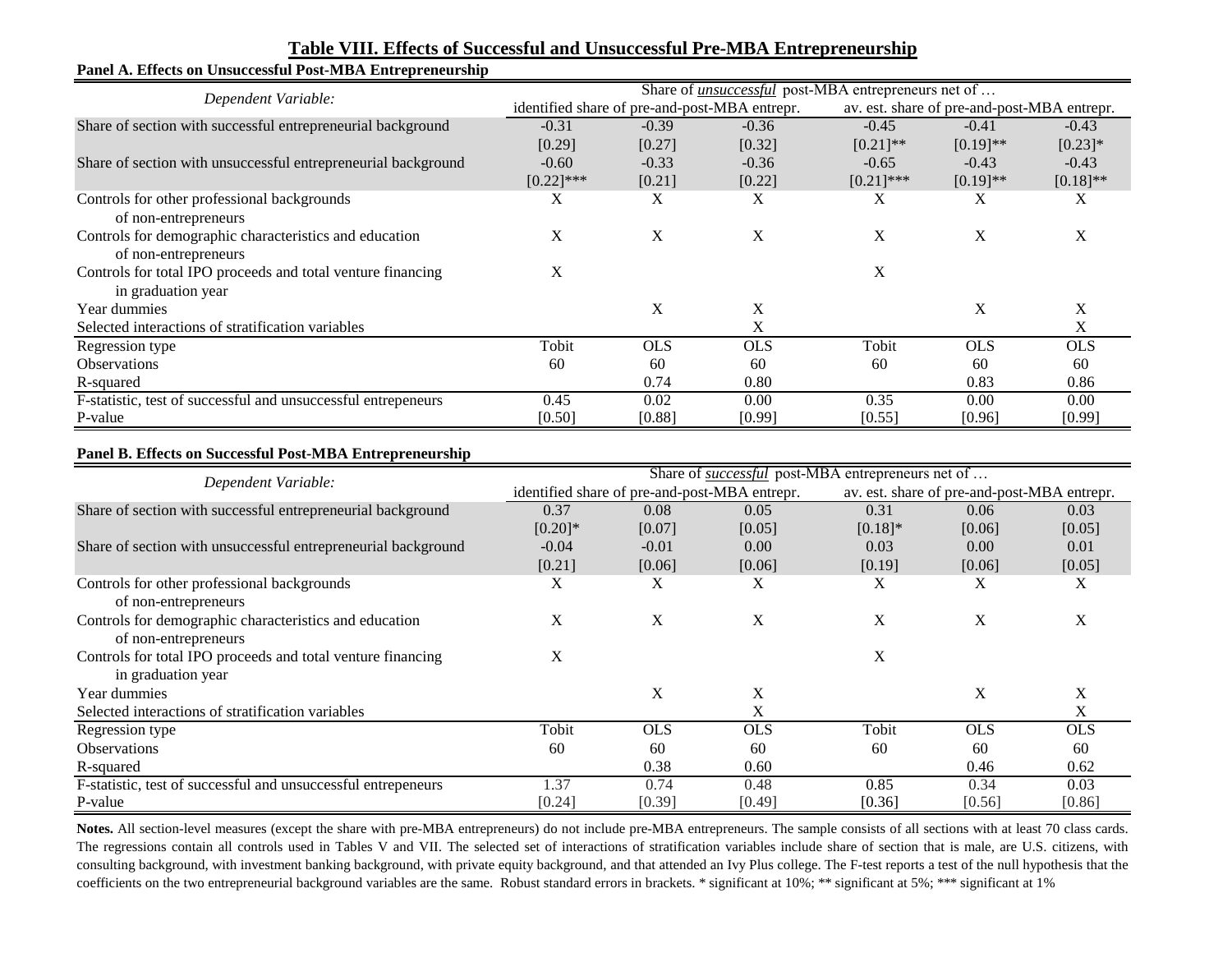## Table VIII. Effects of Successful and Unsuccessful Pre-MBA Entrepreneurship

**Panel A. Effects on Unsuccessful Post-MBA Entrepreneurship**

| *Dependent Variable:* | Share of *unsuccessful* post-MBA entrepreneurs net of … | | | | | |
|---|---|---|---|---|---|---|
| | identified share of pre-and-post-MBA entrepr. | | | av. est. share of pre-and-post-MBA entrepr. | | |
| Share of section with successful entrepreneurial background | -0.31 | -0.39 | -0.36 | -0.45 | -0.41 | -0.43 |
| | [0.29] | [0.27] | [0.32] | [0.21]** | [0.19]** | [0.23]* |
| Share of section with unsuccessful entrepreneurial background | -0.60 | -0.33 | -0.36 | -0.65 | -0.43 | -0.43 |
| | [0.22]*** | [0.21] | [0.22] | [0.21]*** | [0.19]** | [0.18]** |
| Controls for other professional backgrounds of non-entrepreneurs | X | X | X | X | X | X |
| Controls for demographic characteristics and education of non-entrepreneurs | X | X | X | X | X | X |
| Controls for total IPO proceeds and total venture financing in graduation year | X | | | X | | |
| Year dummies | | X | X | | X | X |
| Selected interactions of stratification variables | | | X | | | X |
| Regression type | Tobit | OLS | OLS | Tobit | OLS | OLS |
| Observations | 60 | 60 | 60 | 60 | 60 | 60 |
| R-squared | | 0.74 | 0.80 | | 0.83 | 0.86 |
| F-statistic, test of successful and unsuccessful entrepeneurs | 0.45 | 0.02 | 0.00 | 0.35 | 0.00 | 0.00 |
| P-value | [0.50] | [0.88] | [0.99] | [0.55] | [0.96] | [0.99] |

**Panel B. Effects on Successful Post-MBA Entrepreneurship**

| *Dependent Variable:* | Share of *successful* post-MBA entrepreneurs net of … | | | | | |
|---|---|---|---|---|---|---|
| | identified share of pre-and-post-MBA entrepr. | | | av. est. share of pre-and-post-MBA entrepr. | | |
| Share of section with successful entrepreneurial background | 0.37 | 0.08 | 0.05 | 0.31 | 0.06 | 0.03 |
| | [0.20]* | [0.07] | [0.05] | [0.18]* | [0.06] | [0.05] |
| Share of section with unsuccessful entrepreneurial background | -0.04 | -0.01 | 0.00 | 0.03 | 0.00 | 0.01 |
| | [0.21] | [0.06] | [0.06] | [0.19] | [0.06] | [0.05] |
| Controls for other professional backgrounds of non-entrepreneurs | X | X | X | X | X | X |
| Controls for demographic characteristics and education of non-entrepreneurs | X | X | X | X | X | X |
| Controls for total IPO proceeds and total venture financing in graduation year | X | | | X | | |
| Year dummies | | X | X | | X | X |
| Selected interactions of stratification variables | | | X | | | X |
| Regression type | Tobit | OLS | OLS | Tobit | OLS | OLS |
| Observations | 60 | 60 | 60 | 60 | 60 | 60 |
| R-squared | | 0.38 | 0.60 | | 0.46 | 0.62 |
| F-statistic, test of successful and unsuccessful entrepeneurs | 1.37 | 0.74 | 0.48 | 0.85 | 0.34 | 0.03 |
| P-value | [0.24] | [0.39] | [0.49] | [0.36] | [0.56] | [0.86] |

**Notes.** All section-level measures (except the share with pre-MBA entrepreneurs) do not include pre-MBA entrepreneurs. The sample consists of all sections with at least 70 class cards. The regressions contain all controls used in Tables V and VII. The selected set of interactions of stratification variables include share of section that is male, are U.S. citizens, with consulting background, with investment banking background, with private equity background, and that attended an Ivy Plus college. The F-test reports a test of the null hypothesis that the coefficients on the two entrepreneurial background variables are the same. Robust standard errors in brackets. * significant at 10%; ** significant at 5%; *** significant at 1%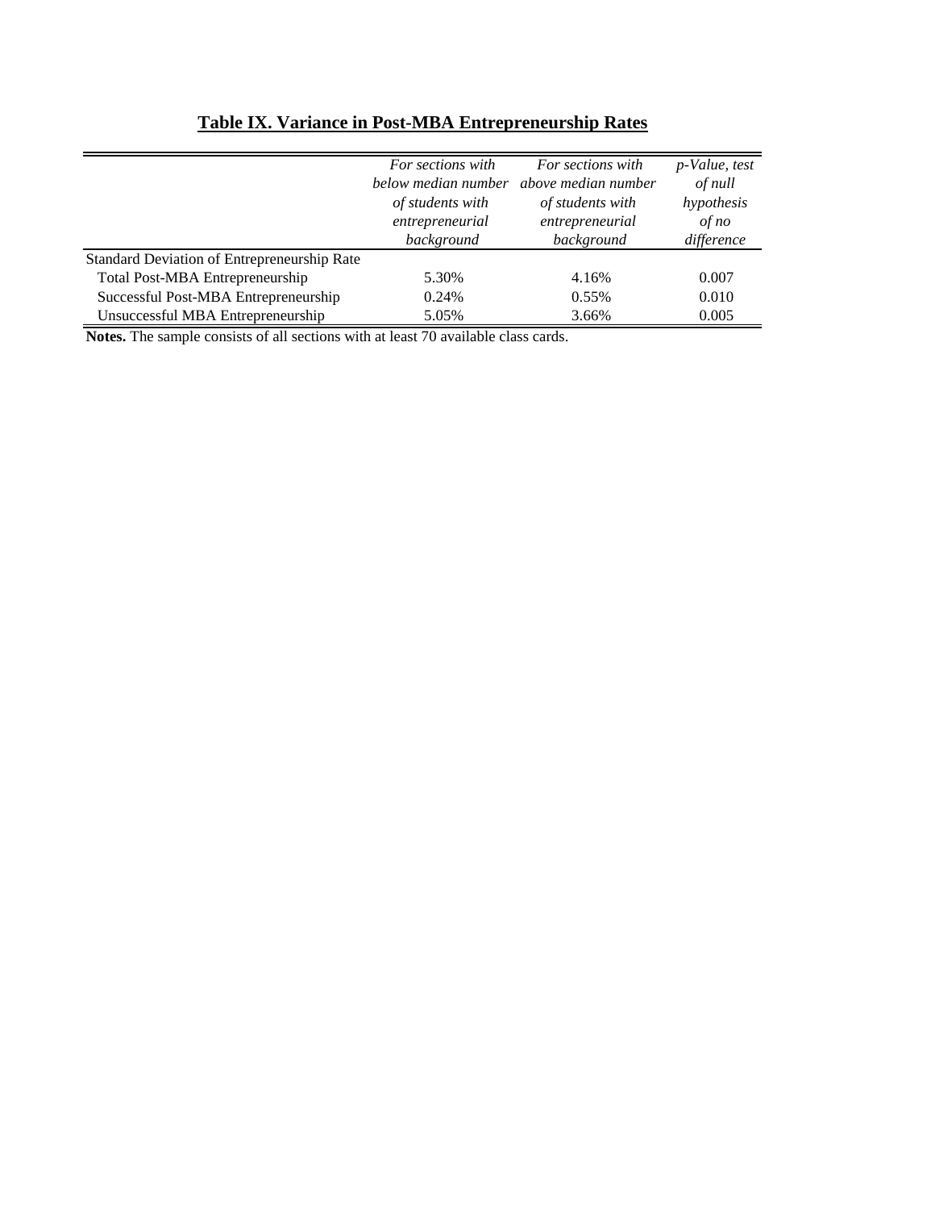## Table IX. Variance in Post-MBA Entrepreneurship Rates

| | *For sections with below median number of students with entrepreneurial background* | *For sections with above median number of students with entrepreneurial background* | *p-Value, test of null hypothesis of no difference* |
|---|---|---|---|
| Standard Deviation of Entrepreneurship Rate | | | |
| Total Post-MBA Entrepreneurship | 5.30% | 4.16% | 0.007 |
| Successful Post-MBA Entrepreneurship | 0.24% | 0.55% | 0.010 |
| Unsuccessful MBA Entrepreneurship | 5.05% | 3.66% | 0.005 |

**Notes.** The sample consists of all sections with at least 70 available class cards.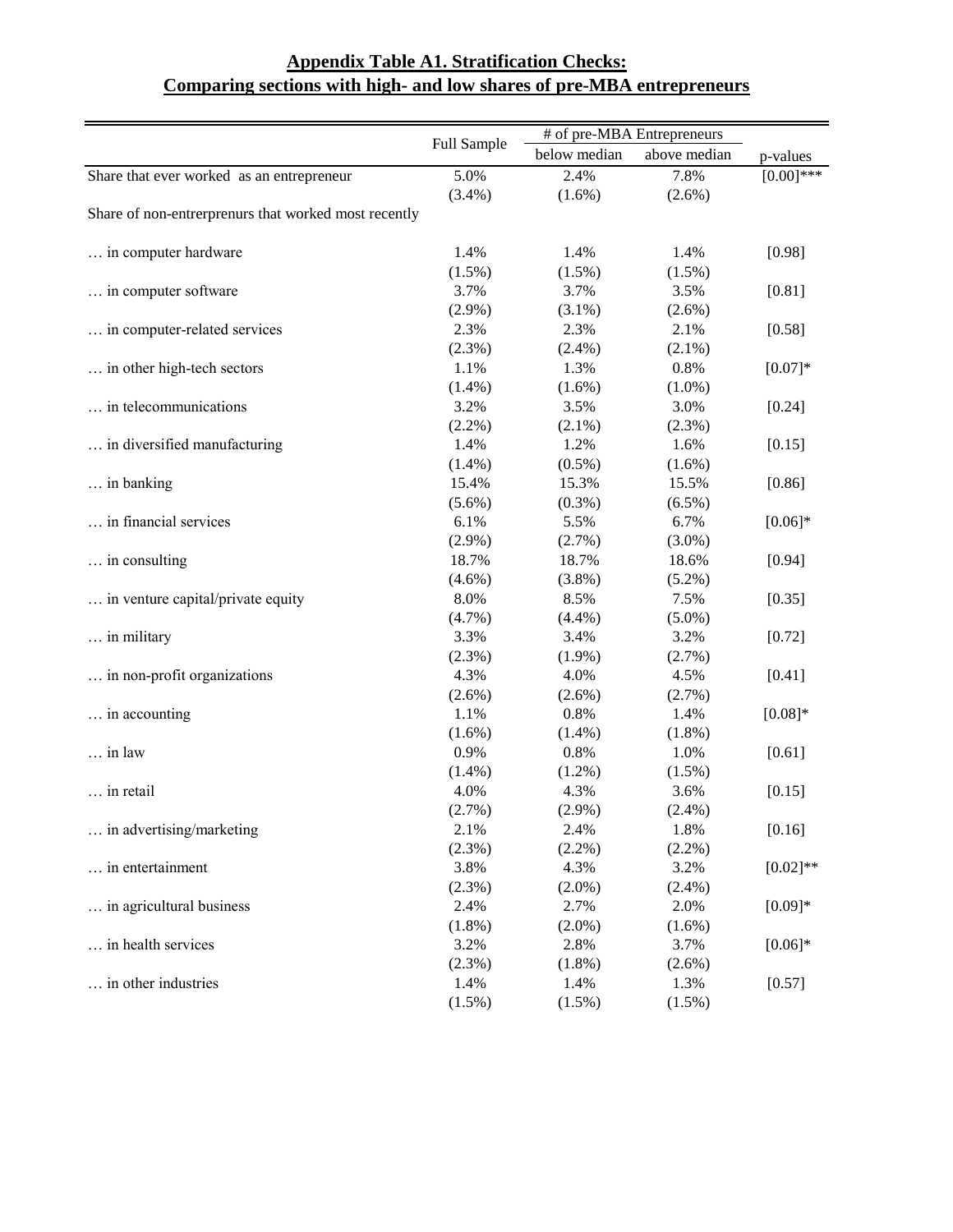## Appendix Table A1. Stratification Checks: Comparing sections with high- and low shares of pre-MBA entrepreneurs

| | Full Sample | # of pre-MBA Entrepreneurs | | p-values |
|---|---|---|---|---|
| | | below median | above median | |
| Share that ever worked as an entrepreneur | 5.0% | 2.4% | 7.8% | [0.00]*** |
| | (3.4%) | (1.6%) | (2.6%) | |
| Share of non-entrerprenurs that worked most recently | | | | |
| … in computer hardware | 1.4% | 1.4% | 1.4% | [0.98] |
| | (1.5%) | (1.5%) | (1.5%) | |
| … in computer software | 3.7% | 3.7% | 3.5% | [0.81] |
| | (2.9%) | (3.1%) | (2.6%) | |
| … in computer-related services | 2.3% | 2.3% | 2.1% | [0.58] |
| | (2.3%) | (2.4%) | (2.1%) | |
| … in other high-tech sectors | 1.1% | 1.3% | 0.8% | [0.07]* |
| | (1.4%) | (1.6%) | (1.0%) | |
| … in telecommunications | 3.2% | 3.5% | 3.0% | [0.24] |
| | (2.2%) | (2.1%) | (2.3%) | |
| … in diversified manufacturing | 1.4% | 1.2% | 1.6% | [0.15] |
| | (1.4%) | (0.5%) | (1.6%) | |
| … in banking | 15.4% | 15.3% | 15.5% | [0.86] |
| | (5.6%) | (0.3%) | (6.5%) | |
| … in financial services | 6.1% | 5.5% | 6.7% | [0.06]* |
| | (2.9%) | (2.7%) | (3.0%) | |
| … in consulting | 18.7% | 18.7% | 18.6% | [0.94] |
| | (4.6%) | (3.8%) | (5.2%) | |
| … in venture capital/private equity | 8.0% | 8.5% | 7.5% | [0.35] |
| | (4.7%) | (4.4%) | (5.0%) | |
| … in military | 3.3% | 3.4% | 3.2% | [0.72] |
| | (2.3%) | (1.9%) | (2.7%) | |
| … in non-profit organizations | 4.3% | 4.0% | 4.5% | [0.41] |
| | (2.6%) | (2.6%) | (2.7%) | |
| … in accounting | 1.1% | 0.8% | 1.4% | [0.08]* |
| | (1.6%) | (1.4%) | (1.8%) | |
| … in law | 0.9% | 0.8% | 1.0% | [0.61] |
| | (1.4%) | (1.2%) | (1.5%) | |
| … in retail | 4.0% | 4.3% | 3.6% | [0.15] |
| | (2.7%) | (2.9%) | (2.4%) | |
| … in advertising/marketing | 2.1% | 2.4% | 1.8% | [0.16] |
| | (2.3%) | (2.2%) | (2.2%) | |
| … in entertainment | 3.8% | 4.3% | 3.2% | [0.02]** |
| | (2.3%) | (2.0%) | (2.4%) | |
| … in agricultural business | 2.4% | 2.7% | 2.0% | [0.09]* |
| | (1.8%) | (2.0%) | (1.6%) | |
| … in health services | 3.2% | 2.8% | 3.7% | [0.06]* |
| | (2.3%) | (1.8%) | (2.6%) | |
| … in other industries | 1.4% | 1.4% | 1.3% | [0.57] |
| | (1.5%) | (1.5%) | (1.5%) | |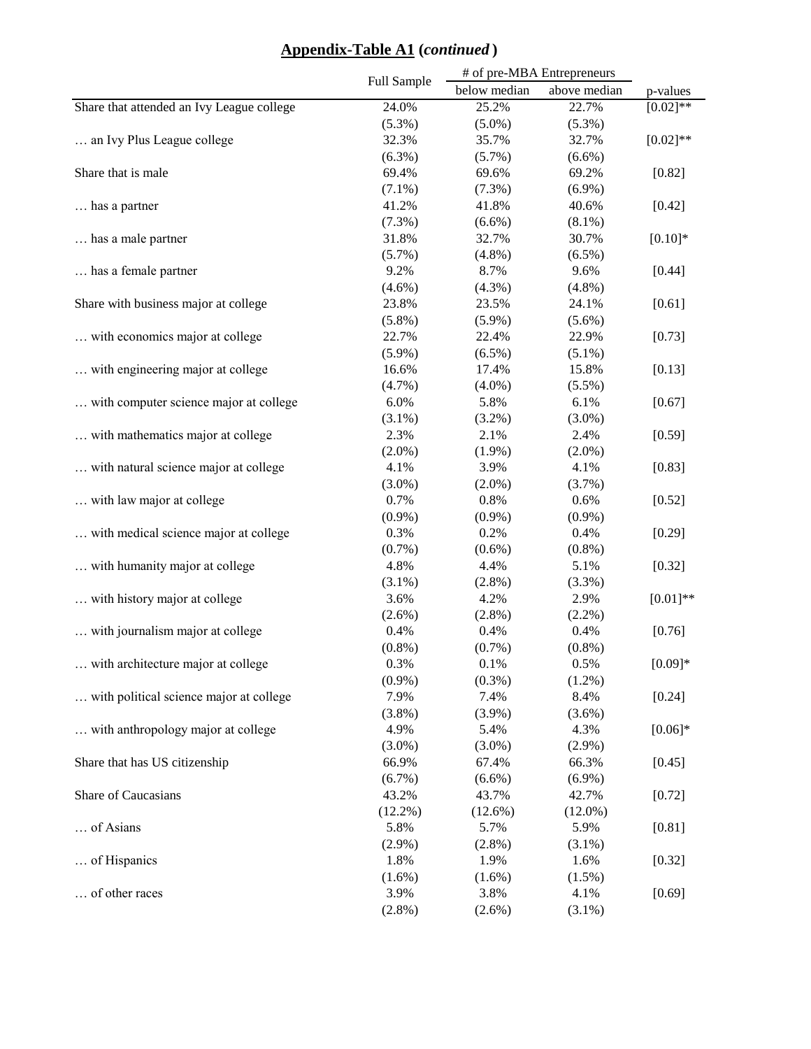## Appendix-Table A1 (*continued*)

| | Full Sample | # of pre-MBA Entrepreneurs | | p-values |
|---|---|---|---|---|
| | | below median | above median | |
| Share that attended an Ivy League college | 24.0% | 25.2% | 22.7% | [0.02]** |
| | (5.3%) | (5.0%) | (5.3%) | |
| … an Ivy Plus League college | 32.3% | 35.7% | 32.7% | [0.02]** |
| | (6.3%) | (5.7%) | (6.6%) | |
| Share that is male | 69.4% | 69.6% | 69.2% | [0.82] |
| | (7.1%) | (7.3%) | (6.9%) | |
| … has a partner | 41.2% | 41.8% | 40.6% | [0.42] |
| | (7.3%) | (6.6%) | (8.1%) | |
| … has a male partner | 31.8% | 32.7% | 30.7% | [0.10]* |
| | (5.7%) | (4.8%) | (6.5%) | |
| … has a female partner | 9.2% | 8.7% | 9.6% | [0.44] |
| | (4.6%) | (4.3%) | (4.8%) | |
| Share with business major at college | 23.8% | 23.5% | 24.1% | [0.61] |
| | (5.8%) | (5.9%) | (5.6%) | |
| … with economics major at college | 22.7% | 22.4% | 22.9% | [0.73] |
| | (5.9%) | (6.5%) | (5.1%) | |
| … with engineering major at college | 16.6% | 17.4% | 15.8% | [0.13] |
| | (4.7%) | (4.0%) | (5.5%) | |
| … with computer science major at college | 6.0% | 5.8% | 6.1% | [0.67] |
| | (3.1%) | (3.2%) | (3.0%) | |
| … with mathematics major at college | 2.3% | 2.1% | 2.4% | [0.59] |
| | (2.0%) | (1.9%) | (2.0%) | |
| … with natural science major at college | 4.1% | 3.9% | 4.1% | [0.83] |
| | (3.0%) | (2.0%) | (3.7%) | |
| … with law major at college | 0.7% | 0.8% | 0.6% | [0.52] |
| | (0.9%) | (0.9%) | (0.9%) | |
| … with medical science major at college | 0.3% | 0.2% | 0.4% | [0.29] |
| | (0.7%) | (0.6%) | (0.8%) | |
| … with humanity major at college | 4.8% | 4.4% | 5.1% | [0.32] |
| | (3.1%) | (2.8%) | (3.3%) | |
| … with history major at college | 3.6% | 4.2% | 2.9% | [0.01]** |
| | (2.6%) | (2.8%) | (2.2%) | |
| … with journalism major at college | 0.4% | 0.4% | 0.4% | [0.76] |
| | (0.8%) | (0.7%) | (0.8%) | |
| … with architecture major at college | 0.3% | 0.1% | 0.5% | [0.09]* |
| | (0.9%) | (0.3%) | (1.2%) | |
| … with political science major at college | 7.9% | 7.4% | 8.4% | [0.24] |
| | (3.8%) | (3.9%) | (3.6%) | |
| … with anthropology major at college | 4.9% | 5.4% | 4.3% | [0.06]* |
| | (3.0%) | (3.0%) | (2.9%) | |
| Share that has US citizenship | 66.9% | 67.4% | 66.3% | [0.45] |
| | (6.7%) | (6.6%) | (6.9%) | |
| Share of Caucasians | 43.2% | 43.7% | 42.7% | [0.72] |
| | (12.2%) | (12.6%) | (12.0%) | |
| … of Asians | 5.8% | 5.7% | 5.9% | [0.81] |
| | (2.9%) | (2.8%) | (3.1%) | |
| … of Hispanics | 1.8% | 1.9% | 1.6% | [0.32] |
| | (1.6%) | (1.6%) | (1.5%) | |
| … of other races | 3.9% | 3.8% | 4.1% | [0.69] |
| | (2.8%) | (2.6%) | (3.1%) | |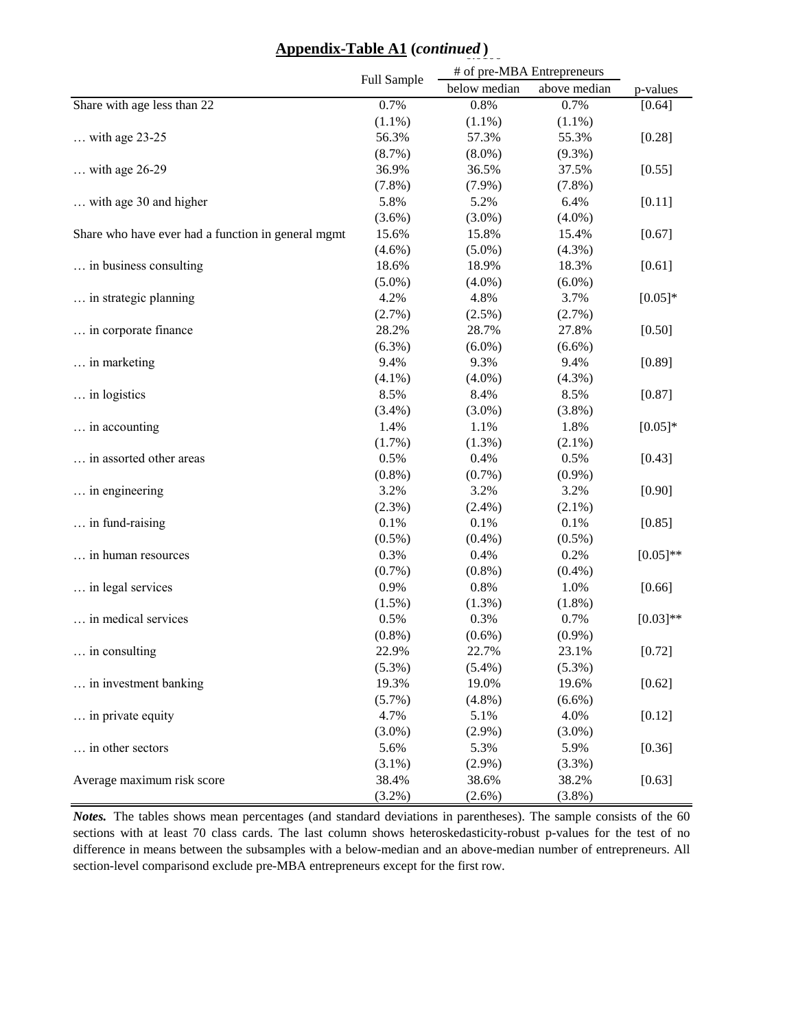## Appendix-Table A1 (*continued*)

| | Full Sample | # of pre-MBA Entrepreneurs | | p-values |
|---|---|---|---|---|
| | | below median | above median | |
| Share with age less than 22 | 0.7% | 0.8% | 0.7% | [0.64] |
| | (1.1%) | (1.1%) | (1.1%) | |
| … with age 23-25 | 56.3% | 57.3% | 55.3% | [0.28] |
| | (8.7%) | (8.0%) | (9.3%) | |
| … with age 26-29 | 36.9% | 36.5% | 37.5% | [0.55] |
| | (7.8%) | (7.9%) | (7.8%) | |
| … with age 30 and higher | 5.8% | 5.2% | 6.4% | [0.11] |
| | (3.6%) | (3.0%) | (4.0%) | |
| Share who have ever had a function in general mgmt | 15.6% | 15.8% | 15.4% | [0.67] |
| | (4.6%) | (5.0%) | (4.3%) | |
| … in business consulting | 18.6% | 18.9% | 18.3% | [0.61] |
| | (5.0%) | (4.0%) | (6.0%) | |
| … in strategic planning | 4.2% | 4.8% | 3.7% | [0.05]* |
| | (2.7%) | (2.5%) | (2.7%) | |
| … in corporate finance | 28.2% | 28.7% | 27.8% | [0.50] |
| | (6.3%) | (6.0%) | (6.6%) | |
| … in marketing | 9.4% | 9.3% | 9.4% | [0.89] |
| | (4.1%) | (4.0%) | (4.3%) | |
| … in logistics | 8.5% | 8.4% | 8.5% | [0.87] |
| | (3.4%) | (3.0%) | (3.8%) | |
| … in accounting | 1.4% | 1.1% | 1.8% | [0.05]* |
| | (1.7%) | (1.3%) | (2.1%) | |
| … in assorted other areas | 0.5% | 0.4% | 0.5% | [0.43] |
| | (0.8%) | (0.7%) | (0.9%) | |
| … in engineering | 3.2% | 3.2% | 3.2% | [0.90] |
| | (2.3%) | (2.4%) | (2.1%) | |
| … in fund-raising | 0.1% | 0.1% | 0.1% | [0.85] |
| | (0.5%) | (0.4%) | (0.5%) | |
| … in human resources | 0.3% | 0.4% | 0.2% | [0.05]** |
| | (0.7%) | (0.8%) | (0.4%) | |
| … in legal services | 0.9% | 0.8% | 1.0% | [0.66] |
| | (1.5%) | (1.3%) | (1.8%) | |
| … in medical services | 0.5% | 0.3% | 0.7% | [0.03]** |
| | (0.8%) | (0.6%) | (0.9%) | |
| … in consulting | 22.9% | 22.7% | 23.1% | [0.72] |
| | (5.3%) | (5.4%) | (5.3%) | |
| … in investment banking | 19.3% | 19.0% | 19.6% | [0.62] |
| | (5.7%) | (4.8%) | (6.6%) | |
| … in private equity | 4.7% | 5.1% | 4.0% | [0.12] |
| | (3.0%) | (2.9%) | (3.0%) | |
| … in other sectors | 5.6% | 5.3% | 5.9% | [0.36] |
| | (3.1%) | (2.9%) | (3.3%) | |
| Average maximum risk score | 38.4% | 38.6% | 38.2% | [0.63] |
| | (3.2%) | (2.6%) | (3.8%) | |

***Notes.*** The tables shows mean percentages (and standard deviations in parentheses). The sample consists of the 60 sections with at least 70 class cards. The last column shows heteroskedasticity-robust p-values for the test of no difference in means between the subsamples with a below-median and an above-median number of entrepreneurs. All section-level comparisond exclude pre-MBA entrepreneurs except for the first row.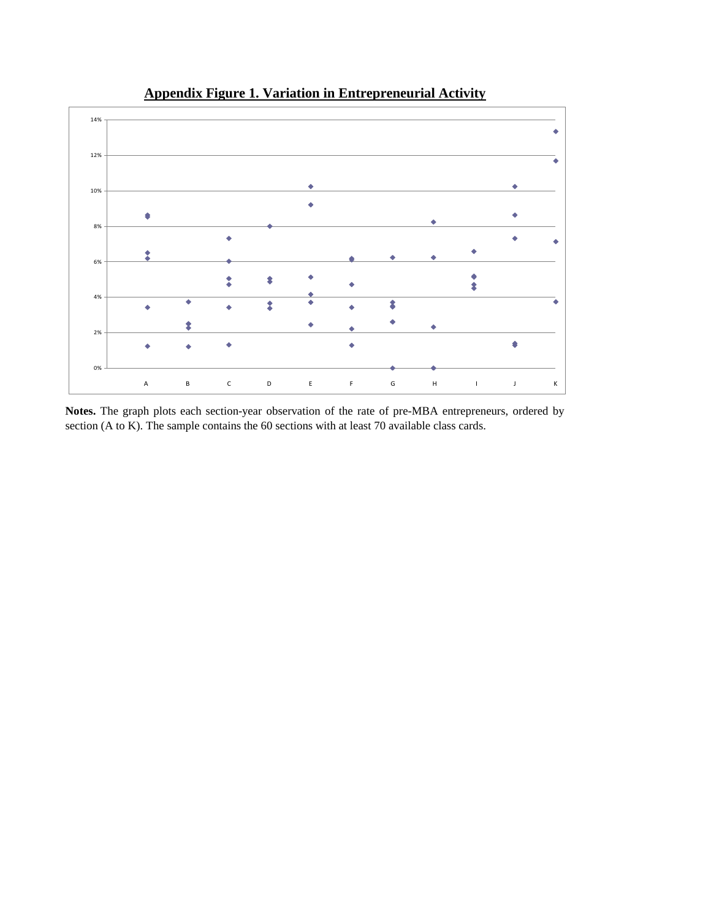**Appendix Figure 1. Variation in Entrepreneurial Activity**

14%
12%
10%
8%
6%
4%
2%
0%

A B C D E F G H I J K

**Notes.** The graph plots each section-year observation of the rate of pre-MBA entrepreneurs, ordered by section (A to K). The sample contains the 60 sections with at least 70 available class cards.